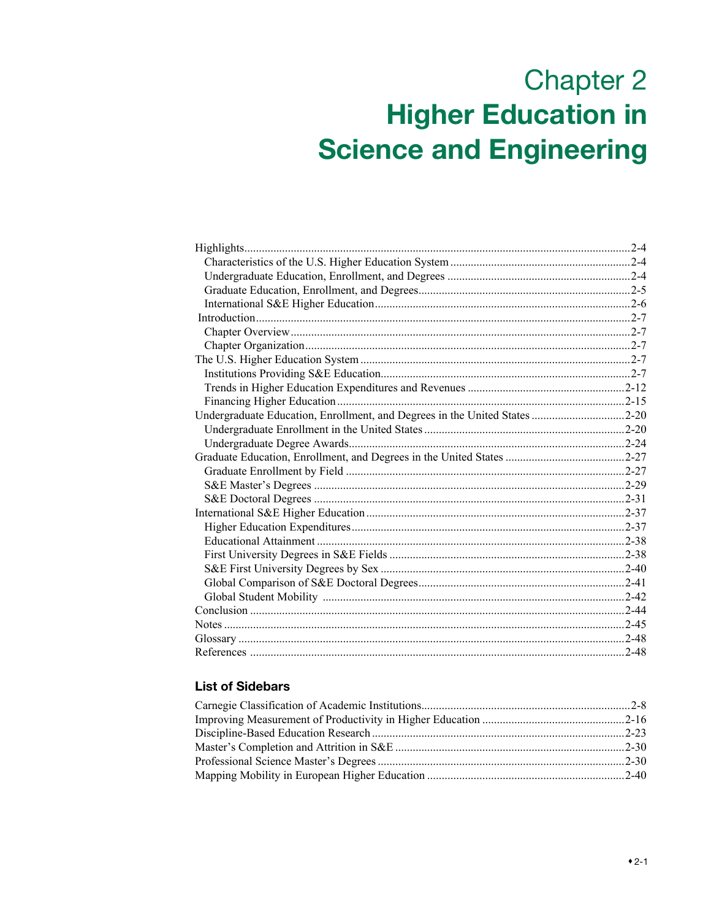# Chapter 2
# Higher Education in Science and Engineering

Highlights....................................................................2-4
- Characteristics of the U.S. Higher Education System ....................2-4
- Undergraduate Education, Enrollment, and Degrees ......................2-4
- Graduate Education, Enrollment, and Degrees...............................2-5
- International S&E Higher Education..............................................2-6

Introduction....................................................................2-7
- Chapter Overview.............................................................2-7
- Chapter Organization.........................................................2-7

The U.S. Higher Education System ...............................................2-7
- Institutions Providing S&E Education..........................................2-7
- Trends in Higher Education Expenditures and Revenues ..................2-12
- Financing Higher Education ...............................................2-15

Undergraduate Education, Enrollment, and Degrees in the United States ..........2-20
- Undergraduate Enrollment in the United States ...............................2-20
- Undergraduate Degree Awards..................................................2-24

Graduate Education, Enrollment, and Degrees in the United States ..............2-27
- Graduate Enrollment by Field ..............................................2-27
- S&E Master's Degrees .........................................................2-29
- S&E Doctoral Degrees .......................................................2-31

International S&E Higher Education ............................................2-37
- Higher Education Expenditures..............................................2-37
- Educational Attainment ....................................................2-38
- First University Degrees in S&E Fields ......................................2-38
- S&E First University Degrees by Sex .......................................2-40
- Global Comparison of S&E Doctoral Degrees.....................................2-41
- Global Student Mobility ....................................................2-42

Conclusion ......................................................................2-44

Notes ...........................................................................2-45

Glossary ........................................................................2-48

References ......................................................................2-48

### List of Sidebars

Carnegie Classification of Academic Institutions.................................2-8

Improving Measurement of Productivity in Higher Education ......................2-16

Discipline-Based Education Research ..............................................2-23

Master's Completion and Attrition in S&E ........................................2-30

Professional Science Master's Degrees ...........................................2-30

Mapping Mobility in European Higher Education ...................................2-40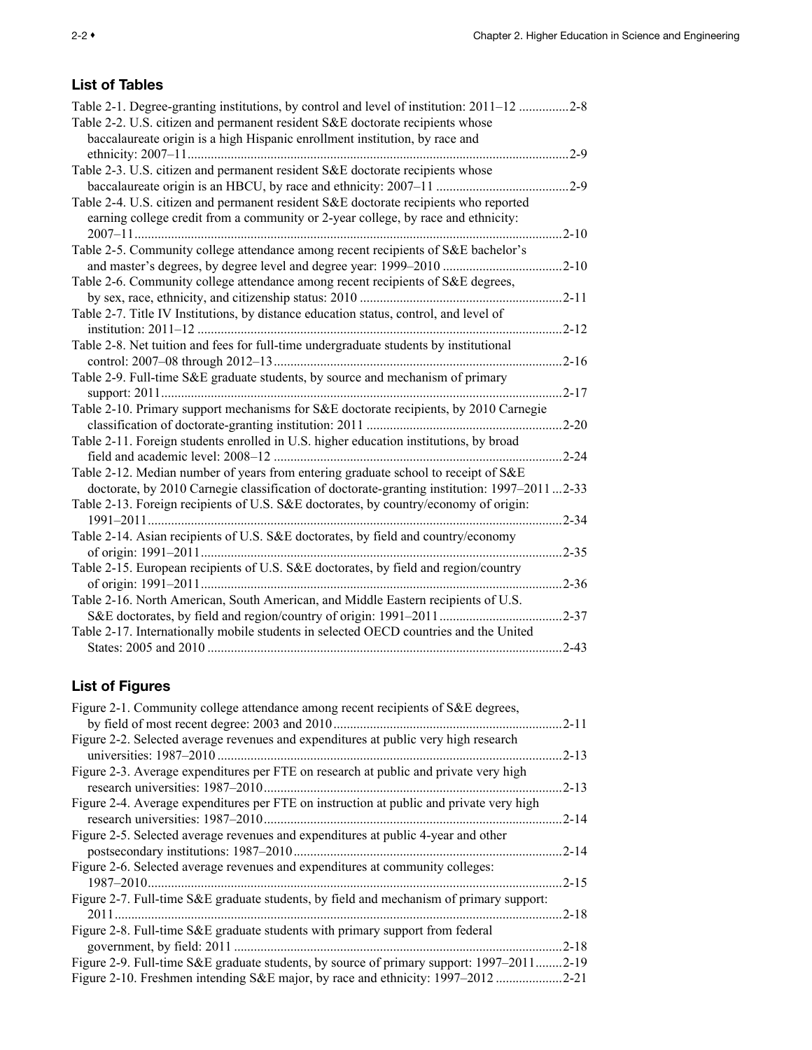## List of Tables

Table 2-1. Degree-granting institutions, by control and level of institution: 2011–12 ...............2-8

Table 2-2. U.S. citizen and permanent resident S&E doctorate recipients whose baccalaureate origin is a high Hispanic enrollment institution, by race and ethnicity: 2007–11..................................................................................................................2-9

Table 2-3. U.S. citizen and permanent resident S&E doctorate recipients whose baccalaureate origin is an HBCU, by race and ethnicity: 2007–11 ........................................2-9

Table 2-4. U.S. citizen and permanent resident S&E doctorate recipients who reported earning college credit from a community or 2-year college, by race and ethnicity: 2007–11................................................................................................................................2-10

Table 2-5. Community college attendance among recent recipients of S&E bachelor's and master's degrees, by degree level and degree year: 1999–2010 ....................................2-10

Table 2-6. Community college attendance among recent recipients of S&E degrees, by sex, race, ethnicity, and citizenship status: 2010 ............................................................2-11

Table 2-7. Title IV Institutions, by distance education status, control, and level of institution: 2011–12 .............................................................................................................2-12

Table 2-8. Net tuition and fees for full-time undergraduate students by institutional control: 2007–08 through 2012–13......................................................................................2-16

Table 2-9. Full-time S&E graduate students, by source and mechanism of primary support: 2011........................................................................................................................2-17

Table 2-10. Primary support mechanisms for S&E doctorate recipients, by 2010 Carnegie classification of doctorate-granting institution: 2011 ...........................................................2-20

Table 2-11. Foreign students enrolled in U.S. higher education institutions, by broad field and academic level: 2008–12 .......................................................................................2-24

Table 2-12. Median number of years from entering graduate school to receipt of S&E doctorate, by 2010 Carnegie classification of doctorate-granting institution: 1997–2011 ...2-33

Table 2-13. Foreign recipients of U.S. S&E doctorates, by country/economy of origin: 1991–2011...........................................................................................................................2-34

Table 2-14. Asian recipients of U.S. S&E doctorates, by field and country/economy of origin: 1991–2011............................................................................................................2-35

Table 2-15. European recipients of U.S. S&E doctorates, by field and region/country of origin: 1991–2011............................................................................................................2-36

Table 2-16. North American, South American, and Middle Eastern recipients of U.S. S&E doctorates, by field and region/country of origin: 1991–2011.....................................2-37

Table 2-17. Internationally mobile students in selected OECD countries and the United States: 2005 and 2010 ..........................................................................................................2-43

## List of Figures

Figure 2-1. Community college attendance among recent recipients of S&E degrees, by field of most recent degree: 2003 and 2010....................................................................2-11

Figure 2-2. Selected average revenues and expenditures at public very high research universities: 1987–2010 .......................................................................................................2-13

Figure 2-3. Average expenditures per FTE on research at public and private very high research universities: 1987–2010.........................................................................................2-13

Figure 2-4. Average expenditures per FTE on instruction at public and private very high research universities: 1987–2010.........................................................................................2-14

Figure 2-5. Selected average revenues and expenditures at public 4-year and other postsecondary institutions: 1987–2010................................................................................2-14

Figure 2-6. Selected average revenues and expenditures at community colleges: 1987–2010...........................................................................................................................2-15

Figure 2-7. Full-time S&E graduate students, by field and mechanism of primary support: 2011......................................................................................................................................2-18

Figure 2-8. Full-time S&E graduate students with primary support from federal government, by field: 2011 ..................................................................................................2-18

Figure 2-9. Full-time S&E graduate students, by source of primary support: 1997–2011........2-19

Figure 2-10. Freshmen intending S&E major, by race and ethnicity: 1997–2012 ....................2-21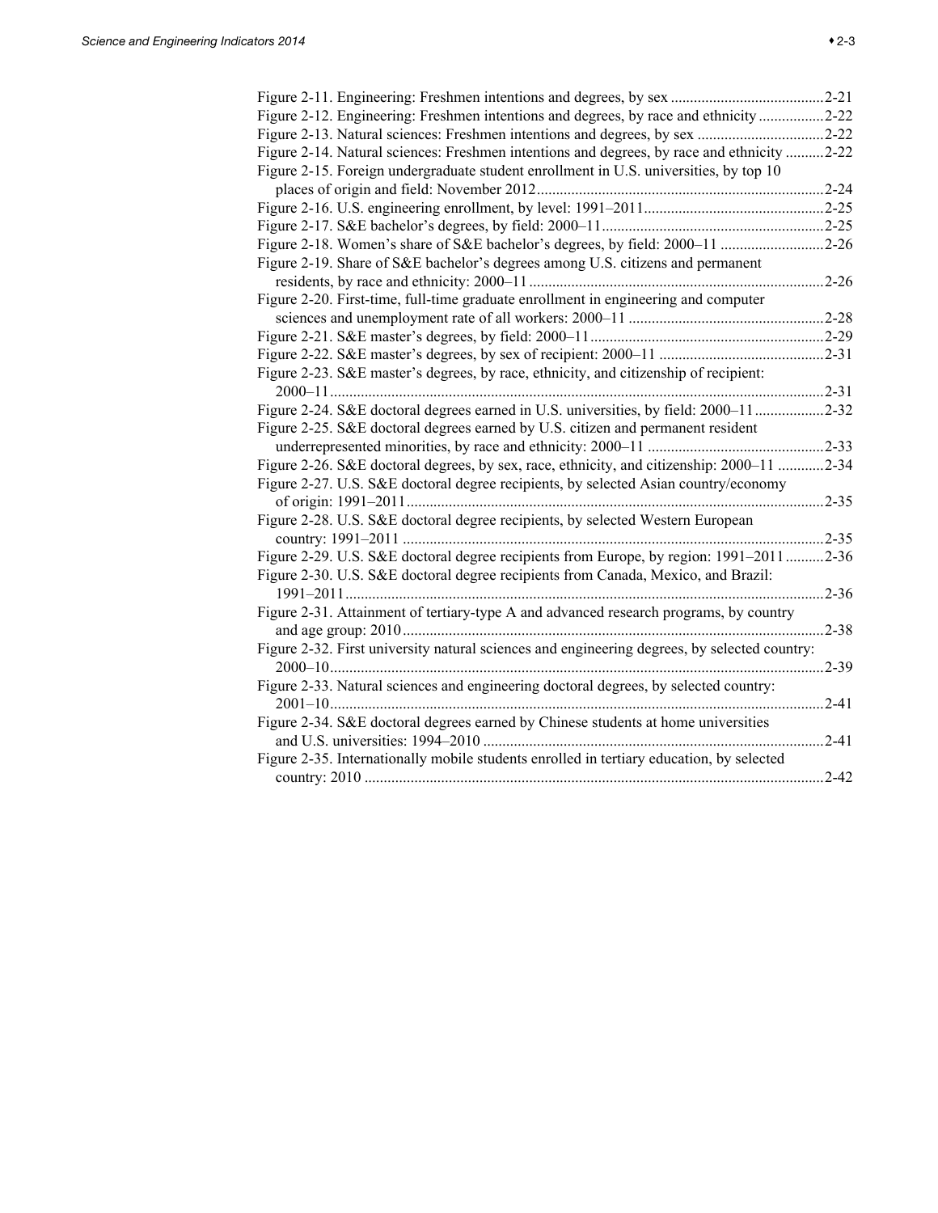Figure 2-11. Engineering: Freshmen intentions and degrees, by sex ........................................2-21
Figure 2-12. Engineering: Freshmen intentions and degrees, by race and ethnicity .................2-22
Figure 2-13. Natural sciences: Freshmen intentions and degrees, by sex .................................2-22
Figure 2-14. Natural sciences: Freshmen intentions and degrees, by race and ethnicity ..........2-22
Figure 2-15. Foreign undergraduate student enrollment in U.S. universities, by top 10 places of origin and field: November 2012...........................................................................2-24
Figure 2-16. U.S. engineering enrollment, by level: 1991–2011...............................................2-25
Figure 2-17. S&E bachelor's degrees, by field: 2000–11..........................................................2-25
Figure 2-18. Women's share of S&E bachelor's degrees, by field: 2000–11 ...........................2-26
Figure 2-19. Share of S&E bachelor's degrees among U.S. citizens and permanent residents, by race and ethnicity: 2000–11 ............................................................................2-26
Figure 2-20. First-time, full-time graduate enrollment in engineering and computer sciences and unemployment rate of all workers: 2000–11 ..................................................2-28
Figure 2-21. S&E master's degrees, by field: 2000–11.............................................................2-29
Figure 2-22. S&E master's degrees, by sex of recipient: 2000–11 ...........................................2-31
Figure 2-23. S&E master's degrees, by race, ethnicity, and citizenship of recipient: 2000–11................................................................................................................................2-31
Figure 2-24. S&E doctoral degrees earned in U.S. universities, by field: 2000–11 ..................2-32
Figure 2-25. S&E doctoral degrees earned by U.S. citizen and permanent resident underrepresented minorities, by race and ethnicity: 2000–11 ..............................................2-33
Figure 2-26. S&E doctoral degrees, by sex, race, ethnicity, and citizenship: 2000–11 ............2-34
Figure 2-27. U.S. S&E doctoral degree recipients, by selected Asian country/economy of origin: 1991–2011............................................................................................................2-35
Figure 2-28. U.S. S&E doctoral degree recipients, by selected Western European country: 1991–2011 .............................................................................................................2-35
Figure 2-29. U.S. S&E doctoral degree recipients from Europe, by region: 1991–2011..........2-36
Figure 2-30. U.S. S&E doctoral degree recipients from Canada, Mexico, and Brazil: 1991–2011............................................................................................................................2-36
Figure 2-31. Attainment of tertiary-type A and advanced research programs, by country and age group: 2010.............................................................................................................2-38
Figure 2-32. First university natural sciences and engineering degrees, by selected country: 2000–10................................................................................................................................2-39
Figure 2-33. Natural sciences and engineering doctoral degrees, by selected country: 2001–10................................................................................................................................2-41
Figure 2-34. S&E doctoral degrees earned by Chinese students at home universities and U.S. universities: 1994–2010 .........................................................................................2-41
Figure 2-35. Internationally mobile students enrolled in tertiary education, by selected country: 2010 .......................................................................................................................2-42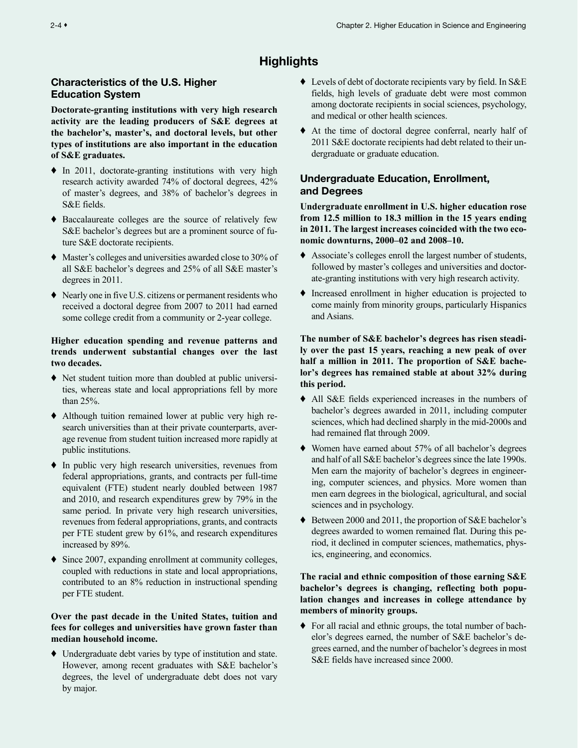# Highlights

## Characteristics of the U.S. Higher Education System

**Doctorate-granting institutions with very high research activity are the leading producers of S&E degrees at the bachelor's, master's, and doctoral levels, but other types of institutions are also important in the education of S&E graduates.**

- In 2011, doctorate-granting institutions with very high research activity awarded 74% of doctoral degrees, 42% of master's degrees, and 38% of bachelor's degrees in S&E fields.
- Baccalaureate colleges are the source of relatively few S&E bachelor's degrees but are a prominent source of future S&E doctorate recipients.
- Master's colleges and universities awarded close to 30% of all S&E bachelor's degrees and 25% of all S&E master's degrees in 2011.
- Nearly one in five U.S. citizens or permanent residents who received a doctoral degree from 2007 to 2011 had earned some college credit from a community or 2-year college.

**Higher education spending and revenue patterns and trends underwent substantial changes over the last two decades.**

- Net student tuition more than doubled at public universities, whereas state and local appropriations fell by more than 25%.
- Although tuition remained lower at public very high research universities than at their private counterparts, average revenue from student tuition increased more rapidly at public institutions.
- In public very high research universities, revenues from federal appropriations, grants, and contracts per full-time equivalent (FTE) student nearly doubled between 1987 and 2010, and research expenditures grew by 79% in the same period. In private very high research universities, revenues from federal appropriations, grants, and contracts per FTE student grew by 61%, and research expenditures increased by 89%.
- Since 2007, expanding enrollment at community colleges, coupled with reductions in state and local appropriations, contributed to an 8% reduction in instructional spending per FTE student.

**Over the past decade in the United States, tuition and fees for colleges and universities have grown faster than median household income.**

- Undergraduate debt varies by type of institution and state. However, among recent graduates with S&E bachelor's degrees, the level of undergraduate debt does not vary by major.
- Levels of debt of doctorate recipients vary by field. In S&E fields, high levels of graduate debt were most common among doctorate recipients in social sciences, psychology, and medical or other health sciences.
- At the time of doctoral degree conferral, nearly half of 2011 S&E doctorate recipients had debt related to their undergraduate or graduate education.

## Undergraduate Education, Enrollment, and Degrees

**Undergraduate enrollment in U.S. higher education rose from 12.5 million to 18.3 million in the 15 years ending in 2011. The largest increases coincided with the two economic downturns, 2000–02 and 2008–10.**

- Associate's colleges enroll the largest number of students, followed by master's colleges and universities and doctorate-granting institutions with very high research activity.
- Increased enrollment in higher education is projected to come mainly from minority groups, particularly Hispanics and Asians.

**The number of S&E bachelor's degrees has risen steadily over the past 15 years, reaching a new peak of over half a million in 2011. The proportion of S&E bachelor's degrees has remained stable at about 32% during this period.**

- All S&E fields experienced increases in the numbers of bachelor's degrees awarded in 2011, including computer sciences, which had declined sharply in the mid-2000s and had remained flat through 2009.
- Women have earned about 57% of all bachelor's degrees and half of all S&E bachelor's degrees since the late 1990s. Men earn the majority of bachelor's degrees in engineering, computer sciences, and physics. More women than men earn degrees in the biological, agricultural, and social sciences and in psychology.
- Between 2000 and 2011, the proportion of S&E bachelor's degrees awarded to women remained flat. During this period, it declined in computer sciences, mathematics, physics, engineering, and economics.

**The racial and ethnic composition of those earning S&E bachelor's degrees is changing, reflecting both population changes and increases in college attendance by members of minority groups.**

- For all racial and ethnic groups, the total number of bachelor's degrees earned, the number of S&E bachelor's degrees earned, and the number of bachelor's degrees in most S&E fields have increased since 2000.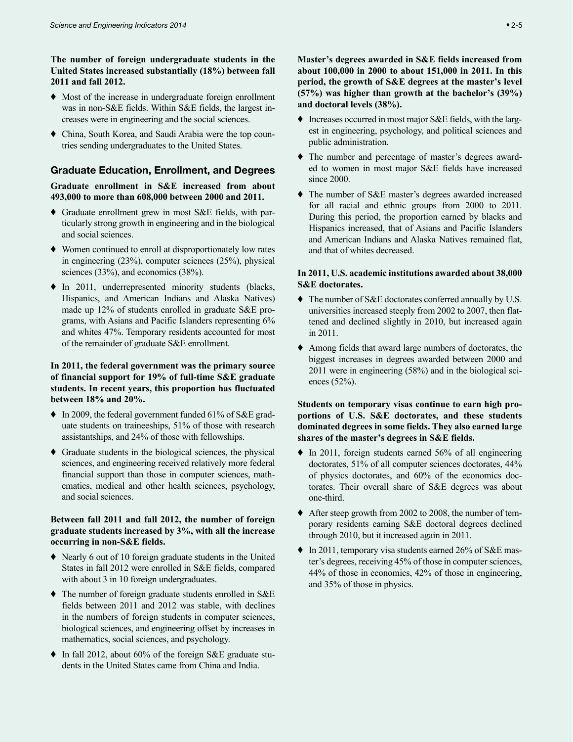**The number of foreign undergraduate students in the United States increased substantially (18%) between fall 2011 and fall 2012.**

- Most of the increase in undergraduate foreign enrollment was in non-S&E fields. Within S&E fields, the largest increases were in engineering and the social sciences.
- China, South Korea, and Saudi Arabia were the top countries sending undergraduates to the United States.

## Graduate Education, Enrollment, and Degrees

**Graduate enrollment in S&E increased from about 493,000 to more than 608,000 between 2000 and 2011.**

- Graduate enrollment grew in most S&E fields, with particularly strong growth in engineering and in the biological and social sciences.
- Women continued to enroll at disproportionately low rates in engineering (23%), computer sciences (25%), physical sciences (33%), and economics (38%).
- In 2011, underrepresented minority students (blacks, Hispanics, and American Indians and Alaska Natives) made up 12% of students enrolled in graduate S&E programs, with Asians and Pacific Islanders representing 6% and whites 47%. Temporary residents accounted for most of the remainder of graduate S&E enrollment.

**In 2011, the federal government was the primary source of financial support for 19% of full-time S&E graduate students. In recent years, this proportion has fluctuated between 18% and 20%.**

- In 2009, the federal government funded 61% of S&E graduate students on traineeships, 51% of those with research assistantships, and 24% of those with fellowships.
- Graduate students in the biological sciences, the physical sciences, and engineering received relatively more federal financial support than those in computer sciences, mathematics, medical and other health sciences, psychology, and social sciences.

**Between fall 2011 and fall 2012, the number of foreign graduate students increased by 3%, with all the increase occurring in non-S&E fields.**

- Nearly 6 out of 10 foreign graduate students in the United States in fall 2012 were enrolled in S&E fields, compared with about 3 in 10 foreign undergraduates.
- The number of foreign graduate students enrolled in S&E fields between 2011 and 2012 was stable, with declines in the numbers of foreign students in computer sciences, biological sciences, and engineering offset by increases in mathematics, social sciences, and psychology.
- In fall 2012, about 60% of the foreign S&E graduate students in the United States came from China and India.

**Master's degrees awarded in S&E fields increased from about 100,000 in 2000 to about 151,000 in 2011. In this period, the growth of S&E degrees at the master's level (57%) was higher than growth at the bachelor's (39%) and doctoral levels (38%).**

- Increases occurred in most major S&E fields, with the largest in engineering, psychology, and political sciences and public administration.
- The number and percentage of master's degrees awarded to women in most major S&E fields have increased since 2000.
- The number of S&E master's degrees awarded increased for all racial and ethnic groups from 2000 to 2011. During this period, the proportion earned by blacks and Hispanics increased, that of Asians and Pacific Islanders and American Indians and Alaska Natives remained flat, and that of whites decreased.

**In 2011, U.S. academic institutions awarded about 38,000 S&E doctorates.**

- The number of S&E doctorates conferred annually by U.S. universities increased steeply from 2002 to 2007, then flattened and declined slightly in 2010, but increased again in 2011.
- Among fields that award large numbers of doctorates, the biggest increases in degrees awarded between 2000 and 2011 were in engineering (58%) and in the biological sciences (52%).

**Students on temporary visas continue to earn high proportions of U.S. S&E doctorates, and these students dominated degrees in some fields. They also earned large shares of the master's degrees in S&E fields.**

- In 2011, foreign students earned 56% of all engineering doctorates, 51% of all computer sciences doctorates, 44% of physics doctorates, and 60% of the economics doctorates. Their overall share of S&E degrees was about one-third.
- After steep growth from 2002 to 2008, the number of temporary residents earning S&E doctoral degrees declined through 2010, but it increased again in 2011.
- In 2011, temporary visa students earned 26% of S&E master's degrees, receiving 45% of those in computer sciences, 44% of those in economics, 42% of those in engineering, and 35% of those in physics.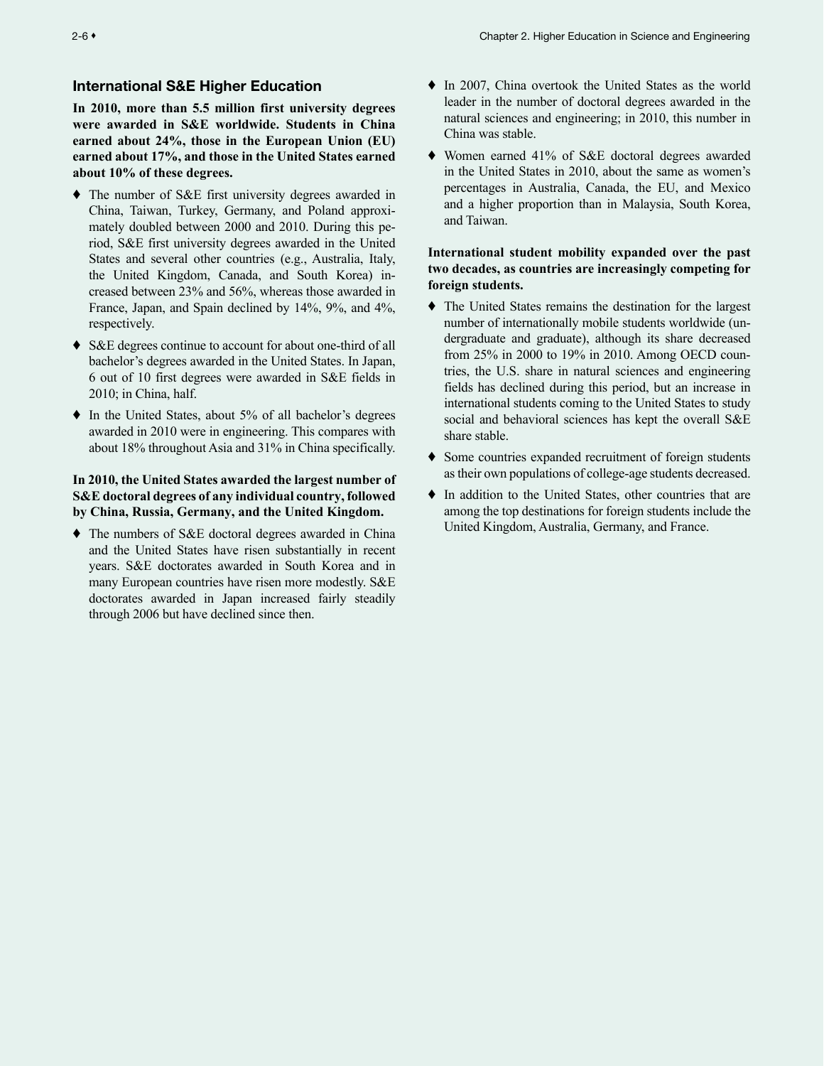## International S&E Higher Education

**In 2010, more than 5.5 million first university degrees were awarded in S&E worldwide. Students in China earned about 24%, those in the European Union (EU) earned about 17%, and those in the United States earned about 10% of these degrees.**

- The number of S&E first university degrees awarded in China, Taiwan, Turkey, Germany, and Poland approximately doubled between 2000 and 2010. During this period, S&E first university degrees awarded in the United States and several other countries (e.g., Australia, Italy, the United Kingdom, Canada, and South Korea) increased between 23% and 56%, whereas those awarded in France, Japan, and Spain declined by 14%, 9%, and 4%, respectively.
- S&E degrees continue to account for about one-third of all bachelor's degrees awarded in the United States. In Japan, 6 out of 10 first degrees were awarded in S&E fields in 2010; in China, half.
- In the United States, about 5% of all bachelor's degrees awarded in 2010 were in engineering. This compares with about 18% throughout Asia and 31% in China specifically.

**In 2010, the United States awarded the largest number of S&E doctoral degrees of any individual country, followed by China, Russia, Germany, and the United Kingdom.**

- The numbers of S&E doctoral degrees awarded in China and the United States have risen substantially in recent years. S&E doctorates awarded in South Korea and in many European countries have risen more modestly. S&E doctorates awarded in Japan increased fairly steadily through 2006 but have declined since then.
- In 2007, China overtook the United States as the world leader in the number of doctoral degrees awarded in the natural sciences and engineering; in 2010, this number in China was stable.
- Women earned 41% of S&E doctoral degrees awarded in the United States in 2010, about the same as women's percentages in Australia, Canada, the EU, and Mexico and a higher proportion than in Malaysia, South Korea, and Taiwan.

**International student mobility expanded over the past two decades, as countries are increasingly competing for foreign students.**

- The United States remains the destination for the largest number of internationally mobile students worldwide (undergraduate and graduate), although its share decreased from 25% in 2000 to 19% in 2010. Among OECD countries, the U.S. share in natural sciences and engineering fields has declined during this period, but an increase in international students coming to the United States to study social and behavioral sciences has kept the overall S&E share stable.
- Some countries expanded recruitment of foreign students as their own populations of college-age students decreased.
- In addition to the United States, other countries that are among the top destinations for foreign students include the United Kingdom, Australia, Germany, and France.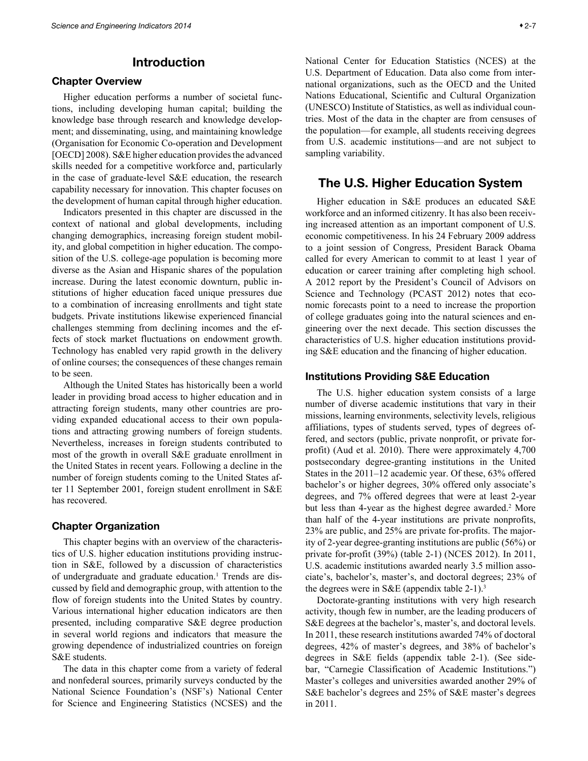# Introduction

## Chapter Overview

Higher education performs a number of societal functions, including developing human capital; building the knowledge base through research and knowledge development; and disseminating, using, and maintaining knowledge (Organisation for Economic Co-operation and Development [OECD] 2008). S&E higher education provides the advanced skills needed for a competitive workforce and, particularly in the case of graduate-level S&E education, the research capability necessary for innovation. This chapter focuses on the development of human capital through higher education.

Indicators presented in this chapter are discussed in the context of national and global developments, including changing demographics, increasing foreign student mobility, and global competition in higher education. The composition of the U.S. college-age population is becoming more diverse as the Asian and Hispanic shares of the population increase. During the latest economic downturn, public institutions of higher education faced unique pressures due to a combination of increasing enrollments and tight state budgets. Private institutions likewise experienced financial challenges stemming from declining incomes and the effects of stock market fluctuations on endowment growth. Technology has enabled very rapid growth in the delivery of online courses; the consequences of these changes remain to be seen.

Although the United States has historically been a world leader in providing broad access to higher education and in attracting foreign students, many other countries are providing expanded educational access to their own populations and attracting growing numbers of foreign students. Nevertheless, increases in foreign students contributed to most of the growth in overall S&E graduate enrollment in the United States in recent years. Following a decline in the number of foreign students coming to the United States after 11 September 2001, foreign student enrollment in S&E has recovered.

## Chapter Organization

This chapter begins with an overview of the characteristics of U.S. higher education institutions providing instruction in S&E, followed by a discussion of characteristics of undergraduate and graduate education.[1] Trends are discussed by field and demographic group, with attention to the flow of foreign students into the United States by country. Various international higher education indicators are then presented, including comparative S&E degree production in several world regions and indicators that measure the growing dependence of industrialized countries on foreign S&E students.

The data in this chapter come from a variety of federal and nonfederal sources, primarily surveys conducted by the National Science Foundation's (NSF's) National Center for Science and Engineering Statistics (NCSES) and the National Center for Education Statistics (NCES) at the U.S. Department of Education. Data also come from international organizations, such as the OECD and the United Nations Educational, Scientific and Cultural Organization (UNESCO) Institute of Statistics, as well as individual countries. Most of the data in the chapter are from censuses of the population—for example, all students receiving degrees from U.S. academic institutions—and are not subject to sampling variability.

# The U.S. Higher Education System

Higher education in S&E produces an educated S&E workforce and an informed citizenry. It has also been receiving increased attention as an important component of U.S. economic competitiveness. In his 24 February 2009 address to a joint session of Congress, President Barack Obama called for every American to commit to at least 1 year of education or career training after completing high school. A 2012 report by the President's Council of Advisors on Science and Technology (PCAST 2012) notes that economic forecasts point to a need to increase the proportion of college graduates going into the natural sciences and engineering over the next decade. This section discusses the characteristics of U.S. higher education institutions providing S&E education and the financing of higher education.

## Institutions Providing S&E Education

The U.S. higher education system consists of a large number of diverse academic institutions that vary in their missions, learning environments, selectivity levels, religious affiliations, types of students served, types of degrees offered, and sectors (public, private nonprofit, or private for-profit) (Aud et al. 2010). There were approximately 4,700 postsecondary degree-granting institutions in the United States in the 2011–12 academic year. Of these, 63% offered bachelor's or higher degrees, 30% offered only associate's degrees, and 7% offered degrees that were at least 2-year but less than 4-year as the highest degree awarded.[2] More than half of the 4-year institutions are private nonprofits, 23% are public, and 25% are private for-profits. The majority of 2-year degree-granting institutions are public (56%) or private for-profit (39%) (table 2-1) (NCES 2012). In 2011, U.S. academic institutions awarded nearly 3.5 million associate's, bachelor's, master's, and doctoral degrees; 23% of the degrees were in S&E (appendix table 2-1).[3]

Doctorate-granting institutions with very high research activity, though few in number, are the leading producers of S&E degrees at the bachelor's, master's, and doctoral levels. In 2011, these research institutions awarded 74% of doctoral degrees, 42% of master's degrees, and 38% of bachelor's degrees in S&E fields (appendix table 2-1). (See sidebar, "Carnegie Classification of Academic Institutions.") Master's colleges and universities awarded another 29% of S&E bachelor's degrees and 25% of S&E master's degrees in 2011.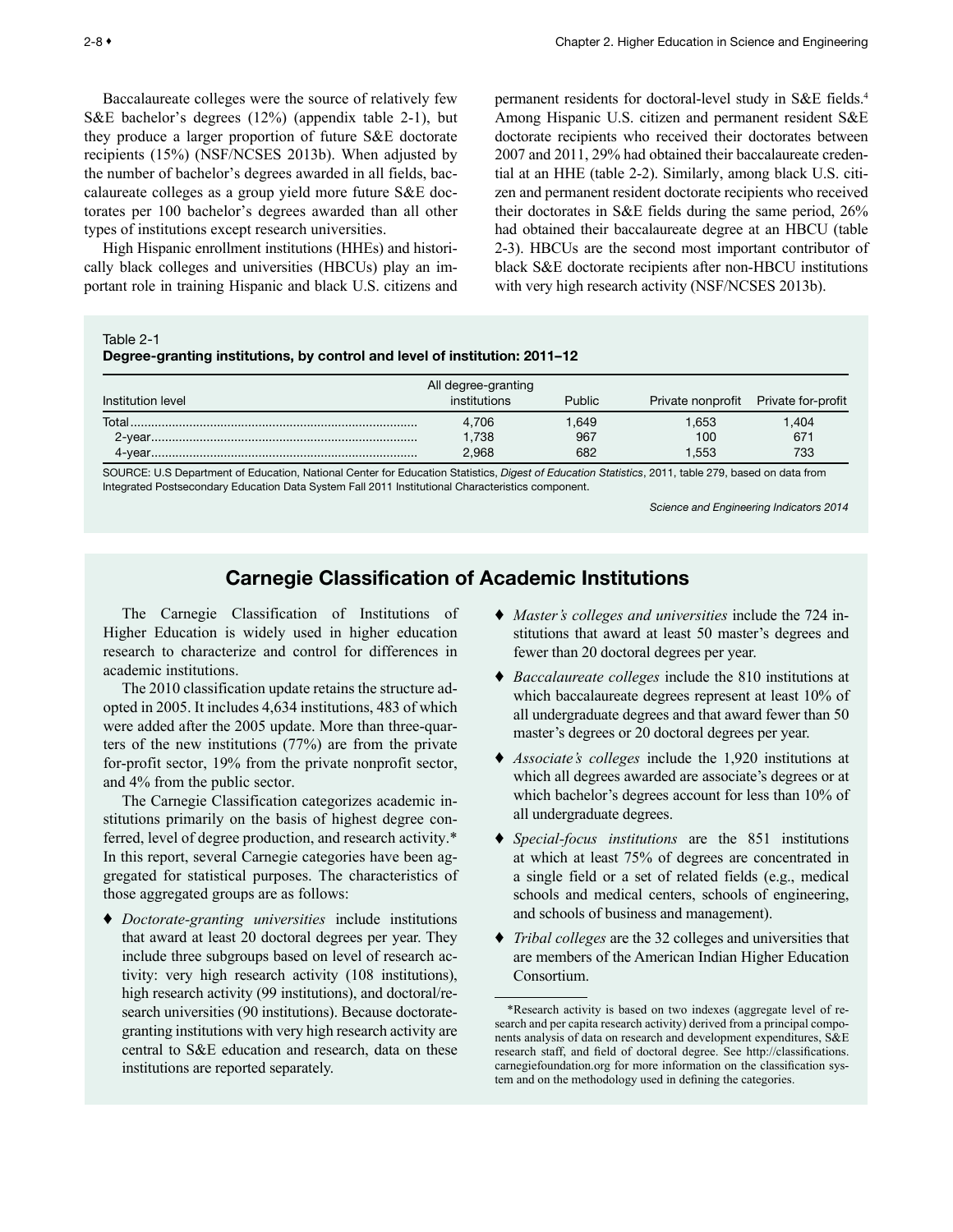Baccalaureate colleges were the source of relatively few S&E bachelor's degrees (12%) (appendix table 2-1), but they produce a larger proportion of future S&E doctorate recipients (15%) (NSF/NCSES 2013b). When adjusted by the number of bachelor's degrees awarded in all fields, baccalaureate colleges as a group yield more future S&E doctorates per 100 bachelor's degrees awarded than all other types of institutions except research universities.

High Hispanic enrollment institutions (HHEs) and historically black colleges and universities (HBCUs) play an important role in training Hispanic and black U.S. citizens and permanent residents for doctoral-level study in S&E fields.[4] Among Hispanic U.S. citizen and permanent resident S&E doctorate recipients who received their doctorates between 2007 and 2011, 29% had obtained their baccalaureate credential at an HHE (table 2-2). Similarly, among black U.S. citizen and permanent resident doctorate recipients who received their doctorates in S&E fields during the same period, 26% had obtained their baccalaureate degree at an HBCU (table 2-3). HBCUs are the second most important contributor of black S&E doctorate recipients after non-HBCU institutions with very high research activity (NSF/NCSES 2013b).

Table 2-1
**Degree-granting institutions, by control and level of institution: 2011–12**

| Institution level | All degree-granting institutions | Public | Private nonprofit | Private for-profit |
|---|---|---|---|---|
| Total | 4,706 | 1,649 | 1,653 | 1,404 |
| 2-year | 1,738 | 967 | 100 | 671 |
| 4-year | 2,968 | 682 | 1,553 | 733 |

SOURCE: U.S Department of Education, National Center for Education Statistics, *Digest of Education Statistics*, 2011, table 279, based on data from Integrated Postsecondary Education Data System Fall 2011 Institutional Characteristics component.

*Science and Engineering Indicators 2014*

## Carnegie Classification of Academic Institutions

The Carnegie Classification of Institutions of Higher Education is widely used in higher education research to characterize and control for differences in academic institutions.

The 2010 classification update retains the structure adopted in 2005. It includes 4,634 institutions, 483 of which were added after the 2005 update. More than three-quarters of the new institutions (77%) are from the private for-profit sector, 19% from the private nonprofit sector, and 4% from the public sector.

The Carnegie Classification categorizes academic institutions primarily on the basis of highest degree conferred, level of degree production, and research activity.* In this report, several Carnegie categories have been aggregated for statistical purposes. The characteristics of those aggregated groups are as follows:

- *Doctorate-granting universities* include institutions that award at least 20 doctoral degrees per year. They include three subgroups based on level of research activity: very high research activity (108 institutions), high research activity (99 institutions), and doctoral/research universities (90 institutions). Because doctorate-granting institutions with very high research activity are central to S&E education and research, data on these institutions are reported separately.
- *Master's colleges and universities* include the 724 institutions that award at least 50 master's degrees and fewer than 20 doctoral degrees per year.
- *Baccalaureate colleges* include the 810 institutions at which baccalaureate degrees represent at least 10% of all undergraduate degrees and that award fewer than 50 master's degrees or 20 doctoral degrees per year.
- *Associate's colleges* include the 1,920 institutions at which all degrees awarded are associate's degrees or at which bachelor's degrees account for less than 10% of all undergraduate degrees.
- *Special-focus institutions* are the 851 institutions at which at least 75% of degrees are concentrated in a single field or a set of related fields (e.g., medical schools and medical centers, schools of engineering, and schools of business and management).
- *Tribal colleges* are the 32 colleges and universities that are members of the American Indian Higher Education Consortium.

*Research activity is based on two indexes (aggregate level of research and per capita research activity) derived from a principal components analysis of data on research and development expenditures, S&E research staff, and field of doctoral degree. See http://classifications.carnegiefoundation.org for more information on the classification system and on the methodology used in defining the categories.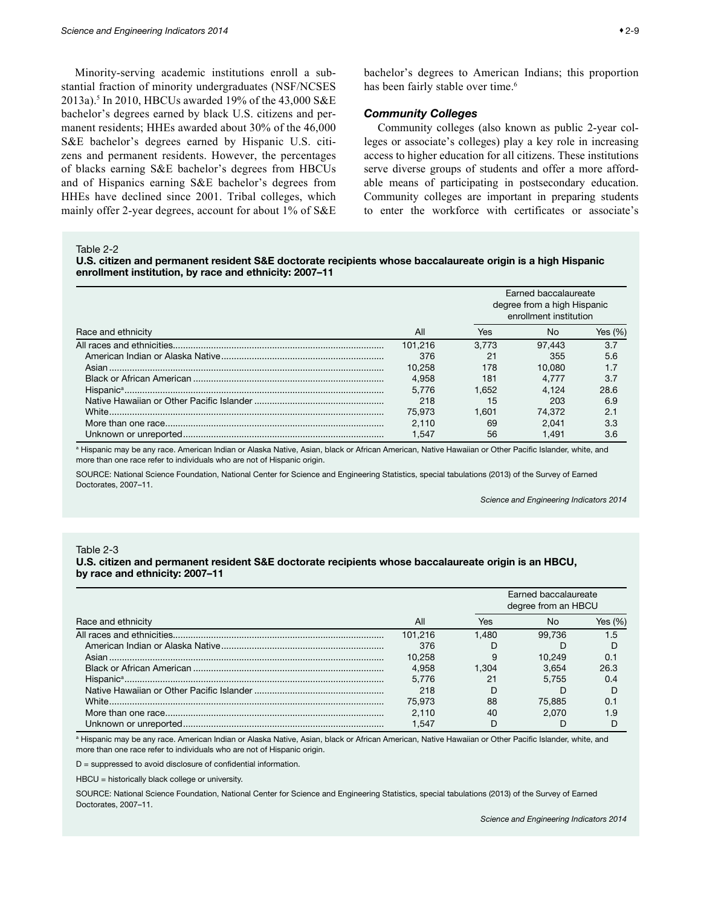Minority-serving academic institutions enroll a substantial fraction of minority undergraduates (NSF/NCSES 2013a).[5] In 2010, HBCUs awarded 19% of the 43,000 S&E bachelor's degrees earned by black U.S. citizens and permanent residents; HHEs awarded about 30% of the 46,000 S&E bachelor's degrees earned by Hispanic U.S. citizens and permanent residents. However, the percentages of blacks earning S&E bachelor's degrees from HBCUs and of Hispanics earning S&E bachelor's degrees from HHEs have declined since 2001. Tribal colleges, which mainly offer 2-year degrees, account for about 1% of S&E bachelor's degrees to American Indians; this proportion has been fairly stable over time.[6]

### *Community Colleges*

Community colleges (also known as public 2-year colleges or associate's colleges) play a key role in increasing access to higher education for all citizens. These institutions serve diverse groups of students and offer a more affordable means of participating in postsecondary education. Community colleges are important in preparing students to enter the workforce with certificates or associate's

Table 2-2

**U.S. citizen and permanent resident S&E doctorate recipients whose baccalaureate origin is a high Hispanic enrollment institution, by race and ethnicity: 2007–11**

| | | Earned baccalaureate degree from a high Hispanic enrollment institution | | |
|---|---|---|---|---|
| Race and ethnicity | All | Yes | No | Yes (%) |
| All races and ethnicities | 101,216 | 3,773 | 97,443 | 3.7 |
| American Indian or Alaska Native | 376 | 21 | 355 | 5.6 |
| Asian | 10,258 | 178 | 10,080 | 1.7 |
| Black or African American | 4,958 | 181 | 4,777 | 3.7 |
| Hispanic[a] | 5,776 | 1,652 | 4,124 | 28.6 |
| Native Hawaiian or Other Pacific Islander | 218 | 15 | 203 | 6.9 |
| White | 75,973 | 1,601 | 74,372 | 2.1 |
| More than one race | 2,110 | 69 | 2,041 | 3.3 |
| Unknown or unreported | 1,547 | 56 | 1,491 | 3.6 |

[a] Hispanic may be any race. American Indian or Alaska Native, Asian, black or African American, Native Hawaiian or Other Pacific Islander, white, and more than one race refer to individuals who are not of Hispanic origin.

SOURCE: National Science Foundation, National Center for Science and Engineering Statistics, special tabulations (2013) of the Survey of Earned Doctorates, 2007–11.

*Science and Engineering Indicators 2014*

Table 2-3

**U.S. citizen and permanent resident S&E doctorate recipients whose baccalaureate origin is an HBCU, by race and ethnicity: 2007–11**

| | | Earned baccalaureate degree from an HBCU | | |
|---|---|---|---|---|
| Race and ethnicity | All | Yes | No | Yes (%) |
| All races and ethnicities | 101,216 | 1,480 | 99,736 | 1.5 |
| American Indian or Alaska Native | 376 | D | D | D |
| Asian | 10,258 | 9 | 10,249 | 0.1 |
| Black or African American | 4,958 | 1,304 | 3,654 | 26.3 |
| Hispanic[a] | 5,776 | 21 | 5,755 | 0.4 |
| Native Hawaiian or Other Pacific Islander | 218 | D | D | D |
| White | 75,973 | 88 | 75,885 | 0.1 |
| More than one race | 2,110 | 40 | 2,070 | 1.9 |
| Unknown or unreported | 1,547 | D | D | D |

[a] Hispanic may be any race. American Indian or Alaska Native, Asian, black or African American, Native Hawaiian or Other Pacific Islander, white, and more than one race refer to individuals who are not of Hispanic origin.

D = suppressed to avoid disclosure of confidential information.

HBCU = historically black college or university.

SOURCE: National Science Foundation, National Center for Science and Engineering Statistics, special tabulations (2013) of the Survey of Earned Doctorates, 2007–11.

*Science and Engineering Indicators 2014*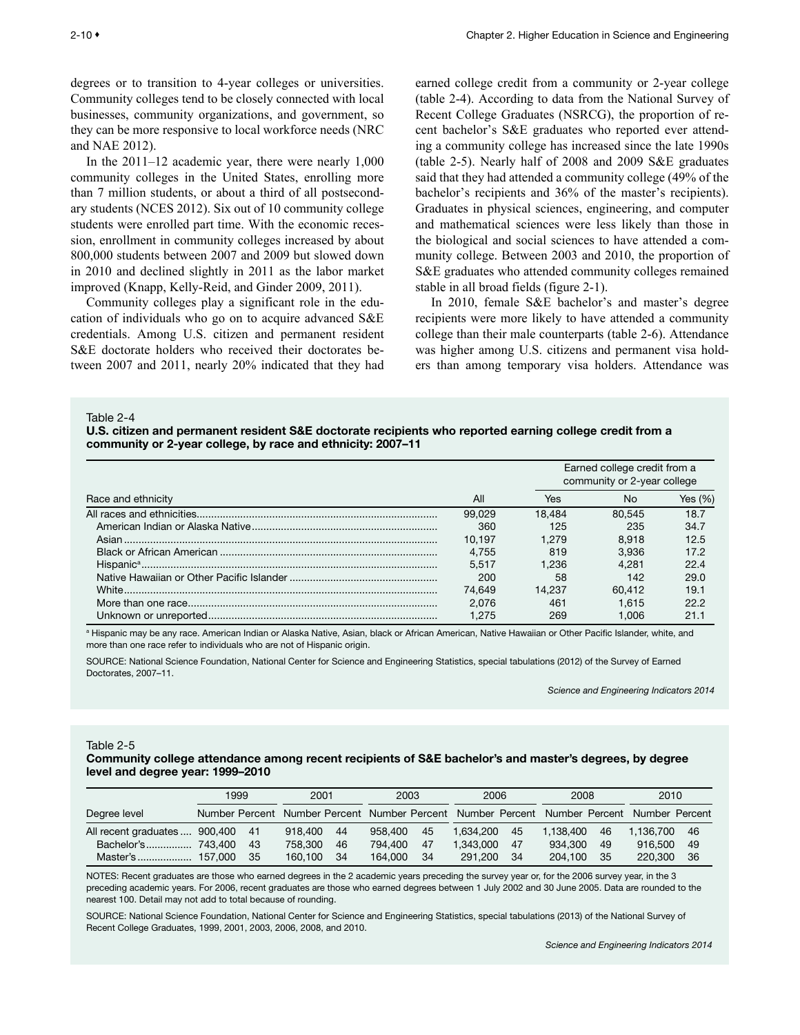degrees or to transition to 4-year colleges or universities. Community colleges tend to be closely connected with local businesses, community organizations, and government, so they can be more responsive to local workforce needs (NRC and NAE 2012).

In the 2011–12 academic year, there were nearly 1,000 community colleges in the United States, enrolling more than 7 million students, or about a third of all postsecondary students (NCES 2012). Six out of 10 community college students were enrolled part time. With the economic recession, enrollment in community colleges increased by about 800,000 students between 2007 and 2009 but slowed down in 2010 and declined slightly in 2011 as the labor market improved (Knapp, Kelly-Reid, and Ginder 2009, 2011).

Community colleges play a significant role in the education of individuals who go on to acquire advanced S&E credentials. Among U.S. citizen and permanent resident S&E doctorate holders who received their doctorates between 2007 and 2011, nearly 20% indicated that they had earned college credit from a community or 2-year college (table 2-4). According to data from the National Survey of Recent College Graduates (NSRCG), the proportion of recent bachelor's S&E graduates who reported ever attending a community college has increased since the late 1990s (table 2-5). Nearly half of 2008 and 2009 S&E graduates said that they had attended a community college (49% of the bachelor's recipients and 36% of the master's recipients). Graduates in physical sciences, engineering, and computer and mathematical sciences were less likely than those in the biological and social sciences to have attended a community college. Between 2003 and 2010, the proportion of S&E graduates who attended community colleges remained stable in all broad fields (figure 2-1).

In 2010, female S&E bachelor's and master's degree recipients were more likely to have attended a community college than their male counterparts (table 2-6). Attendance was higher among U.S. citizens and permanent visa holders than among temporary visa holders. Attendance was

Table 2-4
**U.S. citizen and permanent resident S&E doctorate recipients who reported earning college credit from a community or 2-year college, by race and ethnicity: 2007–11**

| Race and ethnicity | All | Earned college credit from a community or 2-year college: Yes | No | Yes (%) |
|---|---|---|---|---|
| All races and ethnicities | 99,029 | 18,484 | 80,545 | 18.7 |
| American Indian or Alaska Native | 360 | 125 | 235 | 34.7 |
| Asian | 10,197 | 1,279 | 8,918 | 12.5 |
| Black or African American | 4,755 | 819 | 3,936 | 17.2 |
| Hispanic[a] | 5,517 | 1,236 | 4,281 | 22.4 |
| Native Hawaiian or Other Pacific Islander | 200 | 58 | 142 | 29.0 |
| White | 74,649 | 14,237 | 60,412 | 19.1 |
| More than one race | 2,076 | 461 | 1,615 | 22.2 |
| Unknown or unreported | 1,275 | 269 | 1,006 | 21.1 |

[a] Hispanic may be any race. American Indian or Alaska Native, Asian, black or African American, Native Hawaiian or Other Pacific Islander, white, and more than one race refer to individuals who are not of Hispanic origin.

SOURCE: National Science Foundation, National Center for Science and Engineering Statistics, special tabulations (2012) of the Survey of Earned Doctorates, 2007–11.

*Science and Engineering Indicators 2014*

Table 2-5
**Community college attendance among recent recipients of S&E bachelor's and master's degrees, by degree level and degree year: 1999–2010**

| Degree level | 1999 Number | 1999 Percent | 2001 Number | 2001 Percent | 2003 Number | 2003 Percent | 2006 Number | 2006 Percent | 2008 Number | 2008 Percent | 2010 Number | 2010 Percent |
|---|---|---|---|---|---|---|---|---|---|---|---|---|
| All recent graduates | 900,400 | 41 | 918,400 | 44 | 958,400 | 45 | 1,634,200 | 45 | 1,138,400 | 46 | 1,136,700 | 46 |
| Bachelor's | 743,400 | 43 | 758,300 | 46 | 794,400 | 47 | 1,343,000 | 47 | 934,300 | 49 | 916,500 | 49 |
| Master's | 157,000 | 35 | 160,100 | 34 | 164,000 | 34 | 291,200 | 34 | 204,100 | 35 | 220,300 | 36 |

NOTES: Recent graduates are those who earned degrees in the 2 academic years preceding the survey year or, for the 2006 survey year, in the 3 preceding academic years. For 2006, recent graduates are those who earned degrees between 1 July 2002 and 30 June 2005. Data are rounded to the nearest 100. Detail may not add to total because of rounding.

SOURCE: National Science Foundation, National Center for Science and Engineering Statistics, special tabulations (2013) of the National Survey of Recent College Graduates, 1999, 2001, 2003, 2006, 2008, and 2010.

*Science and Engineering Indicators 2014*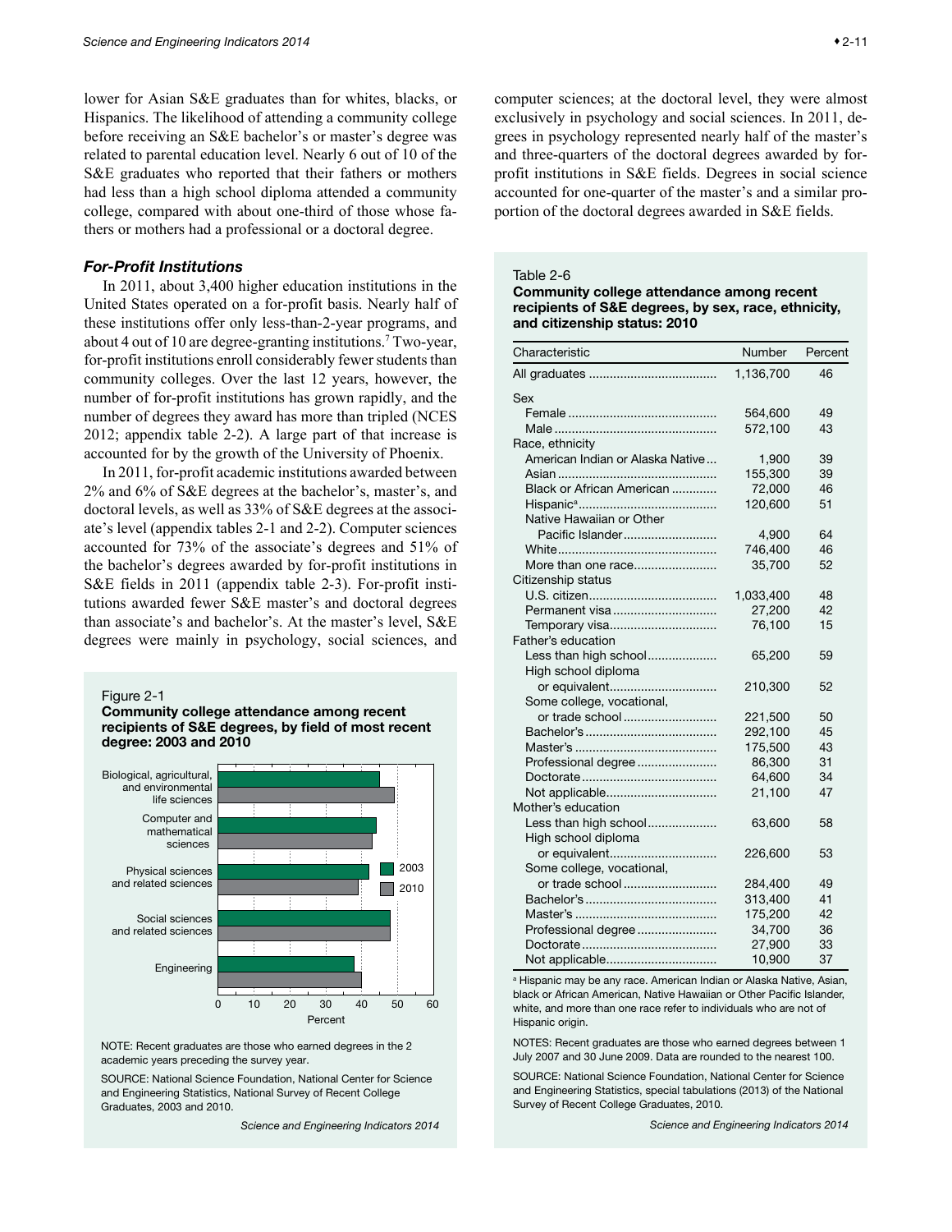lower for Asian S&E graduates than for whites, blacks, or Hispanics. The likelihood of attending a community college before receiving an S&E bachelor's or master's degree was related to parental education level. Nearly 6 out of 10 of the S&E graduates who reported that their fathers or mothers had less than a high school diploma attended a community college, compared with about one-third of those whose fathers or mothers had a professional or a doctoral degree.

### *For-Profit Institutions*

In 2011, about 3,400 higher education institutions in the United States operated on a for-profit basis. Nearly half of these institutions offer only less-than-2-year programs, and about 4 out of 10 are degree-granting institutions.[7] Two-year, for-profit institutions enroll considerably fewer students than community colleges. Over the last 12 years, however, the number of for-profit institutions has grown rapidly, and the number of degrees they award has more than tripled (NCES 2012; appendix table 2-2). A large part of that increase is accounted for by the growth of the University of Phoenix.

In 2011, for-profit academic institutions awarded between 2% and 6% of S&E degrees at the bachelor's, master's, and doctoral levels, as well as 33% of S&E degrees at the associate's level (appendix tables 2-1 and 2-2). Computer sciences accounted for 73% of the associate's degrees and 51% of the bachelor's degrees awarded by for-profit institutions in S&E fields in 2011 (appendix table 2-3). For-profit institutions awarded fewer S&E master's and doctoral degrees than associate's and bachelor's. At the master's level, S&E degrees were mainly in psychology, social sciences, and computer sciences; at the doctoral level, they were almost exclusively in psychology and social sciences. In 2011, degrees in psychology represented nearly half of the master's and three-quarters of the doctoral degrees awarded by for-profit institutions in S&E fields. Degrees in social science accounted for one-quarter of the master's and a similar proportion of the doctoral degrees awarded in S&E fields.

Figure 2-1
**Community college attendance among recent recipients of S&E degrees, by field of most recent degree: 2003 and 2010**

NOTE: Recent graduates are those who earned degrees in the 2 academic years preceding the survey year.

SOURCE: National Science Foundation, National Center for Science and Engineering Statistics, National Survey of Recent College Graduates, 2003 and 2010.

*Science and Engineering Indicators 2014*

Table 2-6
**Community college attendance among recent recipients of S&E degrees, by sex, race, ethnicity, and citizenship status: 2010**

| Characteristic | Number | Percent |
|---|---|---|
| All graduates | 1,136,700 | 46 |
| Sex | | |
| Female | 564,600 | 49 |
| Male | 572,100 | 43 |
| Race, ethnicity | | |
| American Indian or Alaska Native | 1,900 | 39 |
| Asian | 155,300 | 39 |
| Black or African American | 72,000 | 46 |
| Hispanic[a] | 120,600 | 51 |
| Native Hawaiian or Other Pacific Islander | 4,900 | 64 |
| White | 746,400 | 46 |
| More than one race | 35,700 | 52 |
| Citizenship status | | |
| U.S. citizen | 1,033,400 | 48 |
| Permanent visa | 27,200 | 42 |
| Temporary visa | 76,100 | 15 |
| Father's education | | |
| Less than high school | 65,200 | 59 |
| High school diploma or equivalent | 210,300 | 52 |
| Some college, vocational, or trade school | 221,500 | 50 |
| Bachelor's | 292,100 | 45 |
| Master's | 175,500 | 43 |
| Professional degree | 86,300 | 31 |
| Doctorate | 64,600 | 34 |
| Not applicable | 21,100 | 47 |
| Mother's education | | |
| Less than high school | 63,600 | 58 |
| High school diploma or equivalent | 226,600 | 53 |
| Some college, vocational, or trade school | 284,400 | 49 |
| Bachelor's | 313,400 | 41 |
| Master's | 175,200 | 42 |
| Professional degree | 34,700 | 36 |
| Doctorate | 27,900 | 33 |
| Not applicable | 10,900 | 37 |

[a] Hispanic may be any race. American Indian or Alaska Native, Asian, black or African American, Native Hawaiian or Other Pacific Islander, white, and more than one race refer to individuals who are not of Hispanic origin.

NOTES: Recent graduates are those who earned degrees between 1 July 2007 and 30 June 2009. Data are rounded to the nearest 100.

SOURCE: National Science Foundation, National Center for Science and Engineering Statistics, special tabulations (2013) of the National Survey of Recent College Graduates, 2010.

*Science and Engineering Indicators 2014*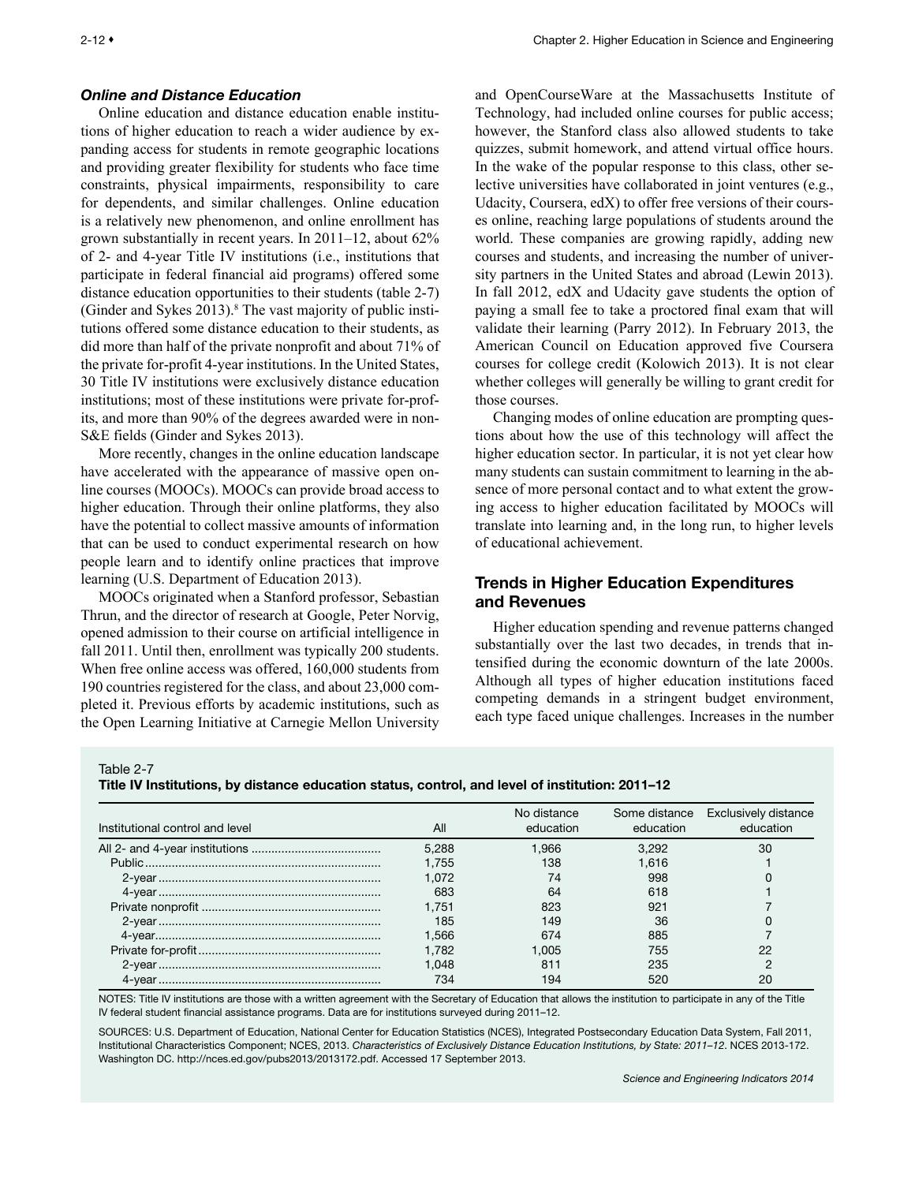### *Online and Distance Education*

Online education and distance education enable institutions of higher education to reach a wider audience by expanding access for students in remote geographic locations and providing greater flexibility for students who face time constraints, physical impairments, responsibility to care for dependents, and similar challenges. Online education is a relatively new phenomenon, and online enrollment has grown substantially in recent years. In 2011–12, about 62% of 2- and 4-year Title IV institutions (i.e., institutions that participate in federal financial aid programs) offered some distance education opportunities to their students (table 2-7) (Ginder and Sykes 2013).[8] The vast majority of public institutions offered some distance education to their students, as did more than half of the private nonprofit and about 71% of the private for-profit 4-year institutions. In the United States, 30 Title IV institutions were exclusively distance education institutions; most of these institutions were private for-profits, and more than 90% of the degrees awarded were in non-S&E fields (Ginder and Sykes 2013).

More recently, changes in the online education landscape have accelerated with the appearance of massive open online courses (MOOCs). MOOCs can provide broad access to higher education. Through their online platforms, they also have the potential to collect massive amounts of information that can be used to conduct experimental research on how people learn and to identify online practices that improve learning (U.S. Department of Education 2013).

MOOCs originated when a Stanford professor, Sebastian Thrun, and the director of research at Google, Peter Norvig, opened admission to their course on artificial intelligence in fall 2011. Until then, enrollment was typically 200 students. When free online access was offered, 160,000 students from 190 countries registered for the class, and about 23,000 completed it. Previous efforts by academic institutions, such as the Open Learning Initiative at Carnegie Mellon University and OpenCourseWare at the Massachusetts Institute of Technology, had included online courses for public access; however, the Stanford class also allowed students to take quizzes, submit homework, and attend virtual office hours. In the wake of the popular response to this class, other selective universities have collaborated in joint ventures (e.g., Udacity, Coursera, edX) to offer free versions of their courses online, reaching large populations of students around the world. These companies are growing rapidly, adding new courses and students, and increasing the number of university partners in the United States and abroad (Lewin 2013). In fall 2012, edX and Udacity gave students the option of paying a small fee to take a proctored final exam that will validate their learning (Parry 2012). In February 2013, the American Council on Education approved five Coursera courses for college credit (Kolowich 2013). It is not clear whether colleges will generally be willing to grant credit for those courses.

Changing modes of online education are prompting questions about how the use of this technology will affect the higher education sector. In particular, it is not yet clear how many students can sustain commitment to learning in the absence of more personal contact and to what extent the growing access to higher education facilitated by MOOCs will translate into learning and, in the long run, to higher levels of educational achievement.

## Trends in Higher Education Expenditures and Revenues

Higher education spending and revenue patterns changed substantially over the last two decades, in trends that intensified during the economic downturn of the late 2000s. Although all types of higher education institutions faced competing demands in a stringent budget environment, each type faced unique challenges. Increases in the number

Table 2-7
**Title IV Institutions, by distance education status, control, and level of institution: 2011–12**

| Institutional control and level | All | No distance education | Some distance education | Exclusively distance education |
|---|---|---|---|---|
| All 2- and 4-year institutions | 5,288 | 1,966 | 3,292 | 30 |
| Public | 1,755 | 138 | 1,616 | 1 |
| 2-year | 1,072 | 74 | 998 | 0 |
| 4-year | 683 | 64 | 618 | 1 |
| Private nonprofit | 1,751 | 823 | 921 | 7 |
| 2-year | 185 | 149 | 36 | 0 |
| 4-year | 1,566 | 674 | 885 | 7 |
| Private for-profit | 1,782 | 1,005 | 755 | 22 |
| 2-year | 1,048 | 811 | 235 | 2 |
| 4-year | 734 | 194 | 520 | 20 |

NOTES: Title IV institutions are those with a written agreement with the Secretary of Education that allows the institution to participate in any of the Title IV federal student financial assistance programs. Data are for institutions surveyed during 2011–12.

SOURCES: U.S. Department of Education, National Center for Education Statistics (NCES), Integrated Postsecondary Education Data System, Fall 2011, Institutional Characteristics Component; NCES, 2013. *Characteristics of Exclusively Distance Education Institutions, by State: 2011–12*. NCES 2013-172. Washington DC. http://nces.ed.gov/pubs2013/2013172.pdf. Accessed 17 September 2013.

*Science and Engineering Indicators 2014*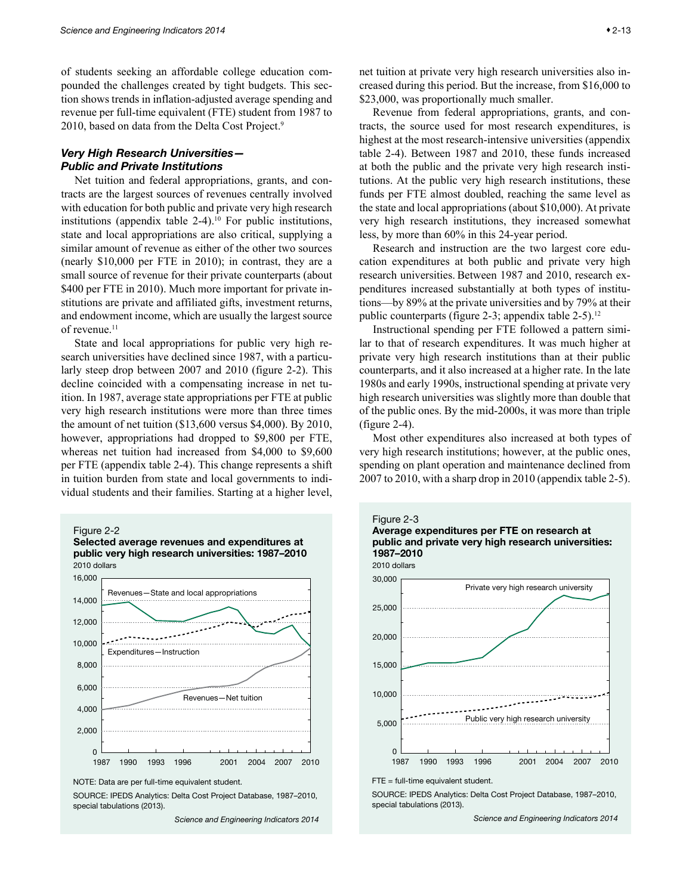of students seeking an affordable college education compounded the challenges created by tight budgets. This section shows trends in inflation-adjusted average spending and revenue per full-time equivalent (FTE) student from 1987 to 2010, based on data from the Delta Cost Project.[9]

### *Very High Research Universities—Public and Private Institutions*

Net tuition and federal appropriations, grants, and contracts are the largest sources of revenues centrally involved with education for both public and private very high research institutions (appendix table 2-4).[10] For public institutions, state and local appropriations are also critical, supplying a similar amount of revenue as either of the other two sources (nearly $10,000 per FTE in 2010); in contrast, they are a small source of revenue for their private counterparts (about $400 per FTE in 2010). Much more important for private institutions are private and affiliated gifts, investment returns, and endowment income, which are usually the largest source of revenue.[11]

State and local appropriations for public very high research universities have declined since 1987, with a particularly steep drop between 2007 and 2010 (figure 2-2). This decline coincided with a compensating increase in net tuition. In 1987, average state appropriations per FTE at public very high research institutions were more than three times the amount of net tuition ($13,600 versus $4,000). By 2010, however, appropriations had dropped to $9,800 per FTE, whereas net tuition had increased from $4,000 to $9,600 per FTE (appendix table 2-4). This change represents a shift in tuition burden from state and local governments to individual students and their families. Starting at a higher level, net tuition at private very high research universities also increased during this period. But the increase, from $16,000 to $23,000, was proportionally much smaller.

Revenue from federal appropriations, grants, and contracts, the source used for most research expenditures, is highest at the most research-intensive universities (appendix table 2-4). Between 1987 and 2010, these funds increased at both the public and the private very high research institutions. At the public very high research institutions, these funds per FTE almost doubled, reaching the same level as the state and local appropriations (about $10,000). At private very high research institutions, they increased somewhat less, by more than 60% in this 24-year period.

Research and instruction are the two largest core education expenditures at both public and private very high research universities. Between 1987 and 2010, research expenditures increased substantially at both types of institutions—by 89% at the private universities and by 79% at their public counterparts (figure 2-3; appendix table 2-5).[12]

Instructional spending per FTE followed a pattern similar to that of research expenditures. It was much higher at private very high research institutions than at their public counterparts, and it also increased at a higher rate. In the late 1980s and early 1990s, instructional spending at private very high research universities was slightly more than double that of the public ones. By the mid-2000s, it was more than triple (figure 2-4).

Most other expenditures also increased at both types of very high research institutions; however, at the public ones, spending on plant operation and maintenance declined from 2007 to 2010, with a sharp drop in 2010 (appendix table 2-5).

Figure 2-2
**Selected average revenues and expenditures at public very high research universities: 1987–2010**
2010 dollars

NOTE: Data are per full-time equivalent student.

SOURCE: IPEDS Analytics: Delta Cost Project Database, 1987–2010, special tabulations (2013).

*Science and Engineering Indicators 2014*

Figure 2-3
**Average expenditures per FTE on research at public and private very high research universities: 1987–2010**
2010 dollars

FTE = full-time equivalent student.

SOURCE: IPEDS Analytics: Delta Cost Project Database, 1987–2010, special tabulations (2013).

*Science and Engineering Indicators 2014*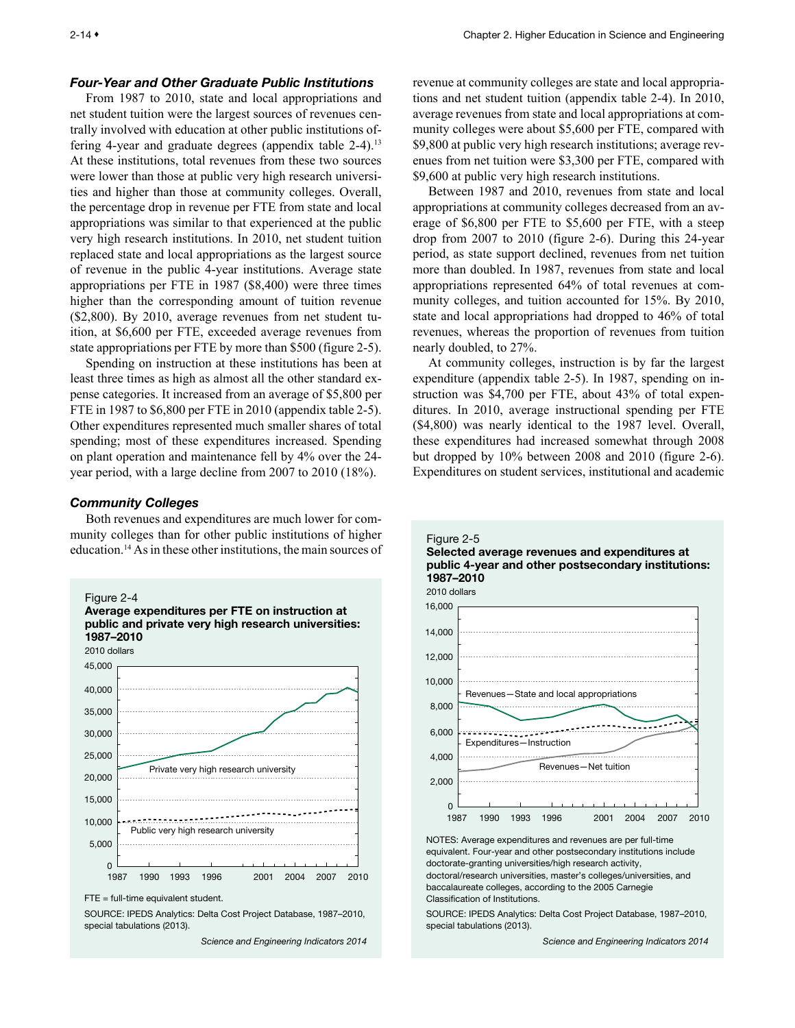### *Four-Year and Other Graduate Public Institutions*

From 1987 to 2010, state and local appropriations and net student tuition were the largest sources of revenues centrally involved with education at other public institutions offering 4-year and graduate degrees (appendix table 2-4).[13] At these institutions, total revenues from these two sources were lower than those at public very high research universities and higher than those at community colleges. Overall, the percentage drop in revenue per FTE from state and local appropriations was similar to that experienced at the public very high research institutions. In 2010, net student tuition replaced state and local appropriations as the largest source of revenue in the public 4-year institutions. Average state appropriations per FTE in 1987 ($8,400) were three times higher than the corresponding amount of tuition revenue ($2,800). By 2010, average revenues from net student tuition, at $6,600 per FTE, exceeded average revenues from state appropriations per FTE by more than $500 (figure 2-5).

Spending on instruction at these institutions has been at least three times as high as almost all the other standard expense categories. It increased from an average of $5,800 per FTE in 1987 to $6,800 per FTE in 2010 (appendix table 2-5). Other expenditures represented much smaller shares of total spending; most of these expenditures increased. Spending on plant operation and maintenance fell by 4% over the 24-year period, with a large decline from 2007 to 2010 (18%).

### *Community Colleges*

Both revenues and expenditures are much lower for community colleges than for other public institutions of higher education.[14] As in these other institutions, the main sources of revenue at community colleges are state and local appropriations and net student tuition (appendix table 2-4). In 2010, average revenues from state and local appropriations at community colleges were about $5,600 per FTE, compared with $9,800 at public very high research institutions; average revenues from net tuition were $3,300 per FTE, compared with $9,600 at public very high research institutions.

Between 1987 and 2010, revenues from state and local appropriations at community colleges decreased from an average of $6,800 per FTE to $5,600 per FTE, with a steep drop from 2007 to 2010 (figure 2-6). During this 24-year period, as state support declined, revenues from net tuition more than doubled. In 1987, revenues from state and local appropriations represented 64% of total revenues at community colleges, and tuition accounted for 15%. By 2010, state and local appropriations had dropped to 46% of total revenues, whereas the proportion of revenues from tuition nearly doubled, to 27%.

At community colleges, instruction is by far the largest expenditure (appendix table 2-5). In 1987, spending on instruction was $4,700 per FTE, about 43% of total expenditures. In 2010, average instructional spending per FTE ($4,800) was nearly identical to the 1987 level. Overall, these expenditures had increased somewhat through 2008 but dropped by 10% between 2008 and 2010 (figure 2-6). Expenditures on student services, institutional and academic

Figure 2-4
**Average expenditures per FTE on instruction at public and private very high research universities: 1987–2010**

FTE = full-time equivalent student.

SOURCE: IPEDS Analytics: Delta Cost Project Database, 1987–2010, special tabulations (2013).

*Science and Engineering Indicators 2014*

Figure 2-5
**Selected average revenues and expenditures at public 4-year and other postsecondary institutions: 1987–2010**

NOTES: Average expenditures and revenues are per full-time equivalent. Four-year and other postsecondary institutions include doctorate-granting universities/high research activity, doctoral/research universities, master's colleges/universities, and baccalaureate colleges, according to the 2005 Carnegie Classification of Institutions.

SOURCE: IPEDS Analytics: Delta Cost Project Database, 1987–2010, special tabulations (2013).

*Science and Engineering Indicators 2014*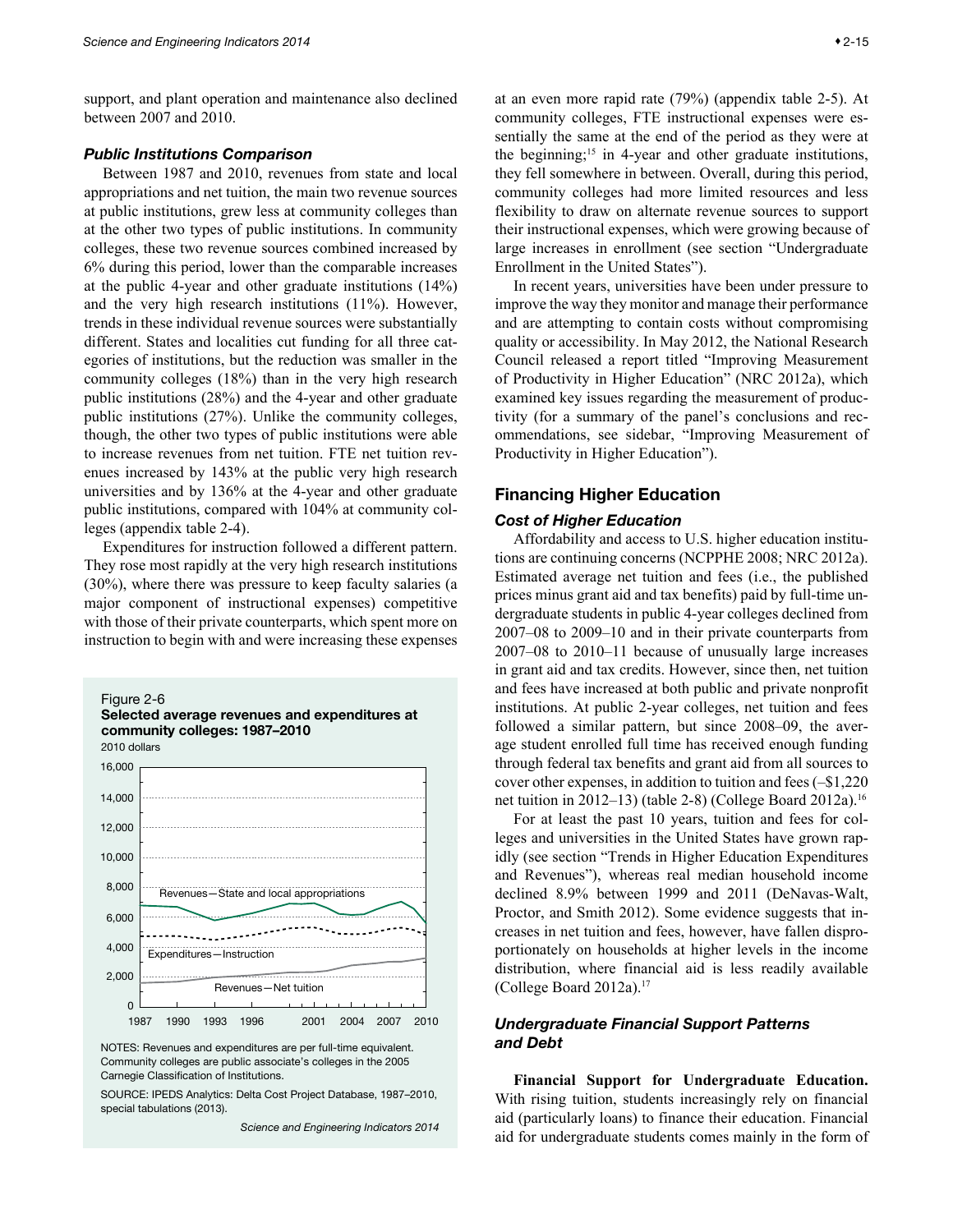support, and plant operation and maintenance also declined between 2007 and 2010.

### *Public Institutions Comparison*

Between 1987 and 2010, revenues from state and local appropriations and net tuition, the main two revenue sources at public institutions, grew less at community colleges than at the other two types of public institutions. In community colleges, these two revenue sources combined increased by 6% during this period, lower than the comparable increases at the public 4-year and other graduate institutions (14%) and the very high research institutions (11%). However, trends in these individual revenue sources were substantially different. States and localities cut funding for all three categories of institutions, but the reduction was smaller in the community colleges (18%) than in the very high research public institutions (28%) and the 4-year and other graduate public institutions (27%). Unlike the community colleges, though, the other two types of public institutions were able to increase revenues from net tuition. FTE net tuition revenues increased by 143% at the public very high research universities and by 136% at the 4-year and other graduate public institutions, compared with 104% at community colleges (appendix table 2-4).

Expenditures for instruction followed a different pattern. They rose most rapidly at the very high research institutions (30%), where there was pressure to keep faculty salaries (a major component of instructional expenses) competitive with those of their private counterparts, which spent more on instruction to begin with and were increasing these expenses at an even more rapid rate (79%) (appendix table 2-5). At community colleges, FTE instructional expenses were essentially the same at the end of the period as they were at the beginning;[15] in 4-year and other graduate institutions, they fell somewhere in between. Overall, during this period, community colleges had more limited resources and less flexibility to draw on alternate revenue sources to support their instructional expenses, which were growing because of large increases in enrollment (see section "Undergraduate Enrollment in the United States").

In recent years, universities have been under pressure to improve the way they monitor and manage their performance and are attempting to contain costs without compromising quality or accessibility. In May 2012, the National Research Council released a report titled "Improving Measurement of Productivity in Higher Education" (NRC 2012a), which examined key issues regarding the measurement of productivity (for a summary of the panel's conclusions and recommendations, see sidebar, "Improving Measurement of Productivity in Higher Education").

Figure 2-6
**Selected average revenues and expenditures at community colleges: 1987–2010**
2010 dollars

NOTES: Revenues and expenditures are per full-time equivalent. Community colleges are public associate's colleges in the 2005 Carnegie Classification of Institutions.

SOURCE: IPEDS Analytics: Delta Cost Project Database, 1987–2010, special tabulations (2013).

*Science and Engineering Indicators 2014*

## Financing Higher Education

### *Cost of Higher Education*

Affordability and access to U.S. higher education institutions are continuing concerns (NCPPHE 2008; NRC 2012a). Estimated average net tuition and fees (i.e., the published prices minus grant aid and tax benefits) paid by full-time undergraduate students in public 4-year colleges declined from 2007–08 to 2009–10 and in their private counterparts from 2007–08 to 2010–11 because of unusually large increases in grant aid and tax credits. However, since then, net tuition and fees have increased at both public and private nonprofit institutions. At public 2-year colleges, net tuition and fees followed a similar pattern, but since 2008–09, the average student enrolled full time has received enough funding through federal tax benefits and grant aid from all sources to cover other expenses, in addition to tuition and fees (–$1,220 net tuition in 2012–13) (table 2-8) (College Board 2012a).[16]

For at least the past 10 years, tuition and fees for colleges and universities in the United States have grown rapidly (see section "Trends in Higher Education Expenditures and Revenues"), whereas real median household income declined 8.9% between 1999 and 2011 (DeNavas-Walt, Proctor, and Smith 2012). Some evidence suggests that increases in net tuition and fees, however, have fallen disproportionately on households at higher levels in the income distribution, where financial aid is less readily available (College Board 2012a).[17]

### *Undergraduate Financial Support Patterns and Debt*

**Financial Support for Undergraduate Education.** With rising tuition, students increasingly rely on financial aid (particularly loans) to finance their education. Financial aid for undergraduate students comes mainly in the form of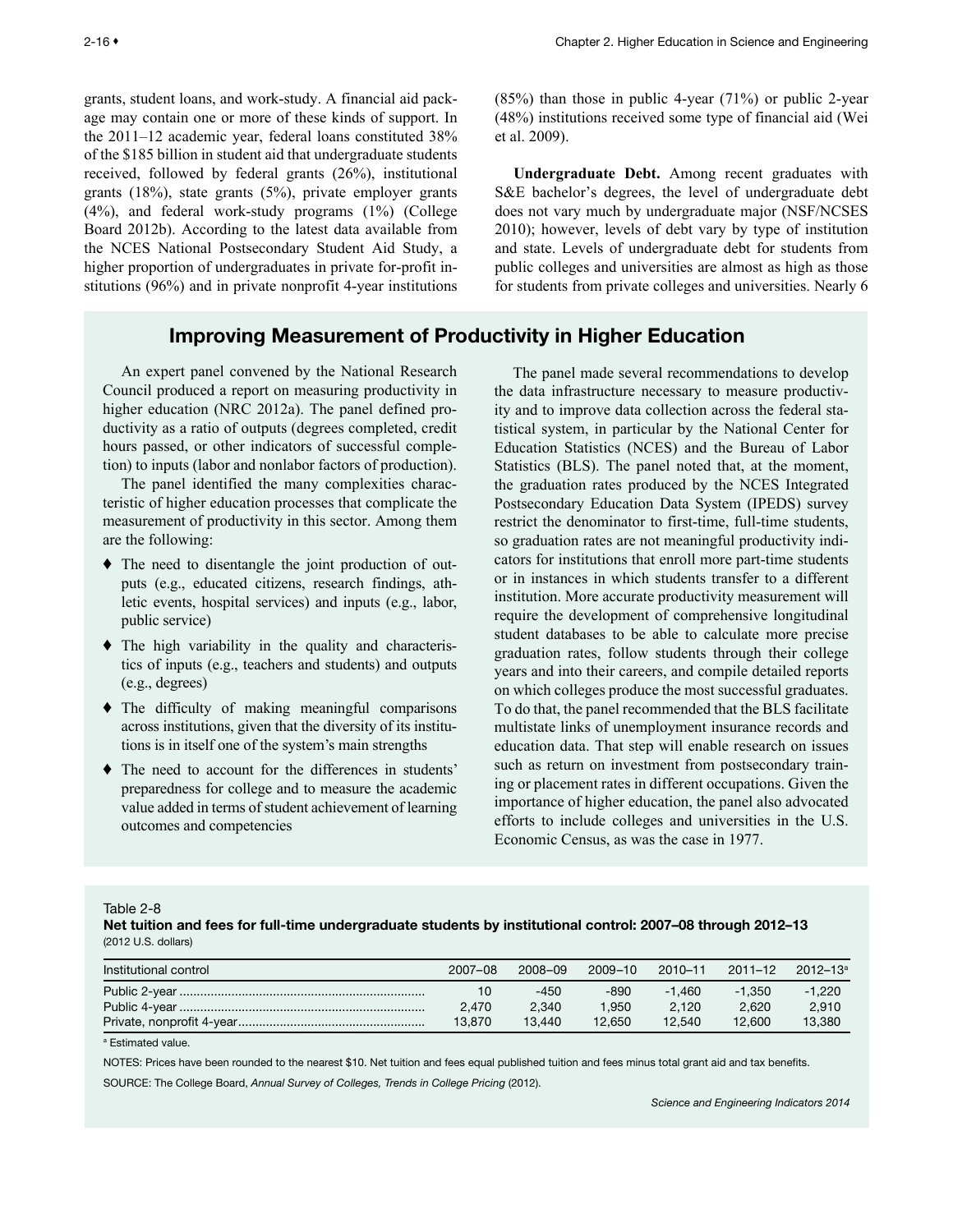grants, student loans, and work-study. A financial aid package may contain one or more of these kinds of support. In the 2011–12 academic year, federal loans constituted 38% of the $185 billion in student aid that undergraduate students received, followed by federal grants (26%), institutional grants (18%), state grants (5%), private employer grants (4%), and federal work-study programs (1%) (College Board 2012b). According to the latest data available from the NCES National Postsecondary Student Aid Study, a higher proportion of undergraduates in private for-profit institutions (96%) and in private nonprofit 4-year institutions (85%) than those in public 4-year (71%) or public 2-year (48%) institutions received some type of financial aid (Wei et al. 2009).

**Undergraduate Debt.** Among recent graduates with S&E bachelor's degrees, the level of undergraduate debt does not vary much by undergraduate major (NSF/NCSES 2010); however, levels of debt vary by type of institution and state. Levels of undergraduate debt for students from public colleges and universities are almost as high as those for students from private colleges and universities. Nearly 6

## Improving Measurement of Productivity in Higher Education

An expert panel convened by the National Research Council produced a report on measuring productivity in higher education (NRC 2012a). The panel defined productivity as a ratio of outputs (degrees completed, credit hours passed, or other indicators of successful completion) to inputs (labor and nonlabor factors of production).

The panel identified the many complexities characteristic of higher education processes that complicate the measurement of productivity in this sector. Among them are the following:

- The need to disentangle the joint production of outputs (e.g., educated citizens, research findings, athletic events, hospital services) and inputs (e.g., labor, public service)
- The high variability in the quality and characteristics of inputs (e.g., teachers and students) and outputs (e.g., degrees)
- The difficulty of making meaningful comparisons across institutions, given that the diversity of its institutions is in itself one of the system's main strengths
- The need to account for the differences in students' preparedness for college and to measure the academic value added in terms of student achievement of learning outcomes and competencies

The panel made several recommendations to develop the data infrastructure necessary to measure productivity and to improve data collection across the federal statistical system, in particular by the National Center for Education Statistics (NCES) and the Bureau of Labor Statistics (BLS). The panel noted that, at the moment, the graduation rates produced by the NCES Integrated Postsecondary Education Data System (IPEDS) survey restrict the denominator to first-time, full-time students, so graduation rates are not meaningful productivity indicators for institutions that enroll more part-time students or in instances in which students transfer to a different institution. More accurate productivity measurement will require the development of comprehensive longitudinal student databases to be able to calculate more precise graduation rates, follow students through their college years and into their careers, and compile detailed reports on which colleges produce the most successful graduates. To do that, the panel recommended that the BLS facilitate multistate links of unemployment insurance records and education data. That step will enable research on issues such as return on investment from postsecondary training or placement rates in different occupations. Given the importance of higher education, the panel also advocated efforts to include colleges and universities in the U.S. Economic Census, as was the case in 1977.

Table 2-8
**Net tuition and fees for full-time undergraduate students by institutional control: 2007–08 through 2012–13**
(2012 U.S. dollars)

| Institutional control | 2007–08 | 2008–09 | 2009–10 | 2010–11 | 2011–12 | 2012–13[a] |
|---|---|---|---|---|---|---|
| Public 2-year | 10 | -450 | -890 | -1,460 | -1,350 | -1,220 |
| Public 4-year | 2,470 | 2,340 | 1,950 | 2,120 | 2,620 | 2,910 |
| Private, nonprofit 4-year | 13,870 | 13,440 | 12,650 | 12,540 | 12,600 | 13,380 |

[a] Estimated value.

NOTES: Prices have been rounded to the nearest $10. Net tuition and fees equal published tuition and fees minus total grant aid and tax benefits.

SOURCE: The College Board, *Annual Survey of Colleges, Trends in College Pricing* (2012).

*Science and Engineering Indicators 2014*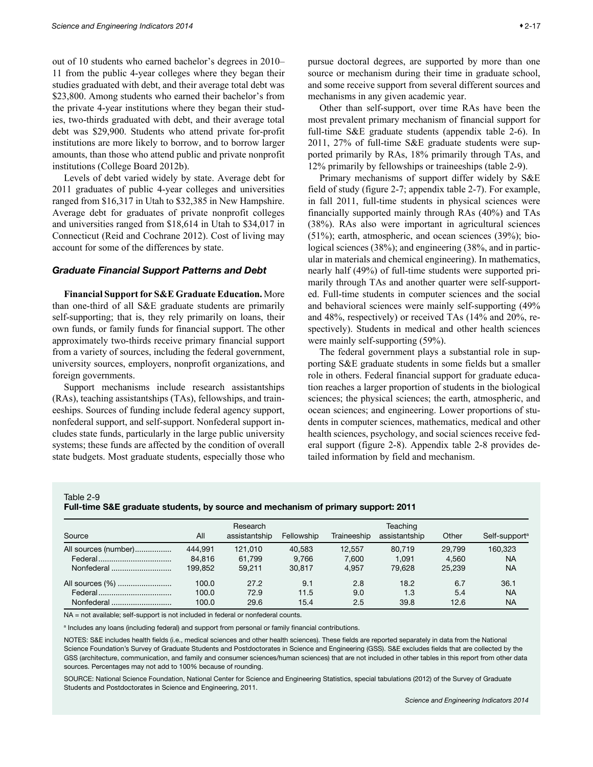out of 10 students who earned bachelor's degrees in 2010–11 from the public 4-year colleges where they began their studies graduated with debt, and their average total debt was $23,800. Among students who earned their bachelor's from the private 4-year institutions where they began their studies, two-thirds graduated with debt, and their average total debt was $29,900. Students who attend private for-profit institutions are more likely to borrow, and to borrow larger amounts, than those who attend public and private nonprofit institutions (College Board 2012b).

Levels of debt varied widely by state. Average debt for 2011 graduates of public 4-year colleges and universities ranged from $16,317 in Utah to $32,385 in New Hampshire. Average debt for graduates of private nonprofit colleges and universities ranged from $18,614 in Utah to $34,017 in Connecticut (Reid and Cochrane 2012). Cost of living may account for some of the differences by state.

### Graduate Financial Support Patterns and Debt

**Financial Support for S&E Graduate Education.** More than one-third of all S&E graduate students are primarily self-supporting; that is, they rely primarily on loans, their own funds, or family funds for financial support. The other approximately two-thirds receive primary financial support from a variety of sources, including the federal government, university sources, employers, nonprofit organizations, and foreign governments.

Support mechanisms include research assistantships (RAs), teaching assistantships (TAs), fellowships, and traineeships. Sources of funding include federal agency support, nonfederal support, and self-support. Nonfederal support includes state funds, particularly in the large public university systems; these funds are affected by the condition of overall state budgets. Most graduate students, especially those who pursue doctoral degrees, are supported by more than one source or mechanism during their time in graduate school, and some receive support from several different sources and mechanisms in any given academic year.

Other than self-support, over time RAs have been the most prevalent primary mechanism of financial support for full-time S&E graduate students (appendix table 2-6). In 2011, 27% of full-time S&E graduate students were supported primarily by RAs, 18% primarily through TAs, and 12% primarily by fellowships or traineeships (table 2-9).

Primary mechanisms of support differ widely by S&E field of study (figure 2-7; appendix table 2-7). For example, in fall 2011, full-time students in physical sciences were financially supported mainly through RAs (40%) and TAs (38%). RAs also were important in agricultural sciences (51%); earth, atmospheric, and ocean sciences (39%); biological sciences (38%); and engineering (38%, and in particular in materials and chemical engineering). In mathematics, nearly half (49%) of full-time students were supported primarily through TAs and another quarter were self-supported. Full-time students in computer sciences and the social and behavioral sciences were mainly self-supporting (49% and 48%, respectively) or received TAs (14% and 20%, respectively). Students in medical and other health sciences were mainly self-supporting (59%).

The federal government plays a substantial role in supporting S&E graduate students in some fields but a smaller role in others. Federal financial support for graduate education reaches a larger proportion of students in the biological sciences; the physical sciences; the earth, atmospheric, and ocean sciences; and engineering. Lower proportions of students in computer sciences, mathematics, medical and other health sciences, psychology, and social sciences receive federal support (figure 2-8). Appendix table 2-8 provides detailed information by field and mechanism.

Table 2-9
**Full-time S&E graduate students, by source and mechanism of primary support: 2011**

| Source | All | Research assistantship | Fellowship | Traineeship | Teaching assistantship | Other | Self-support[a] |
|---|---|---|---|---|---|---|---|
| All sources (number) | 444,991 | 121,010 | 40,583 | 12,557 | 80,719 | 29,799 | 160,323 |
| Federal | 84,816 | 61,799 | 9,766 | 7,600 | 1,091 | 4,560 | NA |
| Nonfederal | 199,852 | 59,211 | 30,817 | 4,957 | 79,628 | 25,239 | NA |
| All sources (%) | 100.0 | 27.2 | 9.1 | 2.8 | 18.2 | 6.7 | 36.1 |
| Federal | 100.0 | 72.9 | 11.5 | 9.0 | 1.3 | 5.4 | NA |
| Nonfederal | 100.0 | 29.6 | 15.4 | 2.5 | 39.8 | 12.6 | NA |

NA = not available; self-support is not included in federal or nonfederal counts.

[a] Includes any loans (including federal) and support from personal or family financial contributions.

NOTES: S&E includes health fields (i.e., medical sciences and other health sciences). These fields are reported separately in data from the National Science Foundation's Survey of Graduate Students and Postdoctorates in Science and Engineering (GSS). S&E excludes fields that are collected by the GSS (architecture, communication, and family and consumer sciences/human sciences) that are not included in other tables in this report from other data sources. Percentages may not add to 100% because of rounding.

SOURCE: National Science Foundation, National Center for Science and Engineering Statistics, special tabulations (2012) of the Survey of Graduate Students and Postdoctorates in Science and Engineering, 2011.

*Science and Engineering Indicators 2014*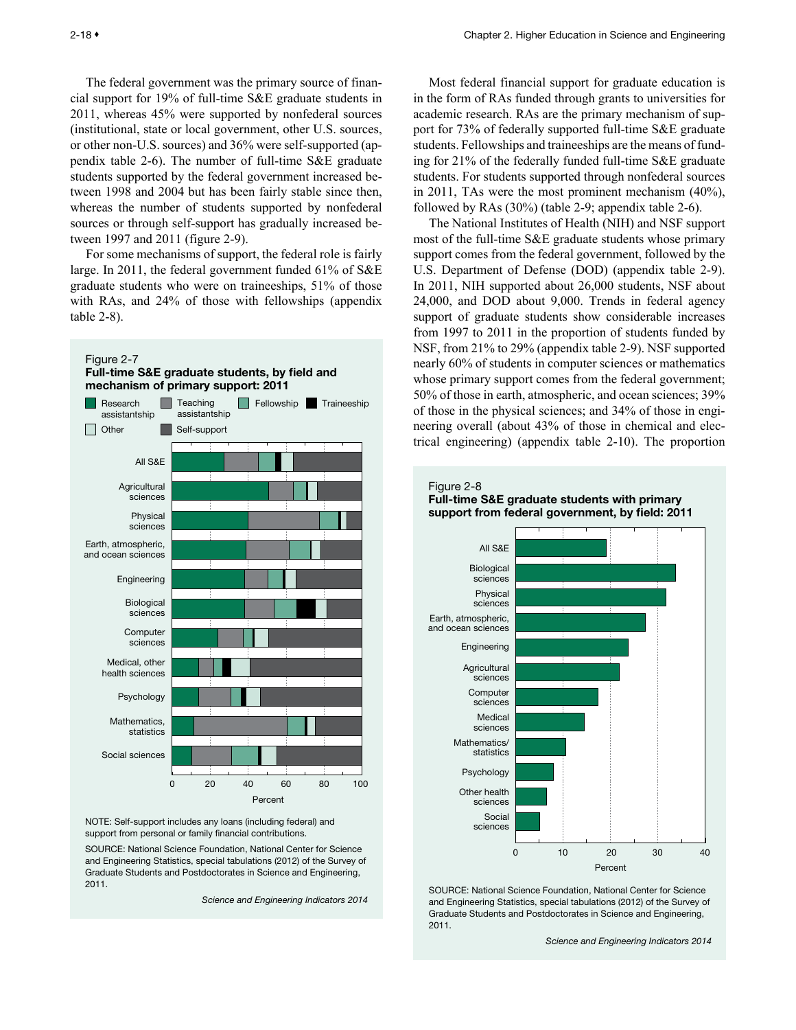The federal government was the primary source of financial support for 19% of full-time S&E graduate students in 2011, whereas 45% were supported by nonfederal sources (institutional, state or local government, other U.S. sources, or other non-U.S. sources) and 36% were self-supported (appendix table 2-6). The number of full-time S&E graduate students supported by the federal government increased between 1998 and 2004 but has been fairly stable since then, whereas the number of students supported by nonfederal sources or through self-support has gradually increased between 1997 and 2011 (figure 2-9).

For some mechanisms of support, the federal role is fairly large. In 2011, the federal government funded 61% of S&E graduate students who were on traineeships, 51% of those with RAs, and 24% of those with fellowships (appendix table 2-8).

Figure 2-7
**Full-time S&E graduate students, by field and mechanism of primary support: 2011**

NOTE: Self-support includes any loans (including federal) and support from personal or family financial contributions.

SOURCE: National Science Foundation, National Center for Science and Engineering Statistics, special tabulations (2012) of the Survey of Graduate Students and Postdoctorates in Science and Engineering, 2011.

*Science and Engineering Indicators 2014*

Most federal financial support for graduate education is in the form of RAs funded through grants to universities for academic research. RAs are the primary mechanism of support for 73% of federally supported full-time S&E graduate students. Fellowships and traineeships are the means of funding for 21% of the federally funded full-time S&E graduate students. For students supported through nonfederal sources in 2011, TAs were the most prominent mechanism (40%), followed by RAs (30%) (table 2-9; appendix table 2-6).

The National Institutes of Health (NIH) and NSF support most of the full-time S&E graduate students whose primary support comes from the federal government, followed by the U.S. Department of Defense (DOD) (appendix table 2-9). In 2011, NIH supported about 26,000 students, NSF about 24,000, and DOD about 9,000. Trends in federal agency support of graduate students show considerable increases from 1997 to 2011 in the proportion of students funded by NSF, from 21% to 29% (appendix table 2-9). NSF supported nearly 60% of students in computer sciences or mathematics whose primary support comes from the federal government; 50% of those in earth, atmospheric, and ocean sciences; 39% of those in the physical sciences; and 34% of those in engineering overall (about 43% of those in chemical and electrical engineering) (appendix table 2-10). The proportion

Figure 2-8
**Full-time S&E graduate students with primary support from federal government, by field: 2011**

SOURCE: National Science Foundation, National Center for Science and Engineering Statistics, special tabulations (2012) of the Survey of Graduate Students and Postdoctorates in Science and Engineering, 2011.

*Science and Engineering Indicators 2014*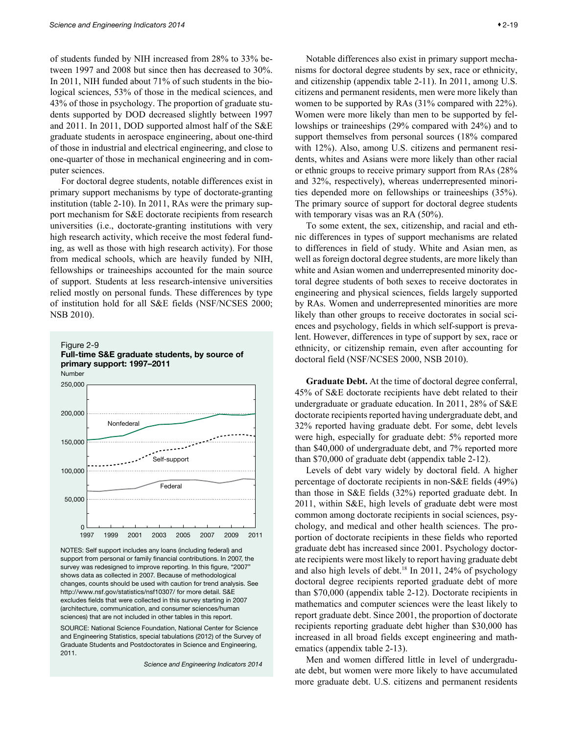of students funded by NIH increased from 28% to 33% between 1997 and 2008 but since then has decreased to 30%. In 2011, NIH funded about 71% of such students in the biological sciences, 53% of those in the medical sciences, and 43% of those in psychology. The proportion of graduate students supported by DOD decreased slightly between 1997 and 2011. In 2011, DOD supported almost half of the S&E graduate students in aerospace engineering, about one-third of those in industrial and electrical engineering, and close to one-quarter of those in mechanical engineering and in computer sciences.

For doctoral degree students, notable differences exist in primary support mechanisms by type of doctorate-granting institution (table 2-10). In 2011, RAs were the primary support mechanism for S&E doctorate recipients from research universities (i.e., doctorate-granting institutions with very high research activity, which receive the most federal funding, as well as those with high research activity). For those from medical schools, which are heavily funded by NIH, fellowships or traineeships accounted for the main source of support. Students at less research-intensive universities relied mostly on personal funds. These differences by type of institution hold for all S&E fields (NSF/NCSES 2000; NSB 2010).

Figure 2-9
**Full-time S&E graduate students, by source of primary support: 1997–2011**

NOTES: Self support includes any loans (including federal) and support from personal or family financial contributions. In 2007, the survey was redesigned to improve reporting. In this figure, "2007" shows data as collected in 2007. Because of methodological changes, counts should be used with caution for trend analysis. See http://www.nsf.gov/statistics/nsf10307/ for more detail. S&E excludes fields that were collected in this survey starting in 2007 (architecture, communication, and consumer sciences/human sciences) that are not included in other tables in this report.

SOURCE: National Science Foundation, National Center for Science and Engineering Statistics, special tabulations (2012) of the Survey of Graduate Students and Postdoctorates in Science and Engineering, 2011.

*Science and Engineering Indicators 2014*

Notable differences also exist in primary support mechanisms for doctoral degree students by sex, race or ethnicity, and citizenship (appendix table 2-11). In 2011, among U.S. citizens and permanent residents, men were more likely than women to be supported by RAs (31% compared with 22%). Women were more likely than men to be supported by fellowships or traineeships (29% compared with 24%) and to support themselves from personal sources (18% compared with 12%). Also, among U.S. citizens and permanent residents, whites and Asians were more likely than other racial or ethnic groups to receive primary support from RAs (28% and 32%, respectively), whereas underrepresented minorities depended more on fellowships or traineeships (35%). The primary source of support for doctoral degree students with temporary visas was an RA (50%).

To some extent, the sex, citizenship, and racial and ethnic differences in types of support mechanisms are related to differences in field of study. White and Asian men, as well as foreign doctoral degree students, are more likely than white and Asian women and underrepresented minority doctoral degree students of both sexes to receive doctorates in engineering and physical sciences, fields largely supported by RAs. Women and underrepresented minorities are more likely than other groups to receive doctorates in social sciences and psychology, fields in which self-support is prevalent. However, differences in type of support by sex, race or ethnicity, or citizenship remain, even after accounting for doctoral field (NSF/NCSES 2000, NSB 2010).

**Graduate Debt.** At the time of doctoral degree conferral, 45% of S&E doctorate recipients have debt related to their undergraduate or graduate education. In 2011, 28% of S&E doctorate recipients reported having undergraduate debt, and 32% reported having graduate debt. For some, debt levels were high, especially for graduate debt: 5% reported more than \$40,000 of undergraduate debt, and 7% reported more than \$70,000 of graduate debt (appendix table 2-12).

Levels of debt vary widely by doctoral field. A higher percentage of doctorate recipients in non-S&E fields (49%) than those in S&E fields (32%) reported graduate debt. In 2011, within S&E, high levels of graduate debt were most common among doctorate recipients in social sciences, psychology, and medical and other health sciences. The proportion of doctorate recipients in these fields who reported graduate debt has increased since 2001. Psychology doctorate recipients were most likely to report having graduate debt and also high levels of debt.[18] In 2011, 24% of psychology doctoral degree recipients reported graduate debt of more than \$70,000 (appendix table 2-12). Doctorate recipients in mathematics and computer sciences were the least likely to report graduate debt. Since 2001, the proportion of doctorate recipients reporting graduate debt higher than \$30,000 has increased in all broad fields except engineering and mathematics (appendix table 2-13).

Men and women differed little in level of undergraduate debt, but women were more likely to have accumulated more graduate debt. U.S. citizens and permanent residents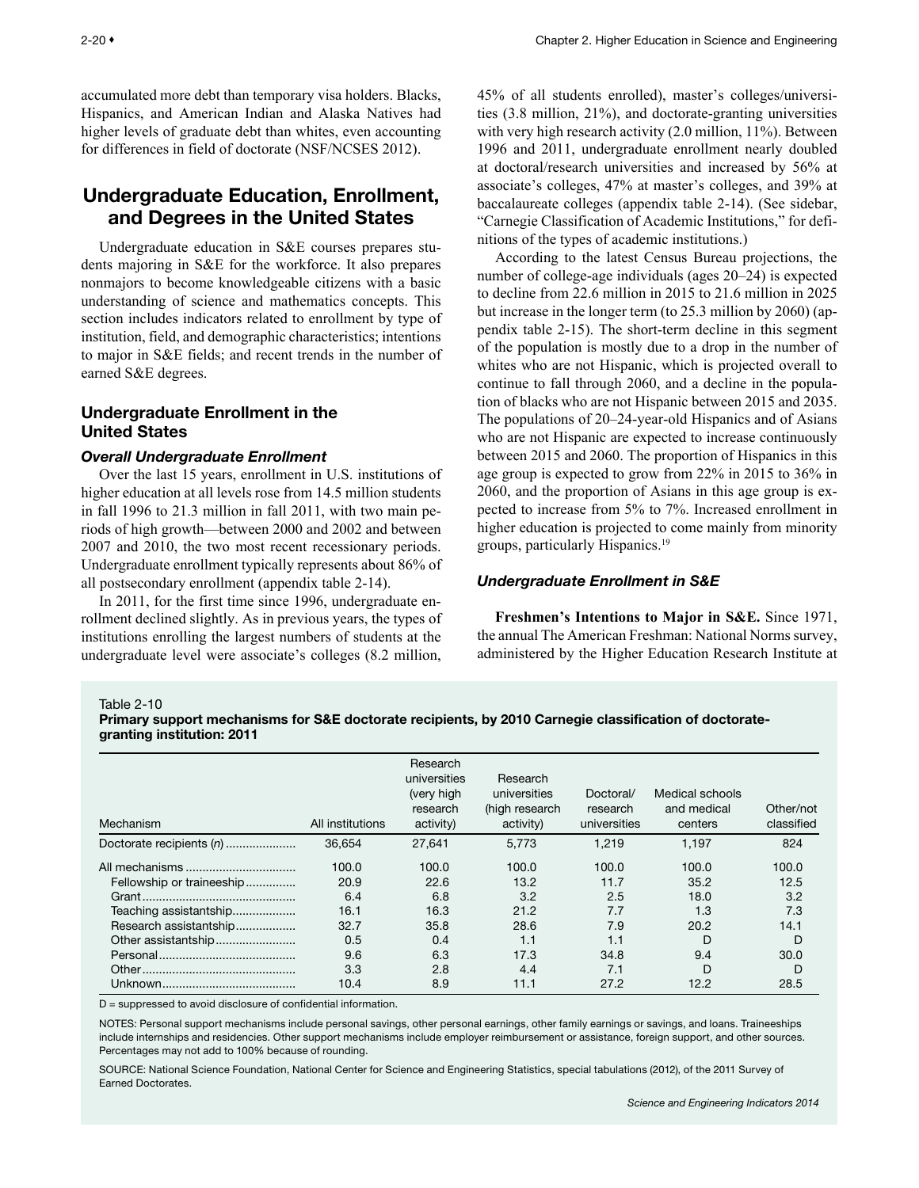accumulated more debt than temporary visa holders. Blacks, Hispanics, and American Indian and Alaska Natives had higher levels of graduate debt than whites, even accounting for differences in field of doctorate (NSF/NCSES 2012).

## Undergraduate Education, Enrollment, and Degrees in the United States

Undergraduate education in S&E courses prepares students majoring in S&E for the workforce. It also prepares nonmajors to become knowledgeable citizens with a basic understanding of science and mathematics concepts. This section includes indicators related to enrollment by type of institution, field, and demographic characteristics; intentions to major in S&E fields; and recent trends in the number of earned S&E degrees.

### Undergraduate Enrollment in the United States

#### *Overall Undergraduate Enrollment*

Over the last 15 years, enrollment in U.S. institutions of higher education at all levels rose from 14.5 million students in fall 1996 to 21.3 million in fall 2011, with two main periods of high growth—between 2000 and 2002 and between 2007 and 2010, the two most recent recessionary periods. Undergraduate enrollment typically represents about 86% of all postsecondary enrollment (appendix table 2-14).

In 2011, for the first time since 1996, undergraduate enrollment declined slightly. As in previous years, the types of institutions enrolling the largest numbers of students at the undergraduate level were associate's colleges (8.2 million, 45% of all students enrolled), master's colleges/universities (3.8 million, 21%), and doctorate-granting universities with very high research activity (2.0 million, 11%). Between 1996 and 2011, undergraduate enrollment nearly doubled at doctoral/research universities and increased by 56% at associate's colleges, 47% at master's colleges, and 39% at baccalaureate colleges (appendix table 2-14). (See sidebar, "Carnegie Classification of Academic Institutions," for definitions of the types of academic institutions.)

According to the latest Census Bureau projections, the number of college-age individuals (ages 20–24) is expected to decline from 22.6 million in 2015 to 21.6 million in 2025 but increase in the longer term (to 25.3 million by 2060) (appendix table 2-15). The short-term decline in this segment of the population is mostly due to a drop in the number of whites who are not Hispanic, which is projected overall to continue to fall through 2060, and a decline in the population of blacks who are not Hispanic between 2015 and 2035. The populations of 20–24-year-old Hispanics and of Asians who are not Hispanic are expected to increase continuously between 2015 and 2060. The proportion of Hispanics in this age group is expected to grow from 22% in 2015 to 36% in 2060, and the proportion of Asians in this age group is expected to increase from 5% to 7%. Increased enrollment in higher education is projected to come mainly from minority groups, particularly Hispanics.[19]

#### *Undergraduate Enrollment in S&E*

**Freshmen's Intentions to Major in S&E.** Since 1971, the annual The American Freshman: National Norms survey, administered by the Higher Education Research Institute at

Table 2-10
**Primary support mechanisms for S&E doctorate recipients, by 2010 Carnegie classification of doctorate-granting institution: 2011**

| Mechanism | All institutions | Research universities (very high research activity) | Research universities (high research activity) | Doctoral/ research universities | Medical schools and medical centers | Other/not classified |
|---|---|---|---|---|---|---|
| Doctorate recipients (*n*) | 36,654 | 27,641 | 5,773 | 1,219 | 1,197 | 824 |
| All mechanisms | 100.0 | 100.0 | 100.0 | 100.0 | 100.0 | 100.0 |
| Fellowship or traineeship | 20.9 | 22.6 | 13.2 | 11.7 | 35.2 | 12.5 |
| Grant | 6.4 | 6.8 | 3.2 | 2.5 | 18.0 | 3.2 |
| Teaching assistantship | 16.1 | 16.3 | 21.2 | 7.7 | 1.3 | 7.3 |
| Research assistantship | 32.7 | 35.8 | 28.6 | 7.9 | 20.2 | 14.1 |
| Other assistantship | 0.5 | 0.4 | 1.1 | 1.1 | D | D |
| Personal | 9.6 | 6.3 | 17.3 | 34.8 | 9.4 | 30.0 |
| Other | 3.3 | 2.8 | 4.4 | 7.1 | D | D |
| Unknown | 10.4 | 8.9 | 11.1 | 27.2 | 12.2 | 28.5 |

D = suppressed to avoid disclosure of confidential information.

NOTES: Personal support mechanisms include personal savings, other personal earnings, other family earnings or savings, and loans. Traineeships include internships and residencies. Other support mechanisms include employer reimbursement or assistance, foreign support, and other sources. Percentages may not add to 100% because of rounding.

SOURCE: National Science Foundation, National Center for Science and Engineering Statistics, special tabulations (2012), of the 2011 Survey of Earned Doctorates.

*Science and Engineering Indicators 2014*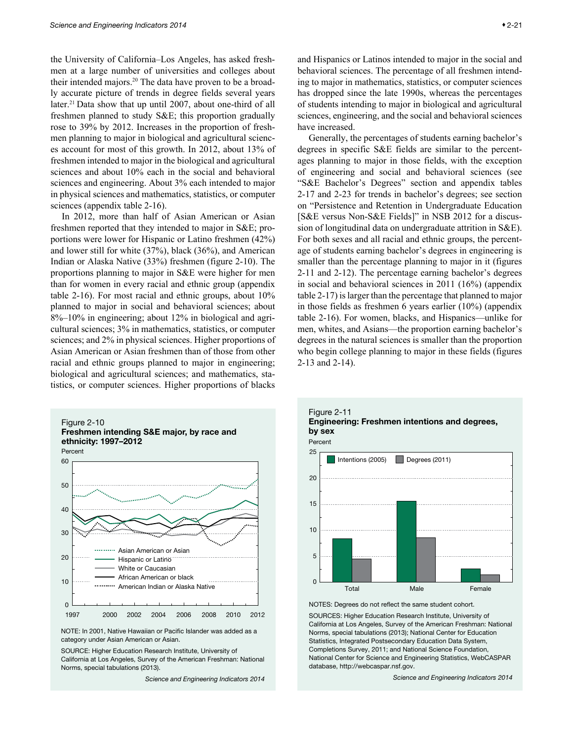the University of California–Los Angeles, has asked freshmen at a large number of universities and colleges about their intended majors.[20] The data have proven to be a broadly accurate picture of trends in degree fields several years later.[21] Data show that up until 2007, about one-third of all freshmen planned to study S&E; this proportion gradually rose to 39% by 2012. Increases in the proportion of freshmen planning to major in biological and agricultural sciences account for most of this growth. In 2012, about 13% of freshmen intended to major in the biological and agricultural sciences and about 10% each in the social and behavioral sciences and engineering. About 3% each intended to major in physical sciences and mathematics, statistics, or computer sciences (appendix table 2-16).

In 2012, more than half of Asian American or Asian freshmen reported that they intended to major in S&E; proportions were lower for Hispanic or Latino freshmen (42%) and lower still for white (37%), black (36%), and American Indian or Alaska Native (33%) freshmen (figure 2-10). The proportions planning to major in S&E were higher for men than for women in every racial and ethnic group (appendix table 2-16). For most racial and ethnic groups, about 10% planned to major in social and behavioral sciences; about 8%–10% in engineering; about 12% in biological and agricultural sciences; 3% in mathematics, statistics, or computer sciences; and 2% in physical sciences. Higher proportions of Asian American or Asian freshmen than of those from other racial and ethnic groups planned to major in engineering; biological and agricultural sciences; and mathematics, statistics, or computer sciences. Higher proportions of blacks and Hispanics or Latinos intended to major in the social and behavioral sciences. The percentage of all freshmen intending to major in mathematics, statistics, or computer sciences has dropped since the late 1990s, whereas the percentages of students intending to major in biological and agricultural sciences, engineering, and the social and behavioral sciences have increased.

Generally, the percentages of students earning bachelor's degrees in specific S&E fields are similar to the percentages planning to major in those fields, with the exception of engineering and social and behavioral sciences (see "S&E Bachelor's Degrees" section and appendix tables 2-17 and 2-23 for trends in bachelor's degrees; see section on "Persistence and Retention in Undergraduate Education [S&E versus Non-S&E Fields]" in NSB 2012 for a discussion of longitudinal data on undergraduate attrition in S&E). For both sexes and all racial and ethnic groups, the percentage of students earning bachelor's degrees in engineering is smaller than the percentage planning to major in it (figures 2-11 and 2-12). The percentage earning bachelor's degrees in social and behavioral sciences in 2011 (16%) (appendix table 2-17) is larger than the percentage that planned to major in those fields as freshmen 6 years earlier (10%) (appendix table 2-16). For women, blacks, and Hispanics—unlike for men, whites, and Asians—the proportion earning bachelor's degrees in the natural sciences is smaller than the proportion who begin college planning to major in these fields (figures 2-13 and 2-14).

**Figure 2-10**
**Freshmen intending S&E major, by race and ethnicity: 1997–2012**

NOTE: In 2001, Native Hawaiian or Pacific Islander was added as a category under Asian American or Asian.

SOURCE: Higher Education Research Institute, University of California at Los Angeles, Survey of the American Freshman: National Norms, special tabulations (2013).

*Science and Engineering Indicators 2014*

**Figure 2-11**
**Engineering: Freshmen intentions and degrees, by sex**

NOTES: Degrees do not reflect the same student cohort.

SOURCES: Higher Education Research Institute, University of California at Los Angeles, Survey of the American Freshman: National Norms, special tabulations (2013); National Center for Education Statistics, Integrated Postsecondary Education Data System, Completions Survey, 2011; and National Science Foundation, National Center for Science and Engineering Statistics, WebCASPAR database, http://webcaspar.nsf.gov.

*Science and Engineering Indicators 2014*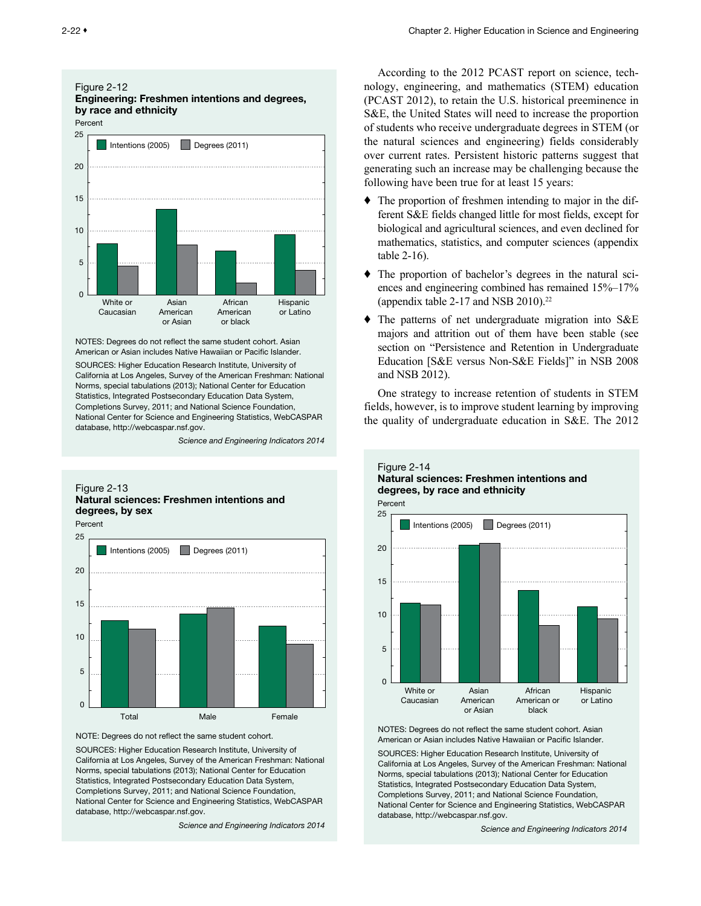Figure 2-12
**Engineering: Freshmen intentions and degrees, by race and ethnicity**

Percent

NOTES: Degrees do not reflect the same student cohort. Asian American or Asian includes Native Hawaiian or Pacific Islander.

SOURCES: Higher Education Research Institute, University of California at Los Angeles, Survey of the American Freshman: National Norms, special tabulations (2013); National Center for Education Statistics, Integrated Postsecondary Education Data System, Completions Survey, 2011; and National Science Foundation, National Center for Science and Engineering Statistics, WebCASPAR database, http://webcaspar.nsf.gov.

*Science and Engineering Indicators 2014*

Figure 2-13
**Natural sciences: Freshmen intentions and degrees, by sex**

Percent

NOTE: Degrees do not reflect the same student cohort.

SOURCES: Higher Education Research Institute, University of California at Los Angeles, Survey of the American Freshman: National Norms, special tabulations (2013); National Center for Education Statistics, Integrated Postsecondary Education Data System, Completions Survey, 2011; and National Science Foundation, National Center for Science and Engineering Statistics, WebCASPAR database, http://webcaspar.nsf.gov.

*Science and Engineering Indicators 2014*

According to the 2012 PCAST report on science, technology, engineering, and mathematics (STEM) education (PCAST 2012), to retain the U.S. historical preeminence in S&E, the United States will need to increase the proportion of students who receive undergraduate degrees in STEM (or the natural sciences and engineering) fields considerably over current rates. Persistent historic patterns suggest that generating such an increase may be challenging because the following have been true for at least 15 years:

- The proportion of freshmen intending to major in the different S&E fields changed little for most fields, except for biological and agricultural sciences, and even declined for mathematics, statistics, and computer sciences (appendix table 2-16).
- The proportion of bachelor's degrees in the natural sciences and engineering combined has remained 15%–17% (appendix table 2-17 and NSB 2010).[22]
- The patterns of net undergraduate migration into S&E majors and attrition out of them have been stable (see section on "Persistence and Retention in Undergraduate Education [S&E versus Non-S&E Fields]" in NSB 2008 and NSB 2012).

One strategy to increase retention of students in STEM fields, however, is to improve student learning by improving the quality of undergraduate education in S&E. The 2012

Figure 2-14
**Natural sciences: Freshmen intentions and degrees, by race and ethnicity**

Percent

NOTES: Degrees do not reflect the same student cohort. Asian American or Asian includes Native Hawaiian or Pacific Islander.

SOURCES: Higher Education Research Institute, University of California at Los Angeles, Survey of the American Freshman: National Norms, special tabulations (2013); National Center for Education Statistics, Integrated Postsecondary Education Data System, Completions Survey, 2011; and National Science Foundation, National Center for Science and Engineering Statistics, WebCASPAR database, http://webcaspar.nsf.gov.

*Science and Engineering Indicators 2014*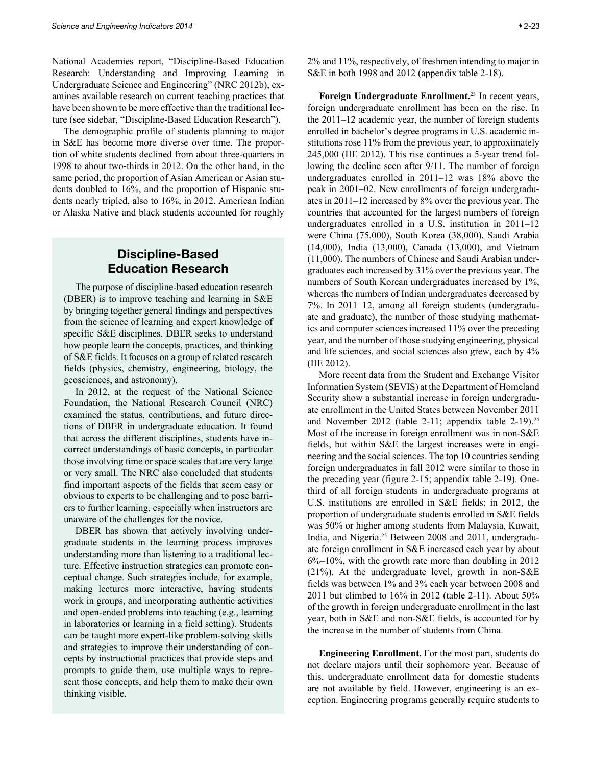National Academies report, "Discipline-Based Education Research: Understanding and Improving Learning in Undergraduate Science and Engineering" (NRC 2012b), examines available research on current teaching practices that have been shown to be more effective than the traditional lecture (see sidebar, "Discipline-Based Education Research").

The demographic profile of students planning to major in S&E has become more diverse over time. The proportion of white students declined from about three-quarters in 1998 to about two-thirds in 2012. On the other hand, in the same period, the proportion of Asian American or Asian students doubled to 16%, and the proportion of Hispanic students nearly tripled, also to 16%, in 2012. American Indian or Alaska Native and black students accounted for roughly 2% and 11%, respectively, of freshmen intending to major in S&E in both 1998 and 2012 (appendix table 2-18).

## Discipline-Based Education Research

The purpose of discipline-based education research (DBER) is to improve teaching and learning in S&E by bringing together general findings and perspectives from the science of learning and expert knowledge of specific S&E disciplines. DBER seeks to understand how people learn the concepts, practices, and thinking of S&E fields. It focuses on a group of related research fields (physics, chemistry, engineering, biology, the geosciences, and astronomy).

In 2012, at the request of the National Science Foundation, the National Research Council (NRC) examined the status, contributions, and future directions of DBER in undergraduate education. It found that across the different disciplines, students have incorrect understandings of basic concepts, in particular those involving time or space scales that are very large or very small. The NRC also concluded that students find important aspects of the fields that seem easy or obvious to experts to be challenging and to pose barriers to further learning, especially when instructors are unaware of the challenges for the novice.

DBER has shown that actively involving undergraduate students in the learning process improves understanding more than listening to a traditional lecture. Effective instruction strategies can promote conceptual change. Such strategies include, for example, making lectures more interactive, having students work in groups, and incorporating authentic activities and open-ended problems into teaching (e.g., learning in laboratories or learning in a field setting). Students can be taught more expert-like problem-solving skills and strategies to improve their understanding of concepts by instructional practices that provide steps and prompts to guide them, use multiple ways to represent those concepts, and help them to make their own thinking visible.

**Foreign Undergraduate Enrollment.**[23] In recent years, foreign undergraduate enrollment has been on the rise. In the 2011–12 academic year, the number of foreign students enrolled in bachelor's degree programs in U.S. academic institutions rose 11% from the previous year, to approximately 245,000 (IIE 2012). This rise continues a 5-year trend following the decline seen after 9/11. The number of foreign undergraduates enrolled in 2011–12 was 18% above the peak in 2001–02. New enrollments of foreign undergraduates in 2011–12 increased by 8% over the previous year. The countries that accounted for the largest numbers of foreign undergraduates enrolled in a U.S. institution in 2011–12 were China (75,000), South Korea (38,000), Saudi Arabia (14,000), India (13,000), Canada (13,000), and Vietnam (11,000). The numbers of Chinese and Saudi Arabian undergraduates each increased by 31% over the previous year. The numbers of South Korean undergraduates increased by 1%, whereas the numbers of Indian undergraduates decreased by 7%. In 2011–12, among all foreign students (undergraduate and graduate), the number of those studying mathematics and computer sciences increased 11% over the preceding year, and the number of those studying engineering, physical and life sciences, and social sciences also grew, each by 4% (IIE 2012).

More recent data from the Student and Exchange Visitor Information System (SEVIS) at the Department of Homeland Security show a substantial increase in foreign undergraduate enrollment in the United States between November 2011 and November 2012 (table 2-11; appendix table 2-19).[24] Most of the increase in foreign enrollment was in non-S&E fields, but within S&E the largest increases were in engineering and the social sciences. The top 10 countries sending foreign undergraduates in fall 2012 were similar to those in the preceding year (figure 2-15; appendix table 2-19). One-third of all foreign students in undergraduate programs at U.S. institutions are enrolled in S&E fields; in 2012, the proportion of undergraduate students enrolled in S&E fields was 50% or higher among students from Malaysia, Kuwait, India, and Nigeria.[25] Between 2008 and 2011, undergraduate foreign enrollment in S&E increased each year by about 6%–10%, with the growth rate more than doubling in 2012 (21%). At the undergraduate level, growth in non-S&E fields was between 1% and 3% each year between 2008 and 2011 but climbed to 16% in 2012 (table 2-11). About 50% of the growth in foreign undergraduate enrollment in the last year, both in S&E and non-S&E fields, is accounted for by the increase in the number of students from China.

**Engineering Enrollment.** For the most part, students do not declare majors until their sophomore year. Because of this, undergraduate enrollment data for domestic students are not available by field. However, engineering is an exception. Engineering programs generally require students to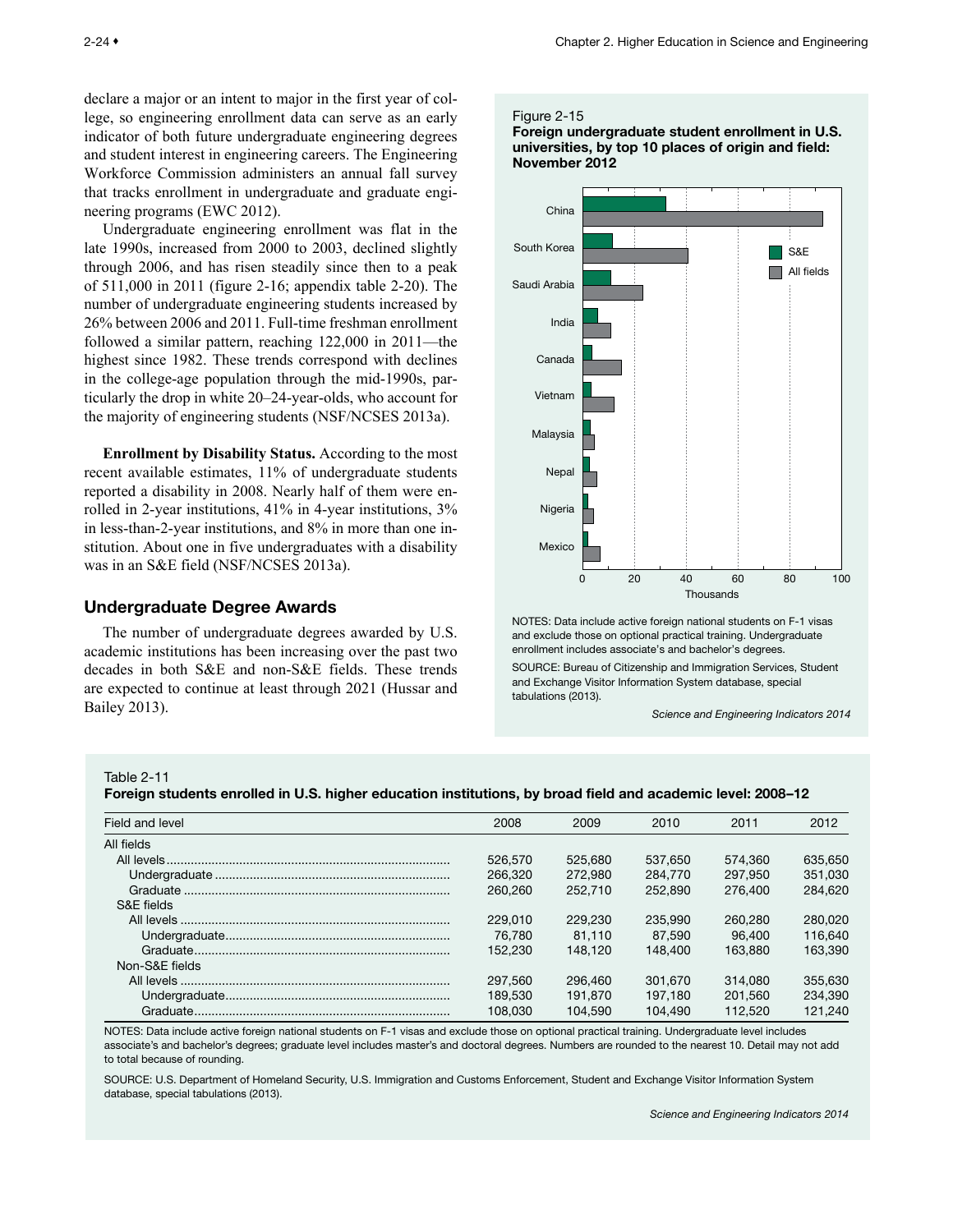declare a major or an intent to major in the first year of college, so engineering enrollment data can serve as an early indicator of both future undergraduate engineering degrees and student interest in engineering careers. The Engineering Workforce Commission administers an annual fall survey that tracks enrollment in undergraduate and graduate engineering programs (EWC 2012).

Undergraduate engineering enrollment was flat in the late 1990s, increased from 2000 to 2003, declined slightly through 2006, and has risen steadily since then to a peak of 511,000 in 2011 (figure 2-16; appendix table 2-20). The number of undergraduate engineering students increased by 26% between 2006 and 2011. Full-time freshman enrollment followed a similar pattern, reaching 122,000 in 2011—the highest since 1982. These trends correspond with declines in the college-age population through the mid-1990s, particularly the drop in white 20–24-year-olds, who account for the majority of engineering students (NSF/NCSES 2013a).

**Enrollment by Disability Status.** According to the most recent available estimates, 11% of undergraduate students reported a disability in 2008. Nearly half of them were enrolled in 2-year institutions, 41% in 4-year institutions, 3% in less-than-2-year institutions, and 8% in more than one institution. About one in five undergraduates with a disability was in an S&E field (NSF/NCSES 2013a).

## Undergraduate Degree Awards

The number of undergraduate degrees awarded by U.S. academic institutions has been increasing over the past two decades in both S&E and non-S&E fields. These trends are expected to continue at least through 2021 (Hussar and Bailey 2013).

Figure 2-15
**Foreign undergraduate student enrollment in U.S. universities, by top 10 places of origin and field: November 2012**

NOTES: Data include active foreign national students on F-1 visas and exclude those on optional practical training. Undergraduate enrollment includes associate's and bachelor's degrees.

SOURCE: Bureau of Citizenship and Immigration Services, Student and Exchange Visitor Information System database, special tabulations (2013).

*Science and Engineering Indicators 2014*

Table 2-11
**Foreign students enrolled in U.S. higher education institutions, by broad field and academic level: 2008–12**

| Field and level | 2008 | 2009 | 2010 | 2011 | 2012 |
|---|---|---|---|---|---|
| All fields | | | | | |
| All levels | 526,570 | 525,680 | 537,650 | 574,360 | 635,650 |
| Undergraduate | 266,320 | 272,980 | 284,770 | 297,950 | 351,030 |
| Graduate | 260,260 | 252,710 | 252,890 | 276,400 | 284,620 |
| S&E fields | | | | | |
| All levels | 229,010 | 229,230 | 235,990 | 260,280 | 280,020 |
| Undergraduate | 76,780 | 81,110 | 87,590 | 96,400 | 116,640 |
| Graduate | 152,230 | 148,120 | 148,400 | 163,880 | 163,390 |
| Non-S&E fields | | | | | |
| All levels | 297,560 | 296,460 | 301,670 | 314,080 | 355,630 |
| Undergraduate | 189,530 | 191,870 | 197,180 | 201,560 | 234,390 |
| Graduate | 108,030 | 104,590 | 104,490 | 112,520 | 121,240 |

NOTES: Data include active foreign national students on F-1 visas and exclude those on optional practical training. Undergraduate level includes associate's and bachelor's degrees; graduate level includes master's and doctoral degrees. Numbers are rounded to the nearest 10. Detail may not add to total because of rounding.

SOURCE: U.S. Department of Homeland Security, U.S. Immigration and Customs Enforcement, Student and Exchange Visitor Information System database, special tabulations (2013).

*Science and Engineering Indicators 2014*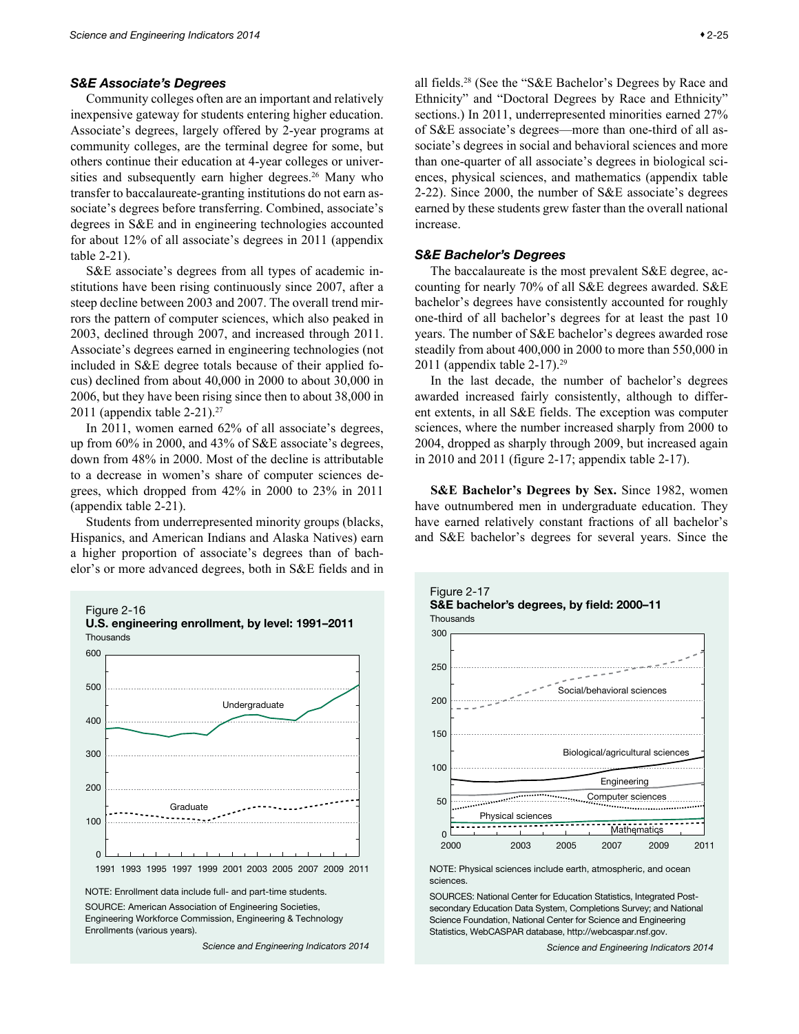### *S&E Associate's Degrees*

Community colleges often are an important and relatively inexpensive gateway for students entering higher education. Associate's degrees, largely offered by 2-year programs at community colleges, are the terminal degree for some, but others continue their education at 4-year colleges or universities and subsequently earn higher degrees.[26] Many who transfer to baccalaureate-granting institutions do not earn associate's degrees before transferring. Combined, associate's degrees in S&E and in engineering technologies accounted for about 12% of all associate's degrees in 2011 (appendix table 2-21).

S&E associate's degrees from all types of academic institutions have been rising continuously since 2007, after a steep decline between 2003 and 2007. The overall trend mirrors the pattern of computer sciences, which also peaked in 2003, declined through 2007, and increased through 2011. Associate's degrees earned in engineering technologies (not included in S&E degree totals because of their applied focus) declined from about 40,000 in 2000 to about 30,000 in 2006, but they have been rising since then to about 38,000 in 2011 (appendix table 2-21).[27]

In 2011, women earned 62% of all associate's degrees, up from 60% in 2000, and 43% of S&E associate's degrees, down from 48% in 2000. Most of the decline is attributable to a decrease in women's share of computer sciences degrees, which dropped from 42% in 2000 to 23% in 2011 (appendix table 2-21).

Students from underrepresented minority groups (blacks, Hispanics, and American Indians and Alaska Natives) earn a higher proportion of associate's degrees than of bachelor's or more advanced degrees, both in S&E fields and in all fields.[28] (See the "S&E Bachelor's Degrees by Race and Ethnicity" and "Doctoral Degrees by Race and Ethnicity" sections.) In 2011, underrepresented minorities earned 27% of S&E associate's degrees—more than one-third of all associate's degrees in social and behavioral sciences and more than one-quarter of all associate's degrees in biological sciences, physical sciences, and mathematics (appendix table 2-22). Since 2000, the number of S&E associate's degrees earned by these students grew faster than the overall national increase.

Figure 2-16
**U.S. engineering enrollment, by level: 1991–2011**

NOTE: Enrollment data include full- and part-time students.

SOURCE: American Association of Engineering Societies, Engineering Workforce Commission, Engineering & Technology Enrollments (various years).

*Science and Engineering Indicators 2014*

### *S&E Bachelor's Degrees*

The baccalaureate is the most prevalent S&E degree, accounting for nearly 70% of all S&E degrees awarded. S&E bachelor's degrees have consistently accounted for roughly one-third of all bachelor's degrees for at least the past 10 years. The number of S&E bachelor's degrees awarded rose steadily from about 400,000 in 2000 to more than 550,000 in 2011 (appendix table 2-17).[29]

In the last decade, the number of bachelor's degrees awarded increased fairly consistently, although to different extents, in all S&E fields. The exception was computer sciences, where the number increased sharply from 2000 to 2004, dropped as sharply through 2009, but increased again in 2010 and 2011 (figure 2-17; appendix table 2-17).

**S&E Bachelor's Degrees by Sex.** Since 1982, women have outnumbered men in undergraduate education. They have earned relatively constant fractions of all bachelor's and S&E bachelor's degrees for several years. Since the

Figure 2-17
**S&E bachelor's degrees, by field: 2000–11**

NOTE: Physical sciences include earth, atmospheric, and ocean sciences.

SOURCES: National Center for Education Statistics, Integrated Postsecondary Education Data System, Completions Survey; and National Science Foundation, National Center for Science and Engineering Statistics, WebCASPAR database, http://webcaspar.nsf.gov.

*Science and Engineering Indicators 2014*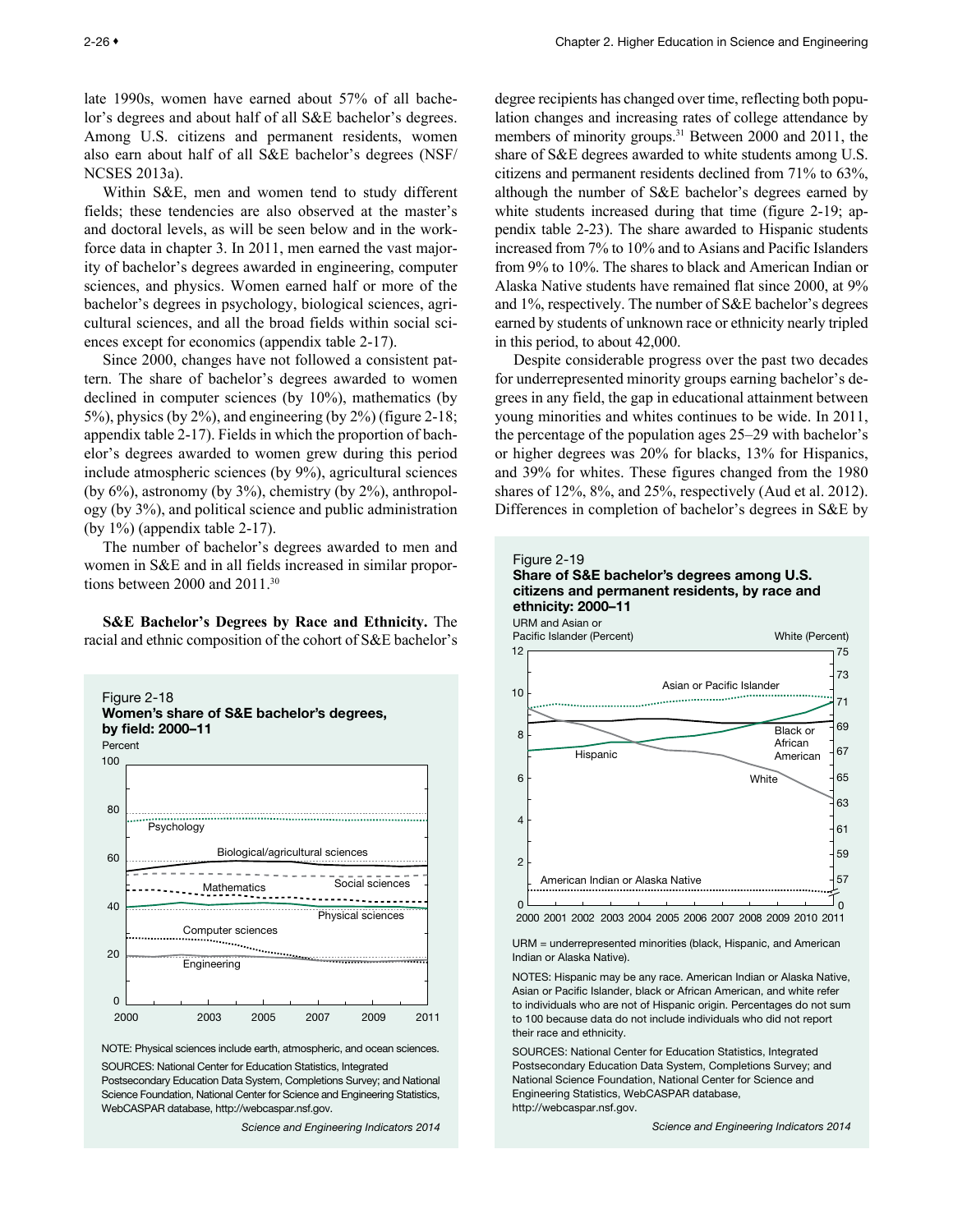late 1990s, women have earned about 57% of all bachelor's degrees and about half of all S&E bachelor's degrees. Among U.S. citizens and permanent residents, women also earn about half of all S&E bachelor's degrees (NSF/NCSES 2013a).

Within S&E, men and women tend to study different fields; these tendencies are also observed at the master's and doctoral levels, as will be seen below and in the workforce data in chapter 3. In 2011, men earned the vast majority of bachelor's degrees awarded in engineering, computer sciences, and physics. Women earned half or more of the bachelor's degrees in psychology, biological sciences, agricultural sciences, and all the broad fields within social sciences except for economics (appendix table 2-17).

Since 2000, changes have not followed a consistent pattern. The share of bachelor's degrees awarded to women declined in computer sciences (by 10%), mathematics (by 5%), physics (by 2%), and engineering (by 2%) (figure 2-18; appendix table 2-17). Fields in which the proportion of bachelor's degrees awarded to women grew during this period include atmospheric sciences (by 9%), agricultural sciences (by 6%), astronomy (by 3%), chemistry (by 2%), anthropology (by 3%), and political science and public administration (by 1%) (appendix table 2-17).

The number of bachelor's degrees awarded to men and women in S&E and in all fields increased in similar proportions between 2000 and 2011.[30]

**S&E Bachelor's Degrees by Race and Ethnicity.** The racial and ethnic composition of the cohort of S&E bachelor's degree recipients has changed over time, reflecting both population changes and increasing rates of college attendance by members of minority groups.[31] Between 2000 and 2011, the share of S&E degrees awarded to white students among U.S. citizens and permanent residents declined from 71% to 63%, although the number of S&E bachelor's degrees earned by white students increased during that time (figure 2-19; appendix table 2-23). The share awarded to Hispanic students increased from 7% to 10% and to Asians and Pacific Islanders from 9% to 10%. The shares to black and American Indian or Alaska Native students have remained flat since 2000, at 9% and 1%, respectively. The number of S&E bachelor's degrees earned by students of unknown race or ethnicity nearly tripled in this period, to about 42,000.

Despite considerable progress over the past two decades for underrepresented minority groups earning bachelor's degrees in any field, the gap in educational attainment between young minorities and whites continues to be wide. In 2011, the percentage of the population ages 25–29 with bachelor's or higher degrees was 20% for blacks, 13% for Hispanics, and 39% for whites. These figures changed from the 1980 shares of 12%, 8%, and 25%, respectively (Aud et al. 2012). Differences in completion of bachelor's degrees in S&E by

Figure 2-18
**Women's share of S&E bachelor's degrees, by field: 2000–11**

NOTE: Physical sciences include earth, atmospheric, and ocean sciences.

SOURCES: National Center for Education Statistics, Integrated Postsecondary Education Data System, Completions Survey; and National Science Foundation, National Center for Science and Engineering Statistics, WebCASPAR database, http://webcaspar.nsf.gov.

*Science and Engineering Indicators 2014*

Figure 2-19
**Share of S&E bachelor's degrees among U.S. citizens and permanent residents, by race and ethnicity: 2000–11**

URM = underrepresented minorities (black, Hispanic, and American Indian or Alaska Native).

NOTES: Hispanic may be any race. American Indian or Alaska Native, Asian or Pacific Islander, black or African American, and white refer to individuals who are not of Hispanic origin. Percentages do not sum to 100 because data do not include individuals who did not report their race and ethnicity.

SOURCES: National Center for Education Statistics, Integrated Postsecondary Education Data System, Completions Survey; and National Science Foundation, National Center for Science and Engineering Statistics, WebCASPAR database, http://webcaspar.nsf.gov.

*Science and Engineering Indicators 2014*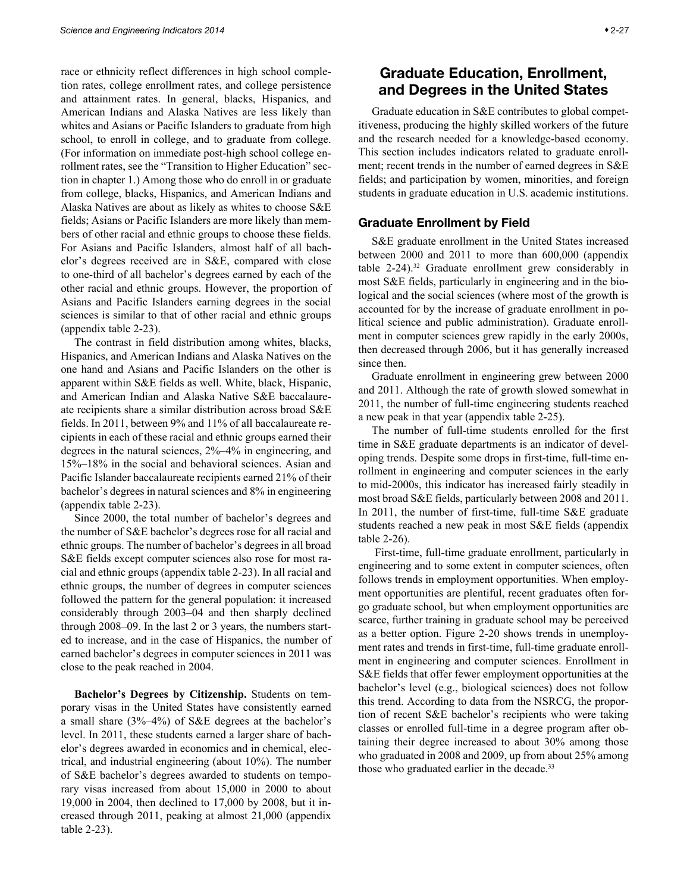race or ethnicity reflect differences in high school completion rates, college enrollment rates, and college persistence and attainment rates. In general, blacks, Hispanics, and American Indians and Alaska Natives are less likely than whites and Asians or Pacific Islanders to graduate from high school, to enroll in college, and to graduate from college. (For information on immediate post-high school college enrollment rates, see the "Transition to Higher Education" section in chapter 1.) Among those who do enroll in or graduate from college, blacks, Hispanics, and American Indians and Alaska Natives are about as likely as whites to choose S&E fields; Asians or Pacific Islanders are more likely than members of other racial and ethnic groups to choose these fields. For Asians and Pacific Islanders, almost half of all bachelor's degrees received are in S&E, compared with close to one-third of all bachelor's degrees earned by each of the other racial and ethnic groups. However, the proportion of Asians and Pacific Islanders earning degrees in the social sciences is similar to that of other racial and ethnic groups (appendix table 2-23).

The contrast in field distribution among whites, blacks, Hispanics, and American Indians and Alaska Natives on the one hand and Asians and Pacific Islanders on the other is apparent within S&E fields as well. White, black, Hispanic, and American Indian and Alaska Native S&E baccalaureate recipients share a similar distribution across broad S&E fields. In 2011, between 9% and 11% of all baccalaureate recipients in each of these racial and ethnic groups earned their degrees in the natural sciences, 2%–4% in engineering, and 15%–18% in the social and behavioral sciences. Asian and Pacific Islander baccalaureate recipients earned 21% of their bachelor's degrees in natural sciences and 8% in engineering (appendix table 2-23).

Since 2000, the total number of bachelor's degrees and the number of S&E bachelor's degrees rose for all racial and ethnic groups. The number of bachelor's degrees in all broad S&E fields except computer sciences also rose for most racial and ethnic groups (appendix table 2-23). In all racial and ethnic groups, the number of degrees in computer sciences followed the pattern for the general population: it increased considerably through 2003–04 and then sharply declined through 2008–09. In the last 2 or 3 years, the numbers started to increase, and in the case of Hispanics, the number of earned bachelor's degrees in computer sciences in 2011 was close to the peak reached in 2004.

**Bachelor's Degrees by Citizenship.** Students on temporary visas in the United States have consistently earned a small share (3%–4%) of S&E degrees at the bachelor's level. In 2011, these students earned a larger share of bachelor's degrees awarded in economics and in chemical, electrical, and industrial engineering (about 10%). The number of S&E bachelor's degrees awarded to students on temporary visas increased from about 15,000 in 2000 to about 19,000 in 2004, then declined to 17,000 by 2008, but it increased through 2011, peaking at almost 21,000 (appendix table 2-23).

## Graduate Education, Enrollment, and Degrees in the United States

Graduate education in S&E contributes to global competitiveness, producing the highly skilled workers of the future and the research needed for a knowledge-based economy. This section includes indicators related to graduate enrollment; recent trends in the number of earned degrees in S&E fields; and participation by women, minorities, and foreign students in graduate education in U.S. academic institutions.

### Graduate Enrollment by Field

S&E graduate enrollment in the United States increased between 2000 and 2011 to more than 600,000 (appendix table 2-24).[32] Graduate enrollment grew considerably in most S&E fields, particularly in engineering and in the biological and the social sciences (where most of the growth is accounted for by the increase of graduate enrollment in political science and public administration). Graduate enrollment in computer sciences grew rapidly in the early 2000s, then decreased through 2006, but it has generally increased since then.

Graduate enrollment in engineering grew between 2000 and 2011. Although the rate of growth slowed somewhat in 2011, the number of full-time engineering students reached a new peak in that year (appendix table 2-25).

The number of full-time students enrolled for the first time in S&E graduate departments is an indicator of developing trends. Despite some drops in first-time, full-time enrollment in engineering and computer sciences in the early to mid-2000s, this indicator has increased fairly steadily in most broad S&E fields, particularly between 2008 and 2011. In 2011, the number of first-time, full-time S&E graduate students reached a new peak in most S&E fields (appendix table 2-26).

First-time, full-time graduate enrollment, particularly in engineering and to some extent in computer sciences, often follows trends in employment opportunities. When employment opportunities are plentiful, recent graduates often forgo graduate school, but when employment opportunities are scarce, further training in graduate school may be perceived as a better option. Figure 2-20 shows trends in unemployment rates and trends in first-time, full-time graduate enrollment in engineering and computer sciences. Enrollment in S&E fields that offer fewer employment opportunities at the bachelor's level (e.g., biological sciences) does not follow this trend. According to data from the NSRCG, the proportion of recent S&E bachelor's recipients who were taking classes or enrolled full-time in a degree program after obtaining their degree increased to about 30% among those who graduated in 2008 and 2009, up from about 25% among those who graduated earlier in the decade.[33]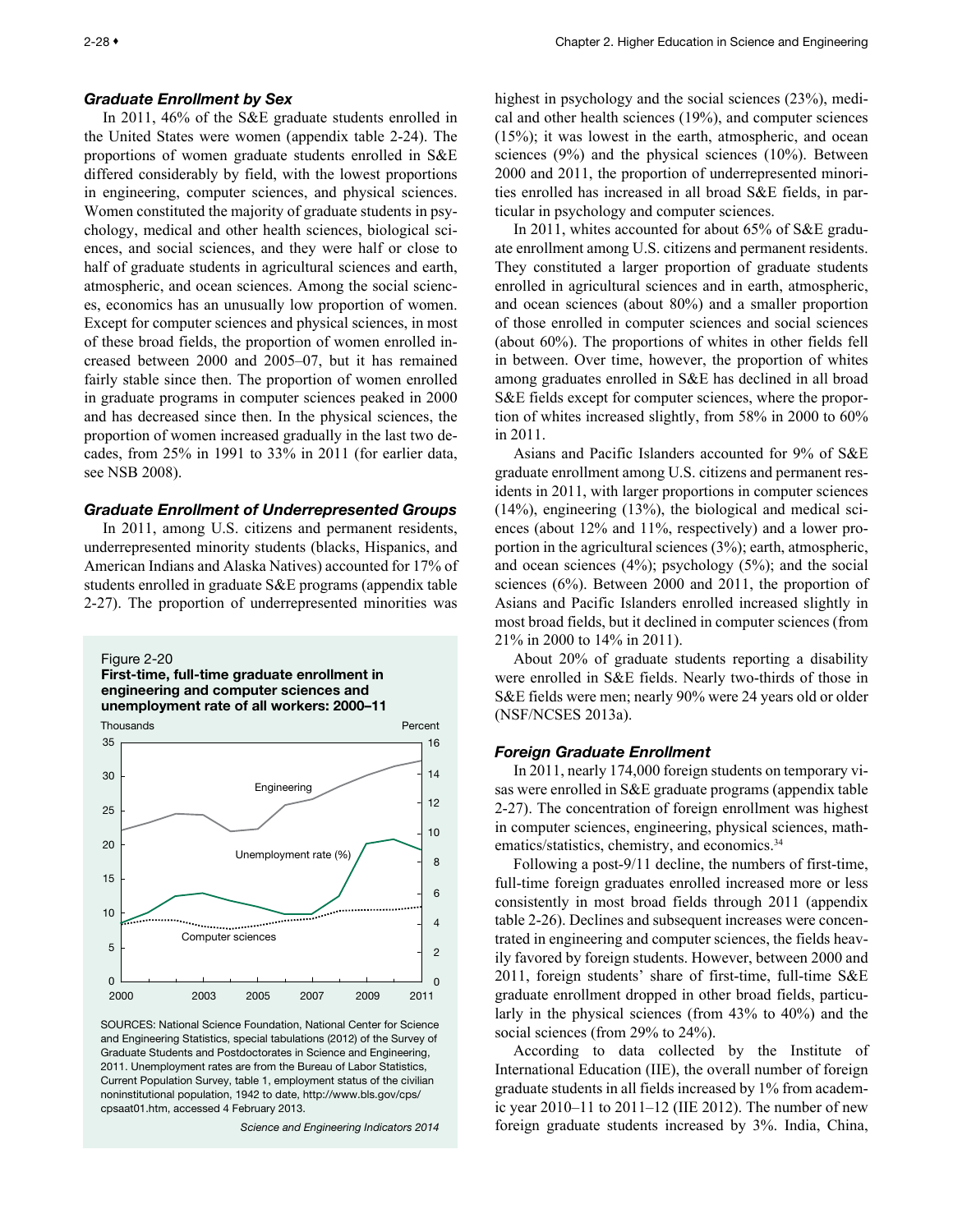### *Graduate Enrollment by Sex*

In 2011, 46% of the S&E graduate students enrolled in the United States were women (appendix table 2-24). The proportions of women graduate students enrolled in S&E differed considerably by field, with the lowest proportions in engineering, computer sciences, and physical sciences. Women constituted the majority of graduate students in psychology, medical and other health sciences, biological sciences, and social sciences, and they were half or close to half of graduate students in agricultural sciences and earth, atmospheric, and ocean sciences. Among the social sciences, economics has an unusually low proportion of women. Except for computer sciences and physical sciences, in most of these broad fields, the proportion of women enrolled increased between 2000 and 2005–07, but it has remained fairly stable since then. The proportion of women enrolled in graduate programs in computer sciences peaked in 2000 and has decreased since then. In the physical sciences, the proportion of women increased gradually in the last two decades, from 25% in 1991 to 33% in 2011 (for earlier data, see NSB 2008).

### *Graduate Enrollment of Underrepresented Groups*

In 2011, among U.S. citizens and permanent residents, underrepresented minority students (blacks, Hispanics, and American Indians and Alaska Natives) accounted for 17% of students enrolled in graduate S&E programs (appendix table 2-27). The proportion of underrepresented minorities was highest in psychology and the social sciences (23%), medical and other health sciences (19%), and computer sciences (15%); it was lowest in the earth, atmospheric, and ocean sciences (9%) and the physical sciences (10%). Between 2000 and 2011, the proportion of underrepresented minorities enrolled has increased in all broad S&E fields, in particular in psychology and computer sciences.

In 2011, whites accounted for about 65% of S&E graduate enrollment among U.S. citizens and permanent residents. They constituted a larger proportion of graduate students enrolled in agricultural sciences and in earth, atmospheric, and ocean sciences (about 80%) and a smaller proportion of those enrolled in computer sciences and social sciences (about 60%). The proportions of whites in other fields fell in between. Over time, however, the proportion of whites among graduates enrolled in S&E has declined in all broad S&E fields except for computer sciences, where the proportion of whites increased slightly, from 58% in 2000 to 60% in 2011.

Asians and Pacific Islanders accounted for 9% of S&E graduate enrollment among U.S. citizens and permanent residents in 2011, with larger proportions in computer sciences (14%), engineering (13%), the biological and medical sciences (about 12% and 11%, respectively) and a lower proportion in the agricultural sciences (3%); earth, atmospheric, and ocean sciences (4%); psychology (5%); and the social sciences (6%). Between 2000 and 2011, the proportion of Asians and Pacific Islanders enrolled increased slightly in most broad fields, but it declined in computer sciences (from 21% in 2000 to 14% in 2011).

About 20% of graduate students reporting a disability were enrolled in S&E fields. Nearly two-thirds of those in S&E fields were men; nearly 90% were 24 years old or older (NSF/NCSES 2013a).

Figure 2-20
**First-time, full-time graduate enrollment in engineering and computer sciences and unemployment rate of all workers: 2000–11**

SOURCES: National Science Foundation, National Center for Science and Engineering Statistics, special tabulations (2012) of the Survey of Graduate Students and Postdoctorates in Science and Engineering, 2011. Unemployment rates are from the Bureau of Labor Statistics, Current Population Survey, table 1, employment status of the civilian noninstitutional population, 1942 to date, http://www.bls.gov/cps/cpsaat01.htm, accessed 4 February 2013.

*Science and Engineering Indicators 2014*

### *Foreign Graduate Enrollment*

In 2011, nearly 174,000 foreign students on temporary visas were enrolled in S&E graduate programs (appendix table 2-27). The concentration of foreign enrollment was highest in computer sciences, engineering, physical sciences, mathematics/statistics, chemistry, and economics.[34]

Following a post-9/11 decline, the numbers of first-time, full-time foreign graduates enrolled increased more or less consistently in most broad fields through 2011 (appendix table 2-26). Declines and subsequent increases were concentrated in engineering and computer sciences, the fields heavily favored by foreign students. However, between 2000 and 2011, foreign students' share of first-time, full-time S&E graduate enrollment dropped in other broad fields, particularly in the physical sciences (from 43% to 40%) and the social sciences (from 29% to 24%).

According to data collected by the Institute of International Education (IIE), the overall number of foreign graduate students in all fields increased by 1% from academic year 2010–11 to 2011–12 (IIE 2012). The number of new foreign graduate students increased by 3%. India, China,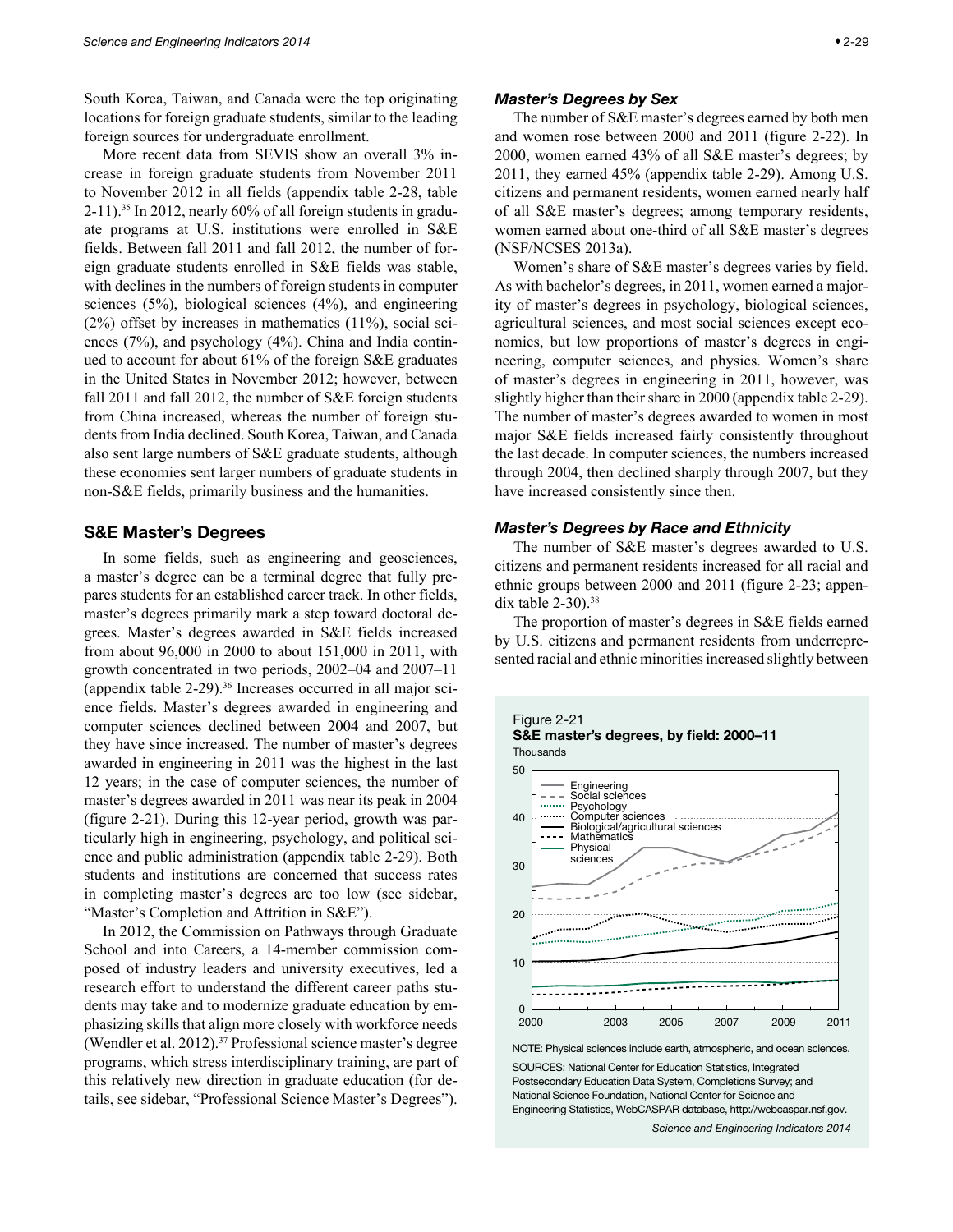South Korea, Taiwan, and Canada were the top originating locations for foreign graduate students, similar to the leading foreign sources for undergraduate enrollment.

More recent data from SEVIS show an overall 3% increase in foreign graduate students from November 2011 to November 2012 in all fields (appendix table 2-28, table 2-11).[35] In 2012, nearly 60% of all foreign students in graduate programs at U.S. institutions were enrolled in S&E fields. Between fall 2011 and fall 2012, the number of foreign graduate students enrolled in S&E fields was stable, with declines in the numbers of foreign students in computer sciences (5%), biological sciences (4%), and engineering (2%) offset by increases in mathematics (11%), social sciences (7%), and psychology (4%). China and India continued to account for about 61% of the foreign S&E graduates in the United States in November 2012; however, between fall 2011 and fall 2012, the number of S&E foreign students from China increased, whereas the number of foreign students from India declined. South Korea, Taiwan, and Canada also sent large numbers of S&E graduate students, although these economies sent larger numbers of graduate students in non-S&E fields, primarily business and the humanities.

## S&E Master's Degrees

In some fields, such as engineering and geosciences, a master's degree can be a terminal degree that fully prepares students for an established career track. In other fields, master's degrees primarily mark a step toward doctoral degrees. Master's degrees awarded in S&E fields increased from about 96,000 in 2000 to about 151,000 in 2011, with growth concentrated in two periods, 2002–04 and 2007–11 (appendix table 2-29).[36] Increases occurred in all major science fields. Master's degrees awarded in engineering and computer sciences declined between 2004 and 2007, but they have since increased. The number of master's degrees awarded in engineering in 2011 was the highest in the last 12 years; in the case of computer sciences, the number of master's degrees awarded in 2011 was near its peak in 2004 (figure 2-21). During this 12-year period, growth was particularly high in engineering, psychology, and political science and public administration (appendix table 2-29). Both students and institutions are concerned that success rates in completing master's degrees are too low (see sidebar, "Master's Completion and Attrition in S&E").

In 2012, the Commission on Pathways through Graduate School and into Careers, a 14-member commission composed of industry leaders and university executives, led a research effort to understand the different career paths students may take and to modernize graduate education by emphasizing skills that align more closely with workforce needs (Wendler et al. 2012).[37] Professional science master's degree programs, which stress interdisciplinary training, are part of this relatively new direction in graduate education (for details, see sidebar, "Professional Science Master's Degrees").

### *Master's Degrees by Sex*

The number of S&E master's degrees earned by both men and women rose between 2000 and 2011 (figure 2-22). In 2000, women earned 43% of all S&E master's degrees; by 2011, they earned 45% (appendix table 2-29). Among U.S. citizens and permanent residents, women earned nearly half of all S&E master's degrees; among temporary residents, women earned about one-third of all S&E master's degrees (NSF/NCSES 2013a).

Women's share of S&E master's degrees varies by field. As with bachelor's degrees, in 2011, women earned a majority of master's degrees in psychology, biological sciences, agricultural sciences, and most social sciences except economics, but low proportions of master's degrees in engineering, computer sciences, and physics. Women's share of master's degrees in engineering in 2011, however, was slightly higher than their share in 2000 (appendix table 2-29). The number of master's degrees awarded to women in most major S&E fields increased fairly consistently throughout the last decade. In computer sciences, the numbers increased through 2004, then declined sharply through 2007, but they have increased consistently since then.

### *Master's Degrees by Race and Ethnicity*

The number of S&E master's degrees awarded to U.S. citizens and permanent residents increased for all racial and ethnic groups between 2000 and 2011 (figure 2-23; appendix table 2-30).[38]

The proportion of master's degrees in S&E fields earned by U.S. citizens and permanent residents from underrepresented racial and ethnic minorities increased slightly between

Figure 2-21
**S&E master's degrees, by field: 2000–11**
Thousands

NOTE: Physical sciences include earth, atmospheric, and ocean sciences.

SOURCES: National Center for Education Statistics, Integrated Postsecondary Education Data System, Completions Survey; and National Science Foundation, National Center for Science and Engineering Statistics, WebCASPAR database, http://webcaspar.nsf.gov.

*Science and Engineering Indicators 2014*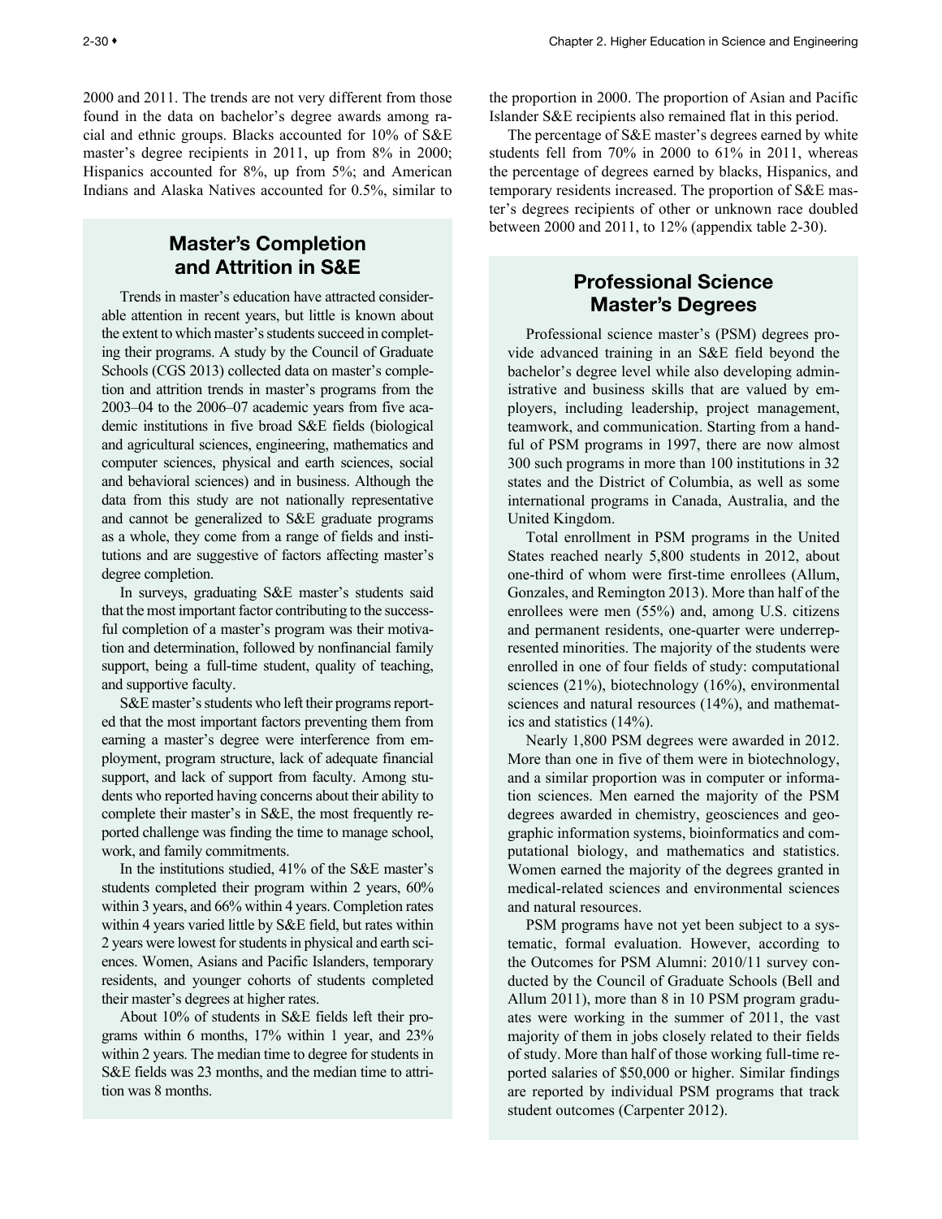2000 and 2011. The trends are not very different from those found in the data on bachelor's degree awards among racial and ethnic groups. Blacks accounted for 10% of S&E master's degree recipients in 2011, up from 8% in 2000; Hispanics accounted for 8%, up from 5%; and American Indians and Alaska Natives accounted for 0.5%, similar to the proportion in 2000. The proportion of Asian and Pacific Islander S&E recipients also remained flat in this period.

The percentage of S&E master's degrees earned by white students fell from 70% in 2000 to 61% in 2011, whereas the percentage of degrees earned by blacks, Hispanics, and temporary residents increased. The proportion of S&E master's degrees recipients of other or unknown race doubled between 2000 and 2011, to 12% (appendix table 2-30).

## Master's Completion and Attrition in S&E

Trends in master's education have attracted considerable attention in recent years, but little is known about the extent to which master's students succeed in completing their programs. A study by the Council of Graduate Schools (CGS 2013) collected data on master's completion and attrition trends in master's programs from the 2003–04 to the 2006–07 academic years from five academic institutions in five broad S&E fields (biological and agricultural sciences, engineering, mathematics and computer sciences, physical and earth sciences, social and behavioral sciences) and in business. Although the data from this study are not nationally representative and cannot be generalized to S&E graduate programs as a whole, they come from a range of fields and institutions and are suggestive of factors affecting master's degree completion.

In surveys, graduating S&E master's students said that the most important factor contributing to the successful completion of a master's program was their motivation and determination, followed by nonfinancial family support, being a full-time student, quality of teaching, and supportive faculty.

S&E master's students who left their programs reported that the most important factors preventing them from earning a master's degree were interference from employment, program structure, lack of adequate financial support, and lack of support from faculty. Among students who reported having concerns about their ability to complete their master's in S&E, the most frequently reported challenge was finding the time to manage school, work, and family commitments.

In the institutions studied, 41% of the S&E master's students completed their program within 2 years, 60% within 3 years, and 66% within 4 years. Completion rates within 4 years varied little by S&E field, but rates within 2 years were lowest for students in physical and earth sciences. Women, Asians and Pacific Islanders, temporary residents, and younger cohorts of students completed their master's degrees at higher rates.

About 10% of students in S&E fields left their programs within 6 months, 17% within 1 year, and 23% within 2 years. The median time to degree for students in S&E fields was 23 months, and the median time to attrition was 8 months.

## Professional Science Master's Degrees

Professional science master's (PSM) degrees provide advanced training in an S&E field beyond the bachelor's degree level while also developing administrative and business skills that are valued by employers, including leadership, project management, teamwork, and communication. Starting from a handful of PSM programs in 1997, there are now almost 300 such programs in more than 100 institutions in 32 states and the District of Columbia, as well as some international programs in Canada, Australia, and the United Kingdom.

Total enrollment in PSM programs in the United States reached nearly 5,800 students in 2012, about one-third of whom were first-time enrollees (Allum, Gonzales, and Remington 2013). More than half of the enrollees were men (55%) and, among U.S. citizens and permanent residents, one-quarter were underrepresented minorities. The majority of the students were enrolled in one of four fields of study: computational sciences (21%), biotechnology (16%), environmental sciences and natural resources (14%), and mathematics and statistics (14%).

Nearly 1,800 PSM degrees were awarded in 2012. More than one in five of them were in biotechnology, and a similar proportion was in computer or information sciences. Men earned the majority of the PSM degrees awarded in chemistry, geosciences and geographic information systems, bioinformatics and computational biology, and mathematics and statistics. Women earned the majority of the degrees granted in medical-related sciences and environmental sciences and natural resources.

PSM programs have not yet been subject to a systematic, formal evaluation. However, according to the Outcomes for PSM Alumni: 2010/11 survey conducted by the Council of Graduate Schools (Bell and Allum 2011), more than 8 in 10 PSM program graduates were working in the summer of 2011, the vast majority of them in jobs closely related to their fields of study. More than half of those working full-time reported salaries of $50,000 or higher. Similar findings are reported by individual PSM programs that track student outcomes (Carpenter 2012).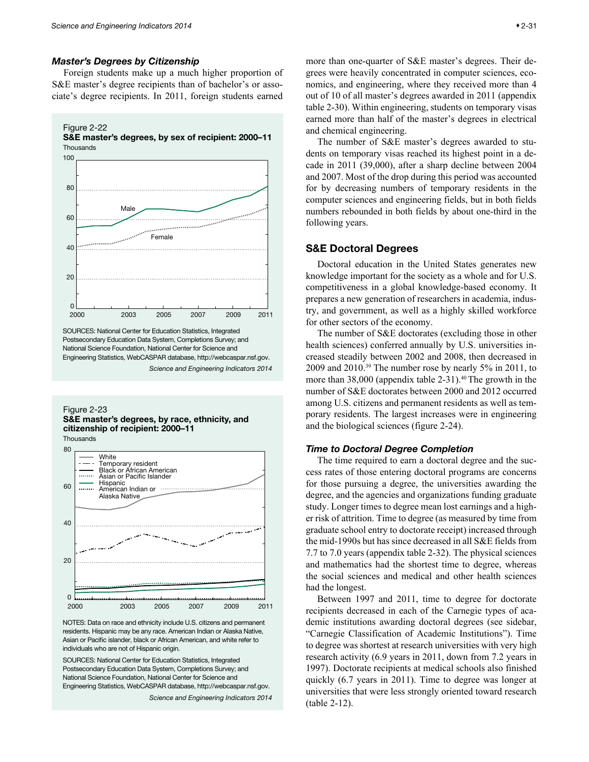### Master's Degrees by Citizenship

Foreign students make up a much higher proportion of S&E master's degree recipients than of bachelor's or associate's degree recipients. In 2011, foreign students earned more than one-quarter of S&E master's degrees. Their degrees were heavily concentrated in computer sciences, economics, and engineering, where they received more than 4 out of 10 of all master's degrees awarded in 2011 (appendix table 2-30). Within engineering, students on temporary visas earned more than half of the master's degrees in electrical and chemical engineering.

The number of S&E master's degrees awarded to students on temporary visas reached its highest point in a decade in 2011 (39,000), after a sharp decline between 2004 and 2007. Most of the drop during this period was accounted for by decreasing numbers of temporary residents in the computer sciences and engineering fields, but in both fields numbers rebounded in both fields by about one-third in the following years.

Figure 2-22
**S&E master's degrees, by sex of recipient: 2000–11**

SOURCES: National Center for Education Statistics, Integrated Postsecondary Education Data System, Completions Survey; and National Science Foundation, National Center for Science and Engineering Statistics, WebCASPAR database, http://webcaspar.nsf.gov.

*Science and Engineering Indicators 2014*

Figure 2-23
**S&E master's degrees, by race, ethnicity, and citizenship of recipient: 2000–11**

NOTES: Data on race and ethnicity include U.S. citizens and permanent residents. Hispanic may be any race. American Indian or Alaska Native, Asian or Pacific Islander, black or African American, and white refer to individuals who are not of Hispanic origin.

SOURCES: National Center for Education Statistics, Integrated Postsecondary Education Data System, Completions Survey; and National Science Foundation, National Center for Science and Engineering Statistics, WebCASPAR database, http://webcaspar.nsf.gov.

*Science and Engineering Indicators 2014*

## S&E Doctoral Degrees

Doctoral education in the United States generates new knowledge important for the society as a whole and for U.S. competitiveness in a global knowledge-based economy. It prepares a new generation of researchers in academia, industry, and government, as well as a highly skilled workforce for other sectors of the economy.

The number of S&E doctorates (excluding those in other health sciences) conferred annually by U.S. universities increased steadily between 2002 and 2008, then decreased in 2009 and 2010.[39] The number rose by nearly 5% in 2011, to more than 38,000 (appendix table 2-31).[40] The growth in the number of S&E doctorates between 2000 and 2012 occurred among U.S. citizens and permanent residents as well as temporary residents. The largest increases were in engineering and the biological sciences (figure 2-24).

### Time to Doctoral Degree Completion

The time required to earn a doctoral degree and the success rates of those entering doctoral programs are concerns for those pursuing a degree, the universities awarding the degree, and the agencies and organizations funding graduate study. Longer times to degree mean lost earnings and a higher risk of attrition. Time to degree (as measured by time from graduate school entry to doctorate receipt) increased through the mid-1990s but has since decreased in all S&E fields from 7.7 to 7.0 years (appendix table 2-32). The physical sciences and mathematics had the shortest time to degree, whereas the social sciences and medical and other health sciences had the longest.

Between 1997 and 2011, time to degree for doctorate recipients decreased in each of the Carnegie types of academic institutions awarding doctoral degrees (see sidebar, "Carnegie Classification of Academic Institutions"). Time to degree was shortest at research universities with very high research activity (6.9 years in 2011, down from 7.2 years in 1997). Doctorate recipients at medical schools also finished quickly (6.7 years in 2011). Time to degree was longer at universities that were less strongly oriented toward research (table 2-12).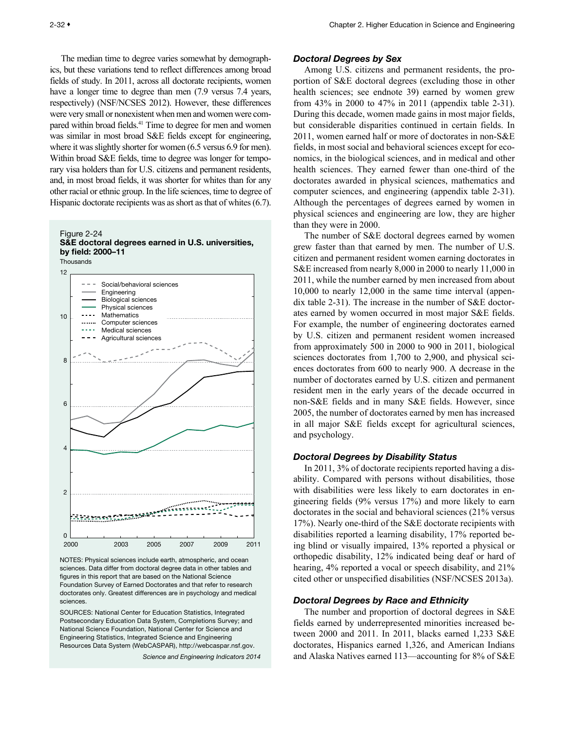The median time to degree varies somewhat by demographics, but these variations tend to reflect differences among broad fields of study. In 2011, across all doctorate recipients, women have a longer time to degree than men (7.9 versus 7.4 years, respectively) (NSF/NCSES 2012). However, these differences were very small or nonexistent when men and women were compared within broad fields.[41] Time to degree for men and women was similar in most broad S&E fields except for engineering, where it was slightly shorter for women (6.5 versus 6.9 for men). Within broad S&E fields, time to degree was longer for temporary visa holders than for U.S. citizens and permanent residents, and, in most broad fields, it was shorter for whites than for any other racial or ethnic group. In the life sciences, time to degree of Hispanic doctorate recipients was as short as that of whites (6.7).

Figure 2-24
**S&E doctoral degrees earned in U.S. universities, by field: 2000–11**

Thousands

NOTES: Physical sciences include earth, atmospheric, and ocean sciences. Data differ from doctoral degree data in other tables and figures in this report that are based on the National Science Foundation Survey of Earned Doctorates and that refer to research doctorates only. Greatest differences are in psychology and medical sciences.

SOURCES: National Center for Education Statistics, Integrated Postsecondary Education Data System, Completions Survey; and National Science Foundation, National Center for Science and Engineering Statistics, Integrated Science and Engineering Resources Data System (WebCASPAR), http://webcaspar.nsf.gov.

*Science and Engineering Indicators 2014*

### *Doctoral Degrees by Sex*

Among U.S. citizens and permanent residents, the proportion of S&E doctoral degrees (excluding those in other health sciences; see endnote 39) earned by women grew from 43% in 2000 to 47% in 2011 (appendix table 2-31). During this decade, women made gains in most major fields, but considerable disparities continued in certain fields. In 2011, women earned half or more of doctorates in non-S&E fields, in most social and behavioral sciences except for economics, in the biological sciences, and in medical and other health sciences. They earned fewer than one-third of the doctorates awarded in physical sciences, mathematics and computer sciences, and engineering (appendix table 2-31). Although the percentages of degrees earned by women in physical sciences and engineering are low, they are higher than they were in 2000.

The number of S&E doctoral degrees earned by women grew faster than that earned by men. The number of U.S. citizen and permanent resident women earning doctorates in S&E increased from nearly 8,000 in 2000 to nearly 11,000 in 2011, while the number earned by men increased from about 10,000 to nearly 12,000 in the same time interval (appendix table 2-31). The increase in the number of S&E doctorates earned by women occurred in most major S&E fields. For example, the number of engineering doctorates earned by U.S. citizen and permanent resident women increased from approximately 500 in 2000 to 900 in 2011, biological sciences doctorates from 1,700 to 2,900, and physical sciences doctorates from 600 to nearly 900. A decrease in the number of doctorates earned by U.S. citizen and permanent resident men in the early years of the decade occurred in non-S&E fields and in many S&E fields. However, since 2005, the number of doctorates earned by men has increased in all major S&E fields except for agricultural sciences, and psychology.

### *Doctoral Degrees by Disability Status*

In 2011, 3% of doctorate recipients reported having a disability. Compared with persons without disabilities, those with disabilities were less likely to earn doctorates in engineering fields (9% versus 17%) and more likely to earn doctorates in the social and behavioral sciences (21% versus 17%). Nearly one-third of the S&E doctorate recipients with disabilities reported a learning disability, 17% reported being blind or visually impaired, 13% reported a physical or orthopedic disability, 12% indicated being deaf or hard of hearing, 4% reported a vocal or speech disability, and 21% cited other or unspecified disabilities (NSF/NCSES 2013a).

### *Doctoral Degrees by Race and Ethnicity*

The number and proportion of doctoral degrees in S&E fields earned by underrepresented minorities increased between 2000 and 2011. In 2011, blacks earned 1,233 S&E doctorates, Hispanics earned 1,326, and American Indians and Alaska Natives earned 113—accounting for 8% of S&E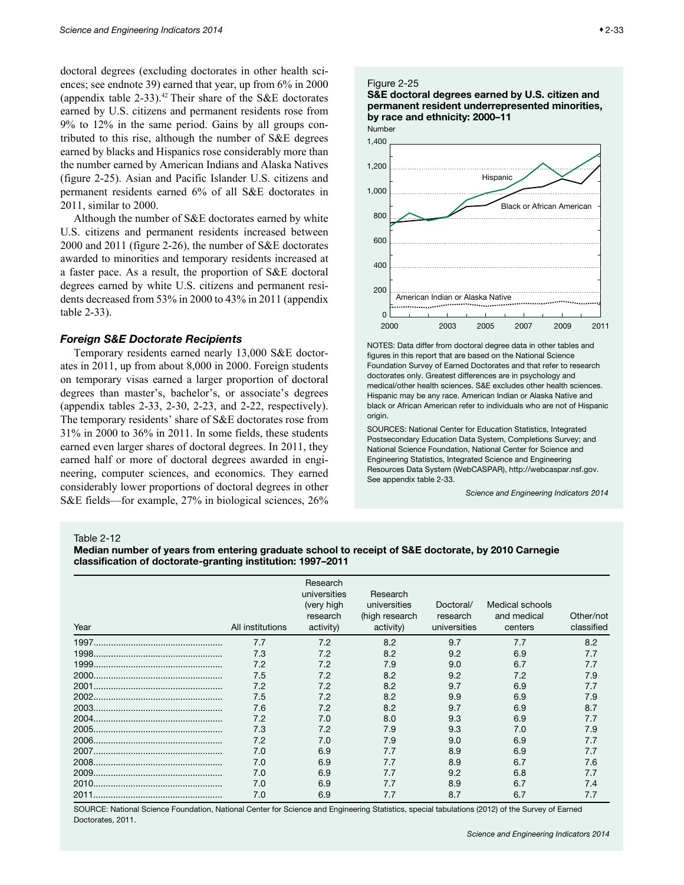doctoral degrees (excluding doctorates in other health sciences; see endnote 39) earned that year, up from 6% in 2000 (appendix table 2-33).[42] Their share of the S&E doctorates earned by U.S. citizens and permanent residents rose from 9% to 12% in the same period. Gains by all groups contributed to this rise, although the number of S&E degrees earned by blacks and Hispanics rose considerably more than the number earned by American Indians and Alaska Natives (figure 2-25). Asian and Pacific Islander U.S. citizens and permanent residents earned 6% of all S&E doctorates in 2011, similar to 2000.

Although the number of S&E doctorates earned by white U.S. citizens and permanent residents increased between 2000 and 2011 (figure 2-26), the number of S&E doctorates awarded to minorities and temporary residents increased at a faster pace. As a result, the proportion of S&E doctoral degrees earned by white U.S. citizens and permanent residents decreased from 53% in 2000 to 43% in 2011 (appendix table 2-33).

### *Foreign S&E Doctorate Recipients*

Temporary residents earned nearly 13,000 S&E doctorates in 2011, up from about 8,000 in 2000. Foreign students on temporary visas earned a larger proportion of doctoral degrees than master's, bachelor's, or associate's degrees (appendix tables 2-33, 2-30, 2-23, and 2-22, respectively). The temporary residents' share of S&E doctorates rose from 31% in 2000 to 36% in 2011. In some fields, these students earned even larger shares of doctoral degrees. In 2011, they earned half or more of doctoral degrees awarded in engineering, computer sciences, and economics. They earned considerably lower proportions of doctoral degrees in other S&E fields—for example, 27% in biological sciences, 26%

Figure 2-25
**S&E doctoral degrees earned by U.S. citizen and permanent resident underrepresented minorities, by race and ethnicity: 2000–11**

NOTES: Data differ from doctoral degree data in other tables and figures in this report that are based on the National Science Foundation Survey of Earned Doctorates and that refer to research doctorates only. Greatest differences are in psychology and medical/other health sciences. S&E excludes other health sciences. Hispanic may be any race. American Indian or Alaska Native and black or African American refer to individuals who are not of Hispanic origin.

SOURCES: National Center for Education Statistics, Integrated Postsecondary Education Data System, Completions Survey; and National Science Foundation, National Center for Science and Engineering Statistics, Integrated Science and Engineering Resources Data System (WebCASPAR), http://webcaspar.nsf.gov. See appendix table 2-33.

*Science and Engineering Indicators 2014*

Table 2-12
**Median number of years from entering graduate school to receipt of S&E doctorate, by 2010 Carnegie classification of doctorate-granting institution: 1997–2011**

| Year | All institutions | Research universities (very high research activity) | Research universities (high research activity) | Doctoral/ research universities | Medical schools and medical centers | Other/not classified |
|---|---|---|---|---|---|---|
| 1997 | 7.7 | 7.2 | 8.2 | 9.7 | 7.7 | 8.2 |
| 1998 | 7.3 | 7.2 | 8.2 | 9.2 | 6.9 | 7.7 |
| 1999 | 7.2 | 7.2 | 7.9 | 9.0 | 6.7 | 7.7 |
| 2000 | 7.5 | 7.2 | 8.2 | 9.2 | 7.2 | 7.9 |
| 2001 | 7.2 | 7.2 | 8.2 | 9.7 | 6.9 | 7.7 |
| 2002 | 7.5 | 7.2 | 8.2 | 9.9 | 6.9 | 7.9 |
| 2003 | 7.6 | 7.2 | 8.2 | 9.7 | 6.9 | 8.7 |
| 2004 | 7.2 | 7.0 | 8.0 | 9.3 | 6.9 | 7.7 |
| 2005 | 7.3 | 7.2 | 7.9 | 9.3 | 7.0 | 7.9 |
| 2006 | 7.2 | 7.0 | 7.9 | 9.0 | 6.9 | 7.7 |
| 2007 | 7.0 | 6.9 | 7.7 | 8.9 | 6.9 | 7.7 |
| 2008 | 7.0 | 6.9 | 7.7 | 8.9 | 6.7 | 7.6 |
| 2009 | 7.0 | 6.9 | 7.7 | 9.2 | 6.8 | 7.7 |
| 2010 | 7.0 | 6.9 | 7.7 | 8.9 | 6.7 | 7.4 |
| 2011 | 7.0 | 6.9 | 7.7 | 8.7 | 6.7 | 7.7 |

SOURCE: National Science Foundation, National Center for Science and Engineering Statistics, special tabulations (2012) of the Survey of Earned Doctorates, 2011.

*Science and Engineering Indicators 2014*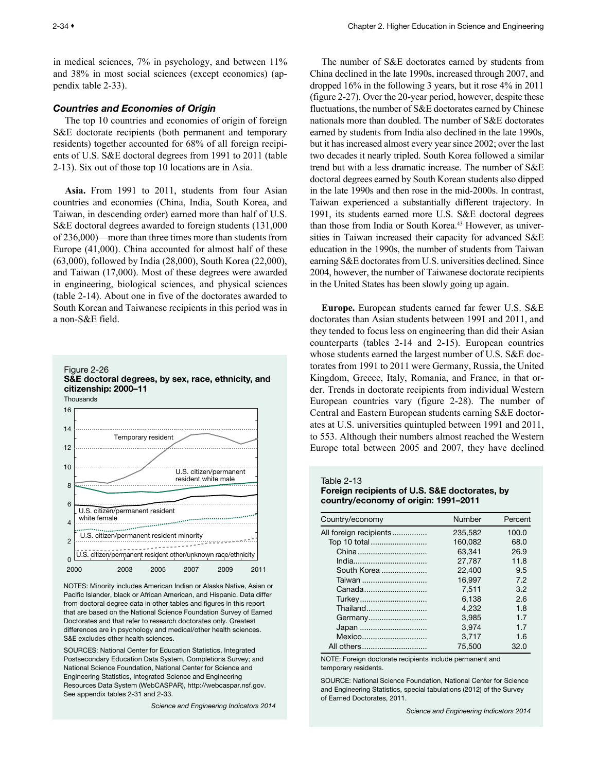in medical sciences, 7% in psychology, and between 11% and 38% in most social sciences (except economics) (appendix table 2-33).

### *Countries and Economies of Origin*

The top 10 countries and economies of origin of foreign S&E doctorate recipients (both permanent and temporary residents) together accounted for 68% of all foreign recipients of U.S. S&E doctoral degrees from 1991 to 2011 (table 2-13). Six out of those top 10 locations are in Asia.

**Asia.** From 1991 to 2011, students from four Asian countries and economies (China, India, South Korea, and Taiwan, in descending order) earned more than half of U.S. S&E doctoral degrees awarded to foreign students (131,000 of 236,000)—more than three times more than students from Europe (41,000). China accounted for almost half of these (63,000), followed by India (28,000), South Korea (22,000), and Taiwan (17,000). Most of these degrees were awarded in engineering, biological sciences, and physical sciences (table 2-14). About one in five of the doctorates awarded to South Korean and Taiwanese recipients in this period was in a non-S&E field.

Figure 2-26
**S&E doctoral degrees, by sex, race, ethnicity, and citizenship: 2000–11**

Thousands

NOTES: Minority includes American Indian or Alaska Native, Asian or Pacific Islander, black or African American, and Hispanic. Data differ from doctoral degree data in other tables and figures in this report that are based on the National Science Foundation Survey of Earned Doctorates and that refer to research doctorates only. Greatest differences are in psychology and medical/other health sciences. S&E excludes other health sciences.

SOURCES: National Center for Education Statistics, Integrated Postsecondary Education Data System, Completions Survey; and National Science Foundation, National Center for Science and Engineering Statistics, Integrated Science and Engineering Resources Data System (WebCASPAR), http://webcaspar.nsf.gov. See appendix tables 2-31 and 2-33.

*Science and Engineering Indicators 2014*

The number of S&E doctorates earned by students from China declined in the late 1990s, increased through 2007, and dropped 16% in the following 3 years, but it rose 4% in 2011 (figure 2-27). Over the 20-year period, however, despite these fluctuations, the number of S&E doctorates earned by Chinese nationals more than doubled. The number of S&E doctorates earned by students from India also declined in the late 1990s, but it has increased almost every year since 2002; over the last two decades it nearly tripled. South Korea followed a similar trend but with a less dramatic increase. The number of S&E doctoral degrees earned by South Korean students also dipped in the late 1990s and then rose in the mid-2000s. In contrast, Taiwan experienced a substantially different trajectory. In 1991, its students earned more U.S. S&E doctoral degrees than those from India or South Korea.[43] However, as universities in Taiwan increased their capacity for advanced S&E education in the 1990s, the number of students from Taiwan earning S&E doctorates from U.S. universities declined. Since 2004, however, the number of Taiwanese doctorate recipients in the United States has been slowly going up again.

**Europe.** European students earned far fewer U.S. S&E doctorates than Asian students between 1991 and 2011, and they tended to focus less on engineering than did their Asian counterparts (tables 2-14 and 2-15). European countries whose students earned the largest number of U.S. S&E doctorates from 1991 to 2011 were Germany, Russia, the United Kingdom, Greece, Italy, Romania, and France, in that order. Trends in doctorate recipients from individual Western European countries vary (figure 2-28). The number of Central and Eastern European students earning S&E doctorates at U.S. universities quintupled between 1991 and 2011, to 553. Although their numbers almost reached the Western Europe total between 2005 and 2007, they have declined

Table 2-13
**Foreign recipients of U.S. S&E doctorates, by country/economy of origin: 1991–2011**

| Country/economy | Number | Percent |
|---|---|---|
| All foreign recipients | 235,582 | 100.0 |
| Top 10 total | 160,082 | 68.0 |
| China | 63,341 | 26.9 |
| India | 27,787 | 11.8 |
| South Korea | 22,400 | 9.5 |
| Taiwan | 16,997 | 7.2 |
| Canada | 7,511 | 3.2 |
| Turkey | 6,138 | 2.6 |
| Thailand | 4,232 | 1.8 |
| Germany | 3,985 | 1.7 |
| Japan | 3,974 | 1.7 |
| Mexico | 3,717 | 1.6 |
| All others | 75,500 | 32.0 |

NOTE: Foreign doctorate recipients include permanent and temporary residents.

SOURCE: National Science Foundation, National Center for Science and Engineering Statistics, special tabulations (2012) of the Survey of Earned Doctorates, 2011.

*Science and Engineering Indicators 2014*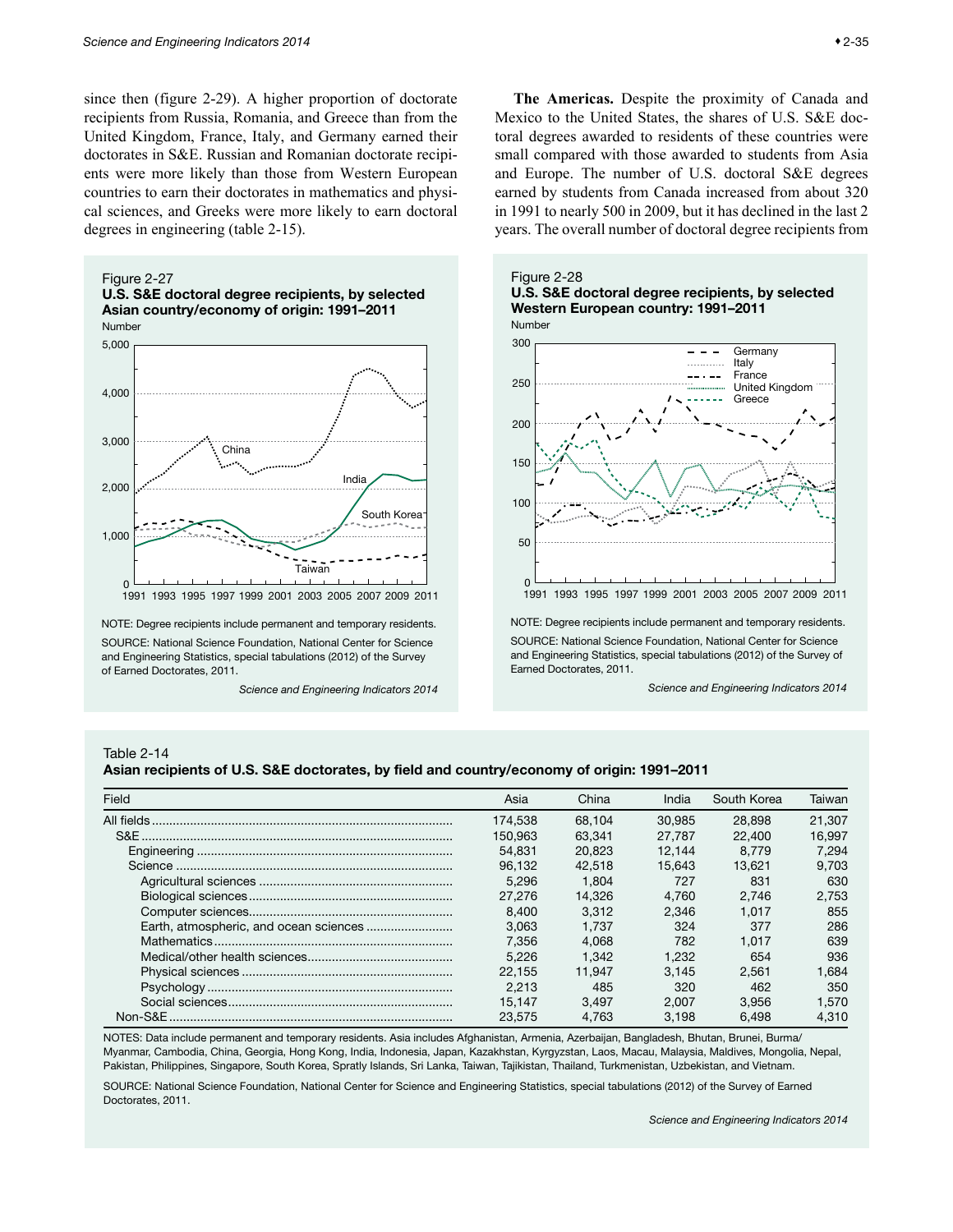since then (figure 2-29). A higher proportion of doctorate recipients from Russia, Romania, and Greece than from the United Kingdom, France, Italy, and Germany earned their doctorates in S&E. Russian and Romanian doctorate recipients were more likely than those from Western European countries to earn their doctorates in mathematics and physical sciences, and Greeks were more likely to earn doctoral degrees in engineering (table 2-15).

**The Americas.** Despite the proximity of Canada and Mexico to the United States, the shares of U.S. S&E doctoral degrees awarded to residents of these countries were small compared with those awarded to students from Asia and Europe. The number of U.S. doctoral S&E degrees earned by students from Canada increased from about 320 in 1991 to nearly 500 in 2009, but it has declined in the last 2 years. The overall number of doctoral degree recipients from

Figure 2-27
**U.S. S&E doctoral degree recipients, by selected Asian country/economy of origin: 1991–2011**

NOTE: Degree recipients include permanent and temporary residents.

SOURCE: National Science Foundation, National Center for Science and Engineering Statistics, special tabulations (2012) of the Survey of Earned Doctorates, 2011.

*Science and Engineering Indicators 2014*

Figure 2-28
**U.S. S&E doctoral degree recipients, by selected Western European country: 1991–2011**

NOTE: Degree recipients include permanent and temporary residents.

SOURCE: National Science Foundation, National Center for Science and Engineering Statistics, special tabulations (2012) of the Survey of Earned Doctorates, 2011.

*Science and Engineering Indicators 2014*

Table 2-14
**Asian recipients of U.S. S&E doctorates, by field and country/economy of origin: 1991–2011**

| Field | Asia | China | India | South Korea | Taiwan |
|---|---|---|---|---|---|
| All fields | 174,538 | 68,104 | 30,985 | 28,898 | 21,307 |
| S&E | 150,963 | 63,341 | 27,787 | 22,400 | 16,997 |
| Engineering | 54,831 | 20,823 | 12,144 | 8,779 | 7,294 |
| Science | 96,132 | 42,518 | 15,643 | 13,621 | 9,703 |
| Agricultural sciences | 5,296 | 1,804 | 727 | 831 | 630 |
| Biological sciences | 27,276 | 14,326 | 4,760 | 2,746 | 2,753 |
| Computer sciences | 8,400 | 3,312 | 2,346 | 1,017 | 855 |
| Earth, atmospheric, and ocean sciences | 3,063 | 1,737 | 324 | 377 | 286 |
| Mathematics | 7,356 | 4,068 | 782 | 1,017 | 639 |
| Medical/other health sciences | 5,226 | 1,342 | 1,232 | 654 | 936 |
| Physical sciences | 22,155 | 11,947 | 3,145 | 2,561 | 1,684 |
| Psychology | 2,213 | 485 | 320 | 462 | 350 |
| Social sciences | 15,147 | 3,497 | 2,007 | 3,956 | 1,570 |
| Non-S&E | 23,575 | 4,763 | 3,198 | 6,498 | 4,310 |

NOTES: Data include permanent and temporary residents. Asia includes Afghanistan, Armenia, Azerbaijan, Bangladesh, Bhutan, Brunei, Burma/Myanmar, Cambodia, China, Georgia, Hong Kong, India, Indonesia, Japan, Kazakhstan, Kyrgyzstan, Laos, Macau, Malaysia, Maldives, Mongolia, Nepal, Pakistan, Philippines, Singapore, South Korea, Spratly Islands, Sri Lanka, Taiwan, Tajikistan, Thailand, Turkmenistan, Uzbekistan, and Vietnam.

SOURCE: National Science Foundation, National Center for Science and Engineering Statistics, special tabulations (2012) of the Survey of Earned Doctorates, 2011.

*Science and Engineering Indicators 2014*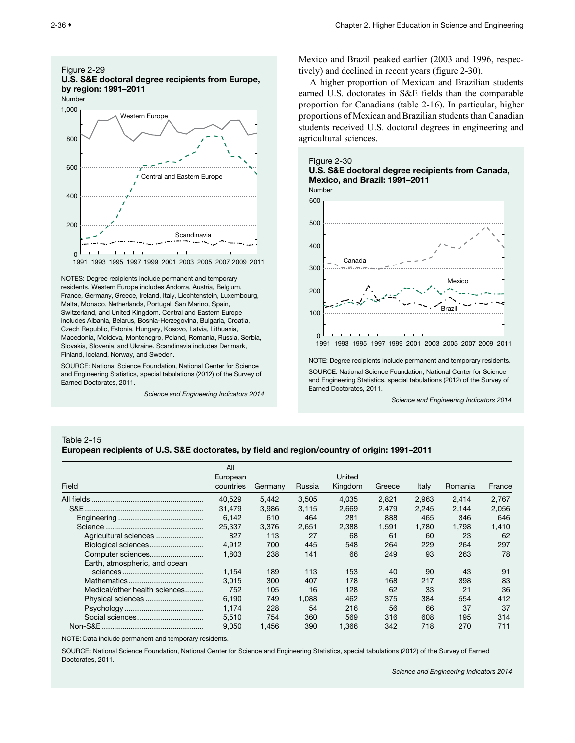Figure 2-29
**U.S. S&E doctoral degree recipients from Europe, by region: 1991–2011**

NOTES: Degree recipients include permanent and temporary residents. Western Europe includes Andorra, Austria, Belgium, France, Germany, Greece, Ireland, Italy, Liechtenstein, Luxembourg, Malta, Monaco, Netherlands, Portugal, San Marino, Spain, Switzerland, and United Kingdom. Central and Eastern Europe includes Albania, Belarus, Bosnia-Herzegovina, Bulgaria, Croatia, Czech Republic, Estonia, Hungary, Kosovo, Latvia, Lithuania, Macedonia, Moldova, Montenegro, Poland, Romania, Russia, Serbia, Slovakia, Slovenia, and Ukraine. Scandinavia includes Denmark, Finland, Iceland, Norway, and Sweden.

SOURCE: National Science Foundation, National Center for Science and Engineering Statistics, special tabulations (2012) of the Survey of Earned Doctorates, 2011.

*Science and Engineering Indicators 2014*

Mexico and Brazil peaked earlier (2003 and 1996, respectively) and declined in recent years (figure 2-30).

A higher proportion of Mexican and Brazilian students earned U.S. doctorates in S&E fields than the comparable proportion for Canadians (table 2-16). In particular, higher proportions of Mexican and Brazilian students than Canadian students received U.S. doctoral degrees in engineering and agricultural sciences.

Figure 2-30
**U.S. S&E doctoral degree recipients from Canada, Mexico, and Brazil: 1991–2011**

NOTE: Degree recipients include permanent and temporary residents.

SOURCE: National Science Foundation, National Center for Science and Engineering Statistics, special tabulations (2012) of the Survey of Earned Doctorates, 2011.

*Science and Engineering Indicators 2014*

Table 2-15
**European recipients of U.S. S&E doctorates, by field and region/country of origin: 1991–2011**

| Field | All European countries | Germany | Russia | United Kingdom | Greece | Italy | Romania | France |
|---|---|---|---|---|---|---|---|---|
| All fields | 40,529 | 5,442 | 3,505 | 4,035 | 2,821 | 2,963 | 2,414 | 2,767 |
| S&E | 31,479 | 3,986 | 3,115 | 2,669 | 2,479 | 2,245 | 2,144 | 2,056 |
| Engineering | 6,142 | 610 | 464 | 281 | 888 | 465 | 346 | 646 |
| Science | 25,337 | 3,376 | 2,651 | 2,388 | 1,591 | 1,780 | 1,798 | 1,410 |
| Agricultural sciences | 827 | 113 | 27 | 68 | 61 | 60 | 23 | 62 |
| Biological sciences | 4,912 | 700 | 445 | 548 | 264 | 229 | 264 | 297 |
| Computer sciences | 1,803 | 238 | 141 | 66 | 249 | 93 | 263 | 78 |
| Earth, atmospheric, and ocean sciences | 1,154 | 189 | 113 | 153 | 40 | 90 | 43 | 91 |
| Mathematics | 3,015 | 300 | 407 | 178 | 168 | 217 | 398 | 83 |
| Medical/other health sciences | 752 | 105 | 16 | 128 | 62 | 33 | 21 | 36 |
| Physical sciences | 6,190 | 749 | 1,088 | 462 | 375 | 384 | 554 | 412 |
| Psychology | 1,174 | 228 | 54 | 216 | 56 | 66 | 37 | 37 |
| Social sciences | 5,510 | 754 | 360 | 569 | 316 | 608 | 195 | 314 |
| Non-S&E | 9,050 | 1,456 | 390 | 1,366 | 342 | 718 | 270 | 711 |

NOTE: Data include permanent and temporary residents.

SOURCE: National Science Foundation, National Center for Science and Engineering Statistics, special tabulations (2012) of the Survey of Earned Doctorates, 2011.

*Science and Engineering Indicators 2014*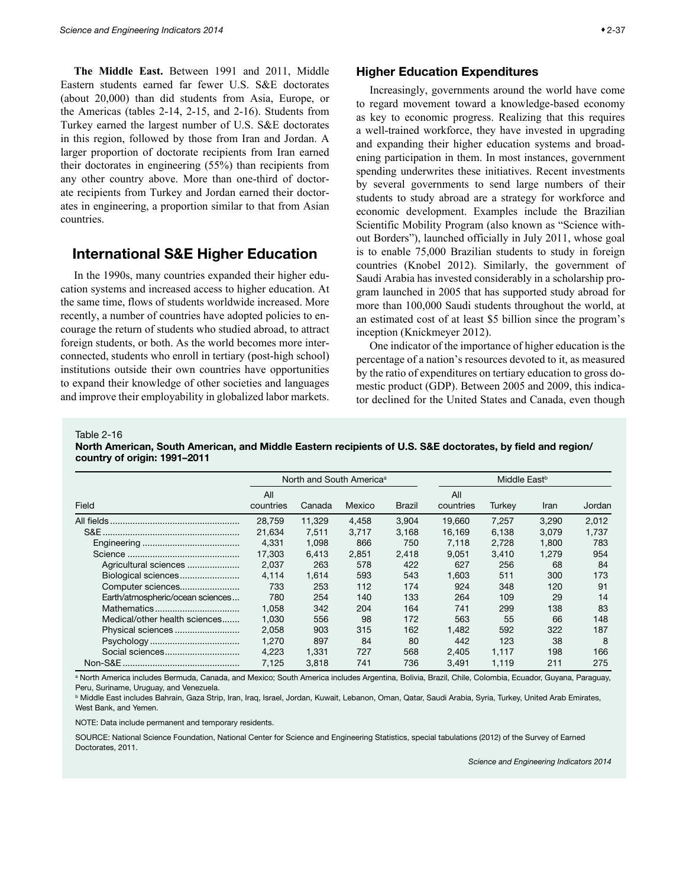**The Middle East.** Between 1991 and 2011, Middle Eastern students earned far fewer U.S. S&E doctorates (about 20,000) than did students from Asia, Europe, or the Americas (tables 2-14, 2-15, and 2-16). Students from Turkey earned the largest number of U.S. S&E doctorates in this region, followed by those from Iran and Jordan. A larger proportion of doctorate recipients from Iran earned their doctorates in engineering (55%) than recipients from any other country above. More than one-third of doctorate recipients from Turkey and Jordan earned their doctorates in engineering, a proportion similar to that from Asian countries.

## International S&E Higher Education

In the 1990s, many countries expanded their higher education systems and increased access to higher education. At the same time, flows of students worldwide increased. More recently, a number of countries have adopted policies to encourage the return of students who studied abroad, to attract foreign students, or both. As the world becomes more interconnected, students who enroll in tertiary (post-high school) institutions outside their own countries have opportunities to expand their knowledge of other societies and languages and improve their employability in globalized labor markets.

### Higher Education Expenditures

Increasingly, governments around the world have come to regard movement toward a knowledge-based economy as key to economic progress. Realizing that this requires a well-trained workforce, they have invested in upgrading and expanding their higher education systems and broadening participation in them. In most instances, government spending underwrites these initiatives. Recent investments by several governments to send large numbers of their students to study abroad are a strategy for workforce and economic development. Examples include the Brazilian Scientific Mobility Program (also known as "Science without Borders"), launched officially in July 2011, whose goal is to enable 75,000 Brazilian students to study in foreign countries (Knobel 2012). Similarly, the government of Saudi Arabia has invested considerably in a scholarship program launched in 2005 that has supported study abroad for more than 100,000 Saudi students throughout the world, at an estimated cost of at least $5 billion since the program's inception (Knickmeyer 2012).

One indicator of the importance of higher education is the percentage of a nation's resources devoted to it, as measured by the ratio of expenditures on tertiary education to gross domestic product (GDP). Between 2005 and 2009, this indicator declined for the United States and Canada, even though

Table 2-16
**North American, South American, and Middle Eastern recipients of U.S. S&E doctorates, by field and region/country of origin: 1991–2011**

| Field | North and South America[a] | | | | Middle East[b] | | | |
|---|---|---|---|---|---|---|---|---|
| | All countries | Canada | Mexico | Brazil | All countries | Turkey | Iran | Jordan |
| All fields | 28,759 | 11,329 | 4,458 | 3,904 | 19,660 | 7,257 | 3,290 | 2,012 |
| S&E | 21,634 | 7,511 | 3,717 | 3,168 | 16,169 | 6,138 | 3,079 | 1,737 |
| Engineering | 4,331 | 1,098 | 866 | 750 | 7,118 | 2,728 | 1,800 | 783 |
| Science | 17,303 | 6,413 | 2,851 | 2,418 | 9,051 | 3,410 | 1,279 | 954 |
| Agricultural sciences | 2,037 | 263 | 578 | 422 | 627 | 256 | 68 | 84 |
| Biological sciences | 4,114 | 1,614 | 593 | 543 | 1,603 | 511 | 300 | 173 |
| Computer sciences | 733 | 253 | 112 | 174 | 924 | 348 | 120 | 91 |
| Earth/atmospheric/ocean sciences | 780 | 254 | 140 | 133 | 264 | 109 | 29 | 14 |
| Mathematics | 1,058 | 342 | 204 | 164 | 741 | 299 | 138 | 83 |
| Medical/other health sciences | 1,030 | 556 | 98 | 172 | 563 | 55 | 66 | 148 |
| Physical sciences | 2,058 | 903 | 315 | 162 | 1,482 | 592 | 322 | 187 |
| Psychology | 1,270 | 897 | 84 | 80 | 442 | 123 | 38 | 8 |
| Social sciences | 4,223 | 1,331 | 727 | 568 | 2,405 | 1,117 | 198 | 166 |
| Non-S&E | 7,125 | 3,818 | 741 | 736 | 3,491 | 1,119 | 211 | 275 |

[a] North America includes Bermuda, Canada, and Mexico; South America includes Argentina, Bolivia, Brazil, Chile, Colombia, Ecuador, Guyana, Paraguay, Peru, Suriname, Uruguay, and Venezuela.

[b] Middle East includes Bahrain, Gaza Strip, Iran, Iraq, Israel, Jordan, Kuwait, Lebanon, Oman, Qatar, Saudi Arabia, Syria, Turkey, United Arab Emirates, West Bank, and Yemen.

NOTE: Data include permanent and temporary residents.

SOURCE: National Science Foundation, National Center for Science and Engineering Statistics, special tabulations (2012) of the Survey of Earned Doctorates, 2011.

*Science and Engineering Indicators 2014*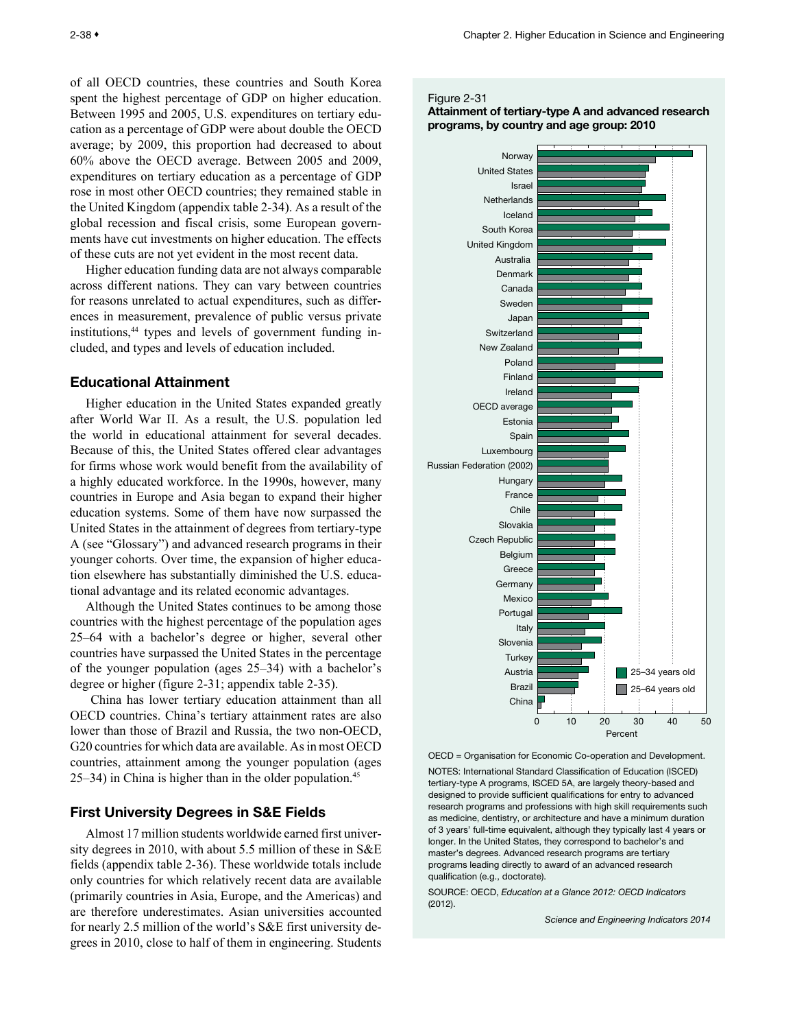of all OECD countries, these countries and South Korea spent the highest percentage of GDP on higher education. Between 1995 and 2005, U.S. expenditures on tertiary education as a percentage of GDP were about double the OECD average; by 2009, this proportion had decreased to about 60% above the OECD average. Between 2005 and 2009, expenditures on tertiary education as a percentage of GDP rose in most other OECD countries; they remained stable in the United Kingdom (appendix table 2-34). As a result of the global recession and fiscal crisis, some European governments have cut investments on higher education. The effects of these cuts are not yet evident in the most recent data.

Higher education funding data are not always comparable across different nations. They can vary between countries for reasons unrelated to actual expenditures, such as differences in measurement, prevalence of public versus private institutions,[44] types and levels of government funding included, and types and levels of education included.

## Educational Attainment

Higher education in the United States expanded greatly after World War II. As a result, the U.S. population led the world in educational attainment for several decades. Because of this, the United States offered clear advantages for firms whose work would benefit from the availability of a highly educated workforce. In the 1990s, however, many countries in Europe and Asia began to expand their higher education systems. Some of them have now surpassed the United States in the attainment of degrees from tertiary-type A (see "Glossary") and advanced research programs in their younger cohorts. Over time, the expansion of higher education elsewhere has substantially diminished the U.S. educational advantage and its related economic advantages.

Although the United States continues to be among those countries with the highest percentage of the population ages 25–64 with a bachelor's degree or higher, several other countries have surpassed the United States in the percentage of the younger population (ages 25–34) with a bachelor's degree or higher (figure 2-31; appendix table 2-35).

China has lower tertiary education attainment than all OECD countries. China's tertiary attainment rates are also lower than those of Brazil and Russia, the two non-OECD, G20 countries for which data are available. As in most OECD countries, attainment among the younger population (ages 25–34) in China is higher than in the older population.[45]

## First University Degrees in S&E Fields

Almost 17 million students worldwide earned first university degrees in 2010, with about 5.5 million of these in S&E fields (appendix table 2-36). These worldwide totals include only countries for which relatively recent data are available (primarily countries in Asia, Europe, and the Americas) and are therefore underestimates. Asian universities accounted for nearly 2.5 million of the world's S&E first university degrees in 2010, close to half of them in engineering. Students

Figure 2-31
**Attainment of tertiary-type A and advanced research programs, by country and age group: 2010**

OECD = Organisation for Economic Co-operation and Development.

NOTES: International Standard Classification of Education (ISCED) tertiary-type A programs, ISCED 5A, are largely theory-based and designed to provide sufficient qualifications for entry to advanced research programs and professions with high skill requirements such as medicine, dentistry, or architecture and have a minimum duration of 3 years' full-time equivalent, although they typically last 4 years or longer. In the United States, they correspond to bachelor's and master's degrees. Advanced research programs are tertiary programs leading directly to award of an advanced research qualification (e.g., doctorate).

SOURCE: OECD, *Education at a Glance 2012: OECD Indicators* (2012).

*Science and Engineering Indicators 2014*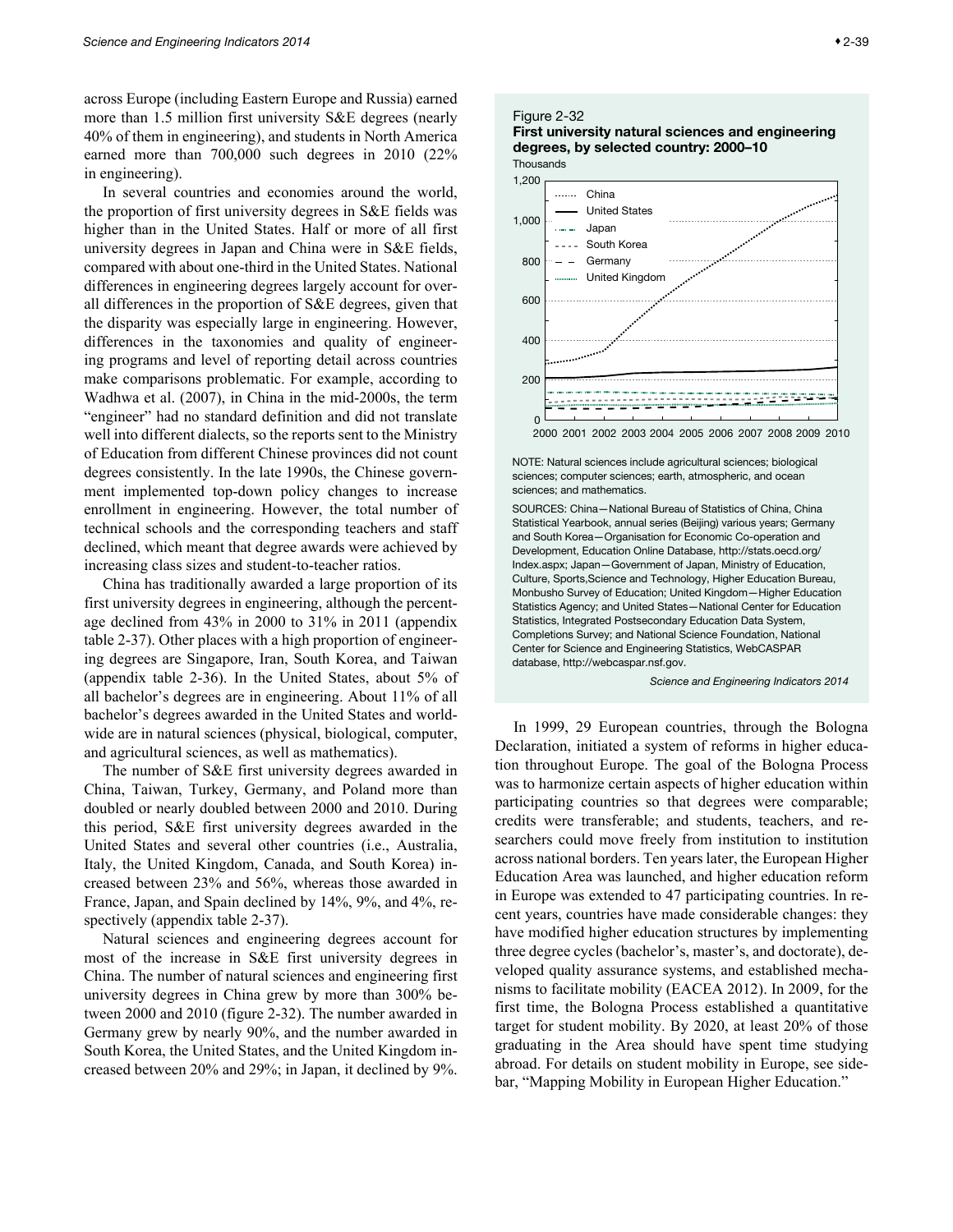across Europe (including Eastern Europe and Russia) earned more than 1.5 million first university S&E degrees (nearly 40% of them in engineering), and students in North America earned more than 700,000 such degrees in 2010 (22% in engineering).

In several countries and economies around the world, the proportion of first university degrees in S&E fields was higher than in the United States. Half or more of all first university degrees in Japan and China were in S&E fields, compared with about one-third in the United States. National differences in engineering degrees largely account for overall differences in the proportion of S&E degrees, given that the disparity was especially large in engineering. However, differences in the taxonomies and quality of engineering programs and level of reporting detail across countries make comparisons problematic. For example, according to Wadhwa et al. (2007), in China in the mid-2000s, the term "engineer" had no standard definition and did not translate well into different dialects, so the reports sent to the Ministry of Education from different Chinese provinces did not count degrees consistently. In the late 1990s, the Chinese government implemented top-down policy changes to increase enrollment in engineering. However, the total number of technical schools and the corresponding teachers and staff declined, which meant that degree awards were achieved by increasing class sizes and student-to-teacher ratios.

China has traditionally awarded a large proportion of its first university degrees in engineering, although the percentage declined from 43% in 2000 to 31% in 2011 (appendix table 2-37). Other places with a high proportion of engineering degrees are Singapore, Iran, South Korea, and Taiwan (appendix table 2-36). In the United States, about 5% of all bachelor's degrees are in engineering. About 11% of all bachelor's degrees awarded in the United States and worldwide are in natural sciences (physical, biological, computer, and agricultural sciences, as well as mathematics).

The number of S&E first university degrees awarded in China, Taiwan, Turkey, Germany, and Poland more than doubled or nearly doubled between 2000 and 2010. During this period, S&E first university degrees awarded in the United States and several other countries (i.e., Australia, Italy, the United Kingdom, Canada, and South Korea) increased between 23% and 56%, whereas those awarded in France, Japan, and Spain declined by 14%, 9%, and 4%, respectively (appendix table 2-37).

Natural sciences and engineering degrees account for most of the increase in S&E first university degrees in China. The number of natural sciences and engineering first university degrees in China grew by more than 300% between 2000 and 2010 (figure 2-32). The number awarded in Germany grew by nearly 90%, and the number awarded in South Korea, the United States, and the United Kingdom increased between 20% and 29%; in Japan, it declined by 9%.

Figure 2-32
**First university natural sciences and engineering degrees, by selected country: 2000–10**

Thousands

(Line chart: China, United States, Japan, South Korea, Germany, United Kingdom; y-axis 0–1,200; x-axis 2000–2010)

NOTE: Natural sciences include agricultural sciences; biological sciences; computer sciences; earth, atmospheric, and ocean sciences; and mathematics.

SOURCES: China—National Bureau of Statistics of China, China Statistical Yearbook, annual series (Beijing) various years; Germany and South Korea—Organisation for Economic Co-operation and Development, Education Online Database, http://stats.oecd.org/Index.aspx; Japan—Government of Japan, Ministry of Education, Culture, Sports,Science and Technology, Higher Education Bureau, Monbusho Survey of Education; United Kingdom—Higher Education Statistics Agency; and United States—National Center for Education Statistics, Integrated Postsecondary Education Data System, Completions Survey; and National Science Foundation, National Center for Science and Engineering Statistics, WebCASPAR database, http://webcaspar.nsf.gov.

*Science and Engineering Indicators 2014*

In 1999, 29 European countries, through the Bologna Declaration, initiated a system of reforms in higher education throughout Europe. The goal of the Bologna Process was to harmonize certain aspects of higher education within participating countries so that degrees were comparable; credits were transferable; and students, teachers, and researchers could move freely from institution to institution across national borders. Ten years later, the European Higher Education Area was launched, and higher education reform in Europe was extended to 47 participating countries. In recent years, countries have made considerable changes: they have modified higher education structures by implementing three degree cycles (bachelor's, master's, and doctorate), developed quality assurance systems, and established mechanisms to facilitate mobility (EACEA 2012). In 2009, for the first time, the Bologna Process established a quantitative target for student mobility. By 2020, at least 20% of those graduating in the Area should have spent time studying abroad. For details on student mobility in Europe, see sidebar, "Mapping Mobility in European Higher Education."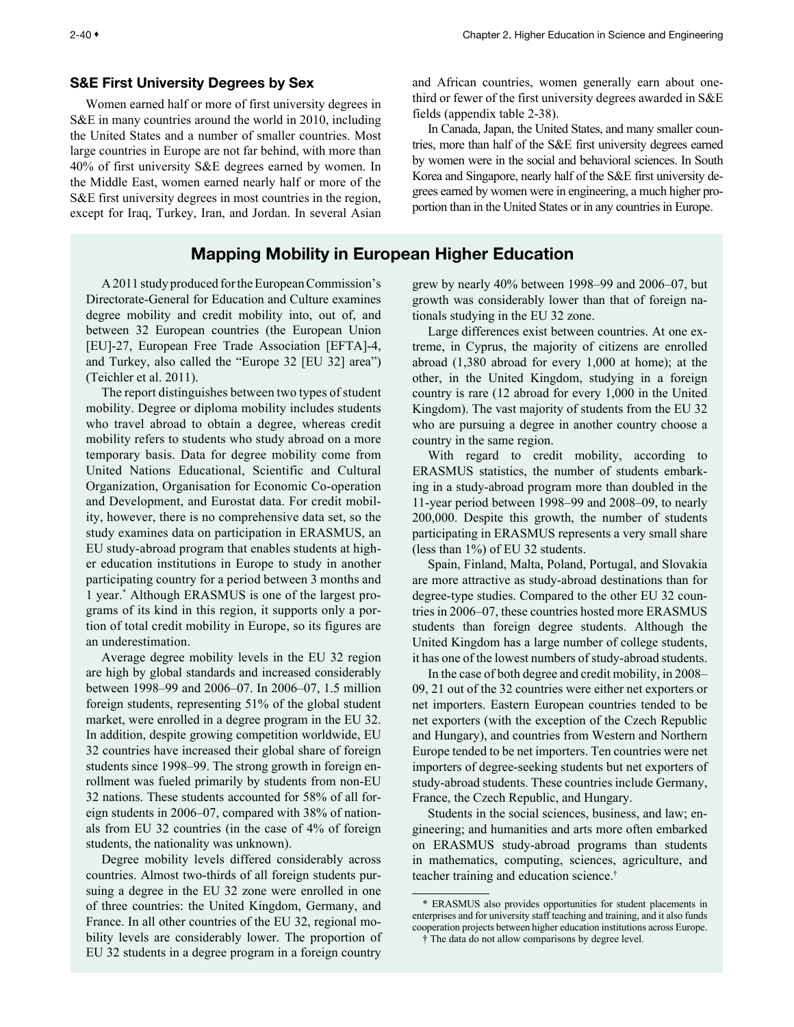## S&E First University Degrees by Sex

Women earned half or more of first university degrees in S&E in many countries around the world in 2010, including the United States and a number of smaller countries. Most large countries in Europe are not far behind, with more than 40% of first university S&E degrees earned by women. In the Middle East, women earned nearly half or more of the S&E first university degrees in most countries in the region, except for Iraq, Turkey, Iran, and Jordan. In several Asian and African countries, women generally earn about one-third or fewer of the first university degrees awarded in S&E fields (appendix table 2-38).

In Canada, Japan, the United States, and many smaller countries, more than half of the S&E first university degrees earned by women were in the social and behavioral sciences. In South Korea and Singapore, nearly half of the S&E first university degrees earned by women were in engineering, a much higher proportion than in the United States or in any countries in Europe.

## Mapping Mobility in European Higher Education

A 2011 study produced for the European Commission's Directorate-General for Education and Culture examines degree mobility and credit mobility into, out of, and between 32 European countries (the European Union [EU]-27, European Free Trade Association [EFTA]-4, and Turkey, also called the "Europe 32 [EU 32] area") (Teichler et al. 2011).

The report distinguishes between two types of student mobility. Degree or diploma mobility includes students who travel abroad to obtain a degree, whereas credit mobility refers to students who study abroad on a more temporary basis. Data for degree mobility come from United Nations Educational, Scientific and Cultural Organization, Organisation for Economic Co-operation and Development, and Eurostat data. For credit mobility, however, there is no comprehensive data set, so the study examines data on participation in ERASMUS, an EU study-abroad program that enables students at higher education institutions in Europe to study in another participating country for a period between 3 months and 1 year.* Although ERASMUS is one of the largest programs of its kind in this region, it supports only a portion of total credit mobility in Europe, so its figures are an underestimation.

Average degree mobility levels in the EU 32 region are high by global standards and increased considerably between 1998–99 and 2006–07. In 2006–07, 1.5 million foreign students, representing 51% of the global student market, were enrolled in a degree program in the EU 32. In addition, despite growing competition worldwide, EU 32 countries have increased their global share of foreign students since 1998–99. The strong growth in foreign enrollment was fueled primarily by students from non-EU 32 nations. These students accounted for 58% of all foreign students in 2006–07, compared with 38% of nationals from EU 32 countries (in the case of 4% of foreign students, the nationality was unknown).

Degree mobility levels differed considerably across countries. Almost two-thirds of all foreign students pursuing a degree in the EU 32 zone were enrolled in one of three countries: the United Kingdom, Germany, and France. In all other countries of the EU 32, regional mobility levels are considerably lower. The proportion of EU 32 students in a degree program in a foreign country grew by nearly 40% between 1998–99 and 2006–07, but growth was considerably lower than that of foreign nationals studying in the EU 32 zone.

Large differences exist between countries. At one extreme, in Cyprus, the majority of citizens are enrolled abroad (1,380 abroad for every 1,000 at home); at the other, in the United Kingdom, studying in a foreign country is rare (12 abroad for every 1,000 in the United Kingdom). The vast majority of students from the EU 32 who are pursuing a degree in another country choose a country in the same region.

With regard to credit mobility, according to ERASMUS statistics, the number of students embarking in a study-abroad program more than doubled in the 11-year period between 1998–99 and 2008–09, to nearly 200,000. Despite this growth, the number of students participating in ERASMUS represents a very small share (less than 1%) of EU 32 students.

Spain, Finland, Malta, Poland, Portugal, and Slovakia are more attractive as study-abroad destinations than for degree-type studies. Compared to the other EU 32 countries in 2006–07, these countries hosted more ERASMUS students than foreign degree students. Although the United Kingdom has a large number of college students, it has one of the lowest numbers of study-abroad students.

In the case of both degree and credit mobility, in 2008–09, 21 out of the 32 countries were either net exporters or net importers. Eastern European countries tended to be net exporters (with the exception of the Czech Republic and Hungary), and countries from Western and Northern Europe tended to be net importers. Ten countries were net importers of degree-seeking students but net exporters of study-abroad students. These countries include Germany, France, the Czech Republic, and Hungary.

Students in the social sciences, business, and law; engineering; and humanities and arts more often embarked on ERASMUS study-abroad programs than students in mathematics, computing, sciences, agriculture, and teacher training and education science.†

\* ERASMUS also provides opportunities for student placements in enterprises and for university staff teaching and training, and it also funds cooperation projects between higher education institutions across Europe.

† The data do not allow comparisons by degree level.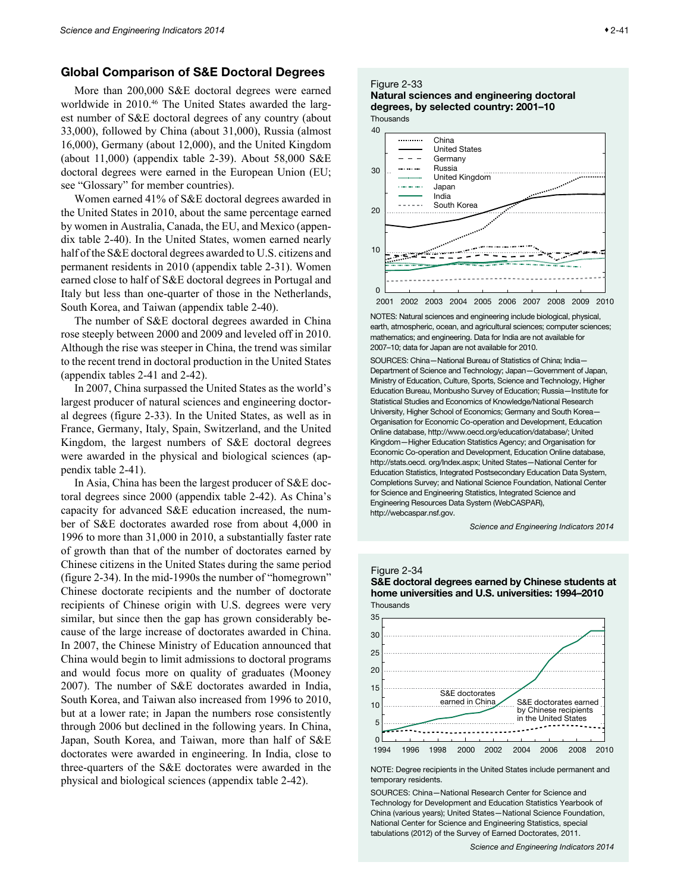## Global Comparison of S&E Doctoral Degrees

More than 200,000 S&E doctoral degrees were earned worldwide in 2010.[46] The United States awarded the largest number of S&E doctoral degrees of any country (about 33,000), followed by China (about 31,000), Russia (almost 16,000), Germany (about 12,000), and the United Kingdom (about 11,000) (appendix table 2-39). About 58,000 S&E doctoral degrees were earned in the European Union (EU; see "Glossary" for member countries).

Women earned 41% of S&E doctoral degrees awarded in the United States in 2010, about the same percentage earned by women in Australia, Canada, the EU, and Mexico (appendix table 2-40). In the United States, women earned nearly half of the S&E doctoral degrees awarded to U.S. citizens and permanent residents in 2010 (appendix table 2-31). Women earned close to half of S&E doctoral degrees in Portugal and Italy but less than one-quarter of those in the Netherlands, South Korea, and Taiwan (appendix table 2-40).

The number of S&E doctoral degrees awarded in China rose steeply between 2000 and 2009 and leveled off in 2010. Although the rise was steeper in China, the trend was similar to the recent trend in doctoral production in the United States (appendix tables 2-41 and 2-42).

In 2007, China surpassed the United States as the world's largest producer of natural sciences and engineering doctoral degrees (figure 2-33). In the United States, as well as in France, Germany, Italy, Spain, Switzerland, and the United Kingdom, the largest numbers of S&E doctoral degrees were awarded in the physical and biological sciences (appendix table 2-41).

In Asia, China has been the largest producer of S&E doctoral degrees since 2000 (appendix table 2-42). As China's capacity for advanced S&E education increased, the number of S&E doctorates awarded rose from about 4,000 in 1996 to more than 31,000 in 2010, a substantially faster rate of growth than that of the number of doctorates earned by Chinese citizens in the United States during the same period (figure 2-34). In the mid-1990s the number of "homegrown" Chinese doctorate recipients and the number of doctorate recipients of Chinese origin with U.S. degrees were very similar, but since then the gap has grown considerably because of the large increase of doctorates awarded in China. In 2007, the Chinese Ministry of Education announced that China would begin to limit admissions to doctoral programs and would focus more on quality of graduates (Mooney 2007). The number of S&E doctorates awarded in India, South Korea, and Taiwan also increased from 1996 to 2010, but at a lower rate; in Japan the numbers rose consistently through 2006 but declined in the following years. In China, Japan, South Korea, and Taiwan, more than half of S&E doctorates were awarded in engineering. In India, close to three-quarters of the S&E doctorates were awarded in the physical and biological sciences (appendix table 2-42).

Figure 2-33
**Natural sciences and engineering doctoral degrees, by selected country: 2001–10**

NOTES: Natural sciences and engineering include biological, physical, earth, atmospheric, ocean, and agricultural sciences; computer sciences; mathematics; and engineering. Data for India are not available for 2007–10; data for Japan are not available for 2010.

SOURCES: China—National Bureau of Statistics of China; India—Department of Science and Technology; Japan—Government of Japan, Ministry of Education, Culture, Sports, Science and Technology, Higher Education Bureau, Monbusho Survey of Education; Russia—Institute for Statistical Studies and Economics of Knowledge/National Research University, Higher School of Economics; Germany and South Korea—Organisation for Economic Co-operation and Development, Education Online database, http://www.oecd.org/education/database/; United Kingdom—Higher Education Statistics Agency; and Organisation for Economic Co-operation and Development, Education Online database, http://stats.oecd. org/Index.aspx; United States—National Center for Education Statistics, Integrated Postsecondary Education Data System, Completions Survey; and National Science Foundation, National Center for Science and Engineering Statistics, Integrated Science and Engineering Resources Data System (WebCASPAR), http://webcaspar.nsf.gov.

*Science and Engineering Indicators 2014*

Figure 2-34
**S&E doctoral degrees earned by Chinese students at home universities and U.S. universities: 1994–2010**

NOTE: Degree recipients in the United States include permanent and temporary residents.

SOURCES: China—National Research Center for Science and Technology for Development and Education Statistics Yearbook of China (various years); United States—National Science Foundation, National Center for Science and Engineering Statistics, special tabulations (2012) of the Survey of Earned Doctorates, 2011.

*Science and Engineering Indicators 2014*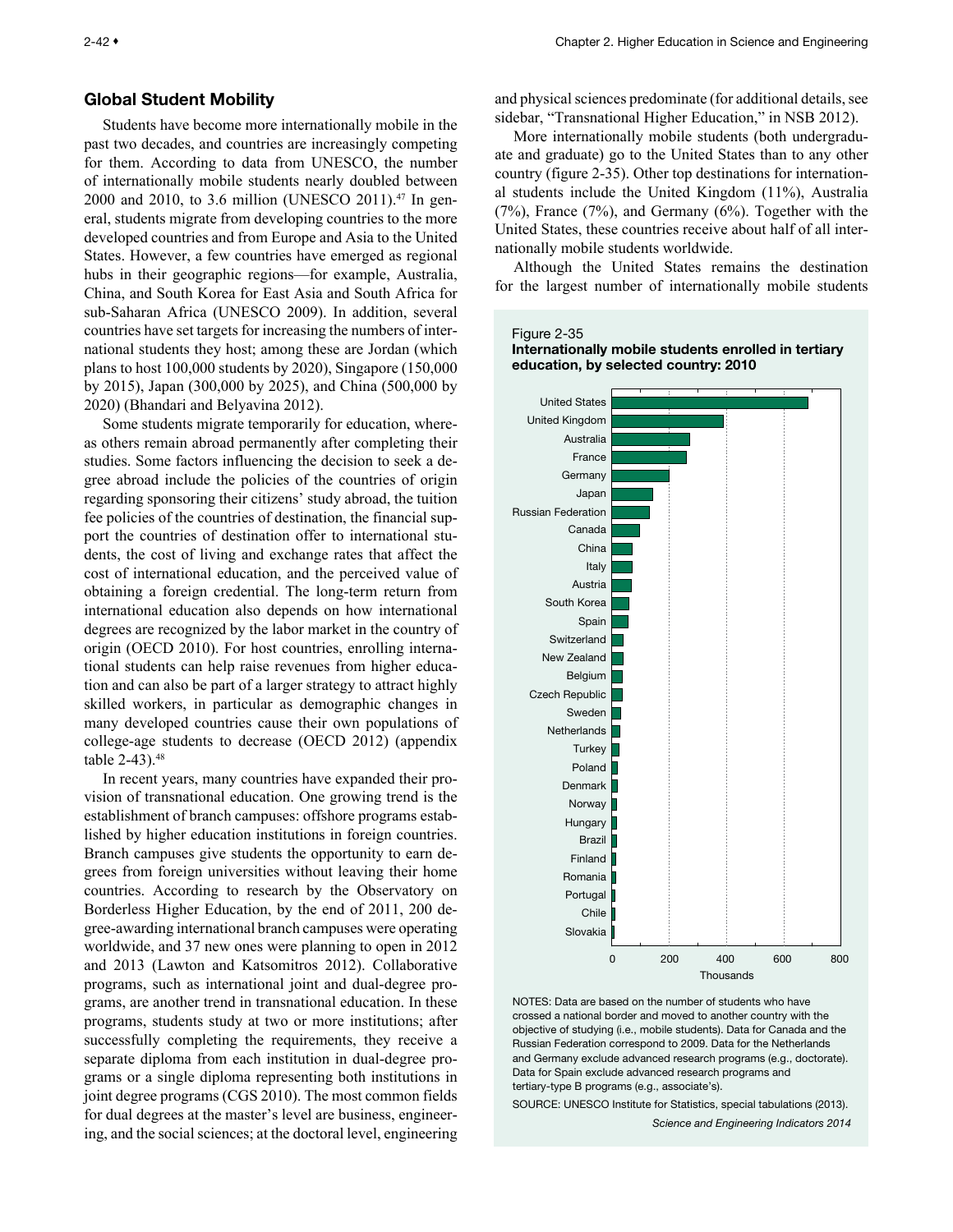## Global Student Mobility

Students have become more internationally mobile in the past two decades, and countries are increasingly competing for them. According to data from UNESCO, the number of internationally mobile students nearly doubled between 2000 and 2010, to 3.6 million (UNESCO 2011).[47] In general, students migrate from developing countries to the more developed countries and from Europe and Asia to the United States. However, a few countries have emerged as regional hubs in their geographic regions—for example, Australia, China, and South Korea for East Asia and South Africa for sub-Saharan Africa (UNESCO 2009). In addition, several countries have set targets for increasing the numbers of international students they host; among these are Jordan (which plans to host 100,000 students by 2020), Singapore (150,000 by 2015), Japan (300,000 by 2025), and China (500,000 by 2020) (Bhandari and Belyavina 2012).

Some students migrate temporarily for education, whereas others remain abroad permanently after completing their studies. Some factors influencing the decision to seek a degree abroad include the policies of the countries of origin regarding sponsoring their citizens' study abroad, the tuition fee policies of the countries of destination, the financial support the countries of destination offer to international students, the cost of living and exchange rates that affect the cost of international education, and the perceived value of obtaining a foreign credential. The long-term return from international education also depends on how international degrees are recognized by the labor market in the country of origin (OECD 2010). For host countries, enrolling international students can help raise revenues from higher education and can also be part of a larger strategy to attract highly skilled workers, in particular as demographic changes in many developed countries cause their own populations of college-age students to decrease (OECD 2012) (appendix table 2-43).[48]

In recent years, many countries have expanded their provision of transnational education. One growing trend is the establishment of branch campuses: offshore programs established by higher education institutions in foreign countries. Branch campuses give students the opportunity to earn degrees from foreign universities without leaving their home countries. According to research by the Observatory on Borderless Higher Education, by the end of 2011, 200 degree-awarding international branch campuses were operating worldwide, and 37 new ones were planning to open in 2012 and 2013 (Lawton and Katsomitros 2012). Collaborative programs, such as international joint and dual-degree programs, are another trend in transnational education. In these programs, students study at two or more institutions; after successfully completing the requirements, they receive a separate diploma from each institution in dual-degree programs or a single diploma representing both institutions in joint degree programs (CGS 2010). The most common fields for dual degrees at the master's level are business, engineering, and the social sciences; at the doctoral level, engineering and physical sciences predominate (for additional details, see sidebar, "Transnational Higher Education," in NSB 2012).

More internationally mobile students (both undergraduate and graduate) go to the United States than to any other country (figure 2-35). Other top destinations for international students include the United Kingdom (11%), Australia (7%), France (7%), and Germany (6%). Together with the United States, these countries receive about half of all internationally mobile students worldwide.

Although the United States remains the destination for the largest number of internationally mobile students

Figure 2-35
**Internationally mobile students enrolled in tertiary education, by selected country: 2010**

NOTES: Data are based on the number of students who have crossed a national border and moved to another country with the objective of studying (i.e., mobile students). Data for Canada and the Russian Federation correspond to 2009. Data for the Netherlands and Germany exclude advanced research programs (e.g., doctorate). Data for Spain exclude advanced research programs and tertiary-type B programs (e.g., associate's).

SOURCE: UNESCO Institute for Statistics, special tabulations (2013).

*Science and Engineering Indicators 2014*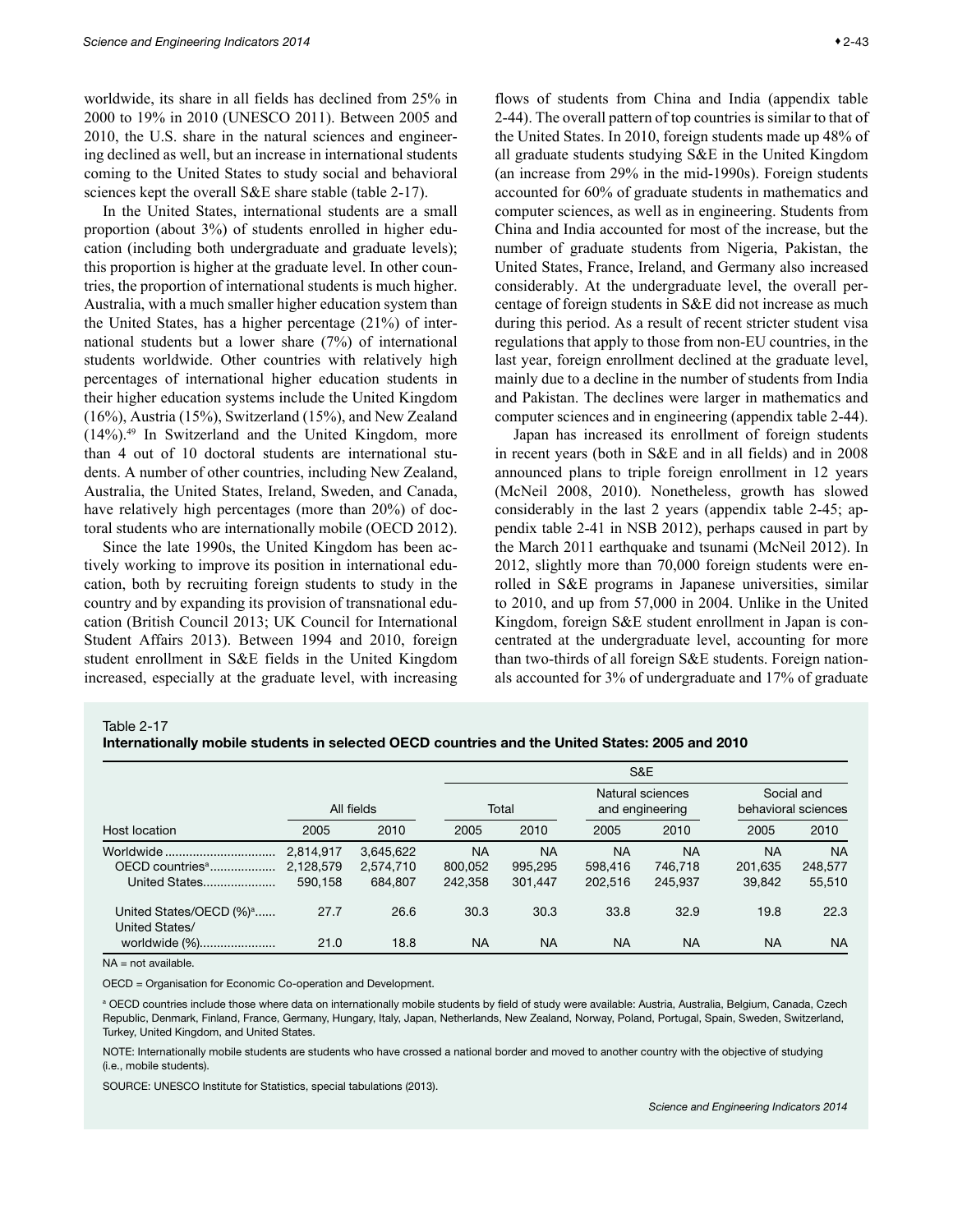worldwide, its share in all fields has declined from 25% in 2000 to 19% in 2010 (UNESCO 2011). Between 2005 and 2010, the U.S. share in the natural sciences and engineering declined as well, but an increase in international students coming to the United States to study social and behavioral sciences kept the overall S&E share stable (table 2-17).

In the United States, international students are a small proportion (about 3%) of students enrolled in higher education (including both undergraduate and graduate levels); this proportion is higher at the graduate level. In other countries, the proportion of international students is much higher. Australia, with a much smaller higher education system than the United States, has a higher percentage (21%) of international students but a lower share (7%) of international students worldwide. Other countries with relatively high percentages of international higher education students in their higher education systems include the United Kingdom (16%), Austria (15%), Switzerland (15%), and New Zealand (14%).[49] In Switzerland and the United Kingdom, more than 4 out of 10 doctoral students are international students. A number of other countries, including New Zealand, Australia, the United States, Ireland, Sweden, and Canada, have relatively high percentages (more than 20%) of doctoral students who are internationally mobile (OECD 2012).

Since the late 1990s, the United Kingdom has been actively working to improve its position in international education, both by recruiting foreign students to study in the country and by expanding its provision of transnational education (British Council 2013; UK Council for International Student Affairs 2013). Between 1994 and 2010, foreign student enrollment in S&E fields in the United Kingdom increased, especially at the graduate level, with increasing flows of students from China and India (appendix table 2-44). The overall pattern of top countries is similar to that of the United States. In 2010, foreign students made up 48% of all graduate students studying S&E in the United Kingdom (an increase from 29% in the mid-1990s). Foreign students accounted for 60% of graduate students in mathematics and computer sciences, as well as in engineering. Students from China and India accounted for most of the increase, but the number of graduate students from Nigeria, Pakistan, the United States, France, Ireland, and Germany also increased considerably. At the undergraduate level, the overall percentage of foreign students in S&E did not increase as much during this period. As a result of recent stricter student visa regulations that apply to those from non-EU countries, in the last year, foreign enrollment declined at the graduate level, mainly due to a decline in the number of students from India and Pakistan. The declines were larger in mathematics and computer sciences and in engineering (appendix table 2-44).

Japan has increased its enrollment of foreign students in recent years (both in S&E and in all fields) and in 2008 announced plans to triple foreign enrollment in 12 years (McNeil 2008, 2010). Nonetheless, growth has slowed considerably in the last 2 years (appendix table 2-45; appendix table 2-41 in NSB 2012), perhaps caused in part by the March 2011 earthquake and tsunami (McNeil 2012). In 2012, slightly more than 70,000 foreign students were enrolled in S&E programs in Japanese universities, similar to 2010, and up from 57,000 in 2004. Unlike in the United Kingdom, foreign S&E student enrollment in Japan is concentrated at the undergraduate level, accounting for more than two-thirds of all foreign S&E students. Foreign nationals accounted for 3% of undergraduate and 17% of graduate

Table 2-17
**Internationally mobile students in selected OECD countries and the United States: 2005 and 2010**

| | | | S&E | | | | | |
|---|---|---|---|---|---|---|---|---|
| | All fields | | Total | | Natural sciences and engineering | | Social and behavioral sciences | |
| Host location | 2005 | 2010 | 2005 | 2010 | 2005 | 2010 | 2005 | 2010 |
| Worldwide | 2,814,917 | 3,645,622 | NA | NA | NA | NA | NA | NA |
| OECD countries[a] | 2,128,579 | 2,574,710 | 800,052 | 995,295 | 598,416 | 746,718 | 201,635 | 248,577 |
| United States | 590,158 | 684,807 | 242,358 | 301,447 | 202,516 | 245,937 | 39,842 | 55,510 |
| United States/OECD (%)[a] | 27.7 | 26.6 | 30.3 | 30.3 | 33.8 | 32.9 | 19.8 | 22.3 |
| United States/worldwide (%) | 21.0 | 18.8 | NA | NA | NA | NA | NA | NA |

NA = not available.

OECD = Organisation for Economic Co-operation and Development.

[a] OECD countries include those where data on internationally mobile students by field of study were available: Austria, Australia, Belgium, Canada, Czech Republic, Denmark, Finland, France, Germany, Hungary, Italy, Japan, Netherlands, New Zealand, Norway, Poland, Portugal, Spain, Sweden, Switzerland, Turkey, United Kingdom, and United States.

NOTE: Internationally mobile students are students who have crossed a national border and moved to another country with the objective of studying (i.e., mobile students).

SOURCE: UNESCO Institute for Statistics, special tabulations (2013).

*Science and Engineering Indicators 2014*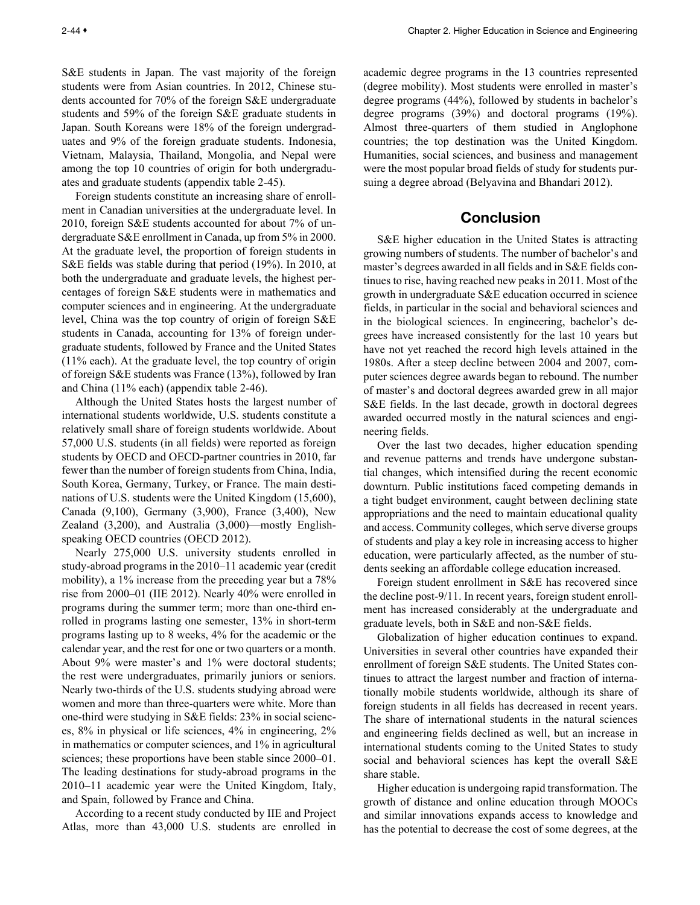S&E students in Japan. The vast majority of the foreign students were from Asian countries. In 2012, Chinese students accounted for 70% of the foreign S&E undergraduate students and 59% of the foreign S&E graduate students in Japan. South Koreans were 18% of the foreign undergraduates and 9% of the foreign graduate students. Indonesia, Vietnam, Malaysia, Thailand, Mongolia, and Nepal were among the top 10 countries of origin for both undergraduates and graduate students (appendix table 2-45).

Foreign students constitute an increasing share of enrollment in Canadian universities at the undergraduate level. In 2010, foreign S&E students accounted for about 7% of undergraduate S&E enrollment in Canada, up from 5% in 2000. At the graduate level, the proportion of foreign students in S&E fields was stable during that period (19%). In 2010, at both the undergraduate and graduate levels, the highest percentages of foreign S&E students were in mathematics and computer sciences and in engineering. At the undergraduate level, China was the top country of origin of foreign S&E students in Canada, accounting for 13% of foreign undergraduate students, followed by France and the United States (11% each). At the graduate level, the top country of origin of foreign S&E students was France (13%), followed by Iran and China (11% each) (appendix table 2-46).

Although the United States hosts the largest number of international students worldwide, U.S. students constitute a relatively small share of foreign students worldwide. About 57,000 U.S. students (in all fields) were reported as foreign students by OECD and OECD-partner countries in 2010, far fewer than the number of foreign students from China, India, South Korea, Germany, Turkey, or France. The main destinations of U.S. students were the United Kingdom (15,600), Canada (9,100), Germany (3,900), France (3,400), New Zealand (3,200), and Australia (3,000)—mostly English-speaking OECD countries (OECD 2012).

Nearly 275,000 U.S. university students enrolled in study-abroad programs in the 2010–11 academic year (credit mobility), a 1% increase from the preceding year but a 78% rise from 2000–01 (IIE 2012). Nearly 40% were enrolled in programs during the summer term; more than one-third enrolled in programs lasting one semester, 13% in short-term programs lasting up to 8 weeks, 4% for the academic or the calendar year, and the rest for one or two quarters or a month. About 9% were master's and 1% were doctoral students; the rest were undergraduates, primarily juniors or seniors. Nearly two-thirds of the U.S. students studying abroad were women and more than three-quarters were white. More than one-third were studying in S&E fields: 23% in social sciences, 8% in physical or life sciences, 4% in engineering, 2% in mathematics or computer sciences, and 1% in agricultural sciences; these proportions have been stable since 2000–01. The leading destinations for study-abroad programs in the 2010–11 academic year were the United Kingdom, Italy, and Spain, followed by France and China.

According to a recent study conducted by IIE and Project Atlas, more than 43,000 U.S. students are enrolled in academic degree programs in the 13 countries represented (degree mobility). Most students were enrolled in master's degree programs (44%), followed by students in bachelor's degree programs (39%) and doctoral programs (19%). Almost three-quarters of them studied in Anglophone countries; the top destination was the United Kingdom. Humanities, social sciences, and business and management were the most popular broad fields of study for students pursuing a degree abroad (Belyavina and Bhandari 2012).

## Conclusion

S&E higher education in the United States is attracting growing numbers of students. The number of bachelor's and master's degrees awarded in all fields and in S&E fields continues to rise, having reached new peaks in 2011. Most of the growth in undergraduate S&E education occurred in science fields, in particular in the social and behavioral sciences and in the biological sciences. In engineering, bachelor's degrees have increased consistently for the last 10 years but have not yet reached the record high levels attained in the 1980s. After a steep decline between 2004 and 2007, computer sciences degree awards began to rebound. The number of master's and doctoral degrees awarded grew in all major S&E fields. In the last decade, growth in doctoral degrees awarded occurred mostly in the natural sciences and engineering fields.

Over the last two decades, higher education spending and revenue patterns and trends have undergone substantial changes, which intensified during the recent economic downturn. Public institutions faced competing demands in a tight budget environment, caught between declining state appropriations and the need to maintain educational quality and access. Community colleges, which serve diverse groups of students and play a key role in increasing access to higher education, were particularly affected, as the number of students seeking an affordable college education increased.

Foreign student enrollment in S&E has recovered since the decline post-9/11. In recent years, foreign student enrollment has increased considerably at the undergraduate and graduate levels, both in S&E and non-S&E fields.

Globalization of higher education continues to expand. Universities in several other countries have expanded their enrollment of foreign S&E students. The United States continues to attract the largest number and fraction of internationally mobile students worldwide, although its share of foreign students in all fields has decreased in recent years. The share of international students in the natural sciences and engineering fields declined as well, but an increase in international students coming to the United States to study social and behavioral sciences has kept the overall S&E share stable.

Higher education is undergoing rapid transformation. The growth of distance and online education through MOOCs and similar innovations expands access to knowledge and has the potential to decrease the cost of some degrees, at the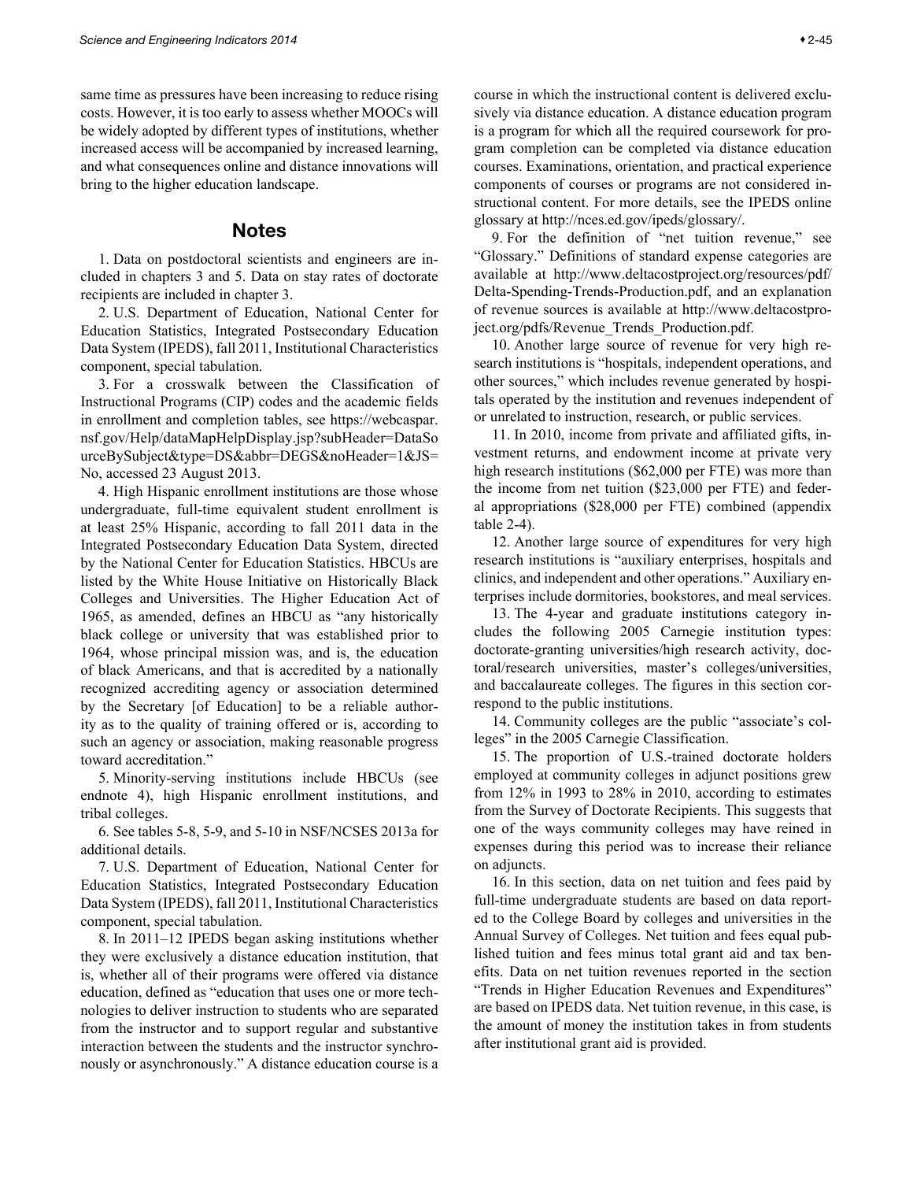same time as pressures have been increasing to reduce rising costs. However, it is too early to assess whether MOOCs will be widely adopted by different types of institutions, whether increased access will be accompanied by increased learning, and what consequences online and distance innovations will bring to the higher education landscape.

## Notes

1. Data on postdoctoral scientists and engineers are included in chapters 3 and 5. Data on stay rates of doctorate recipients are included in chapter 3.

2. U.S. Department of Education, National Center for Education Statistics, Integrated Postsecondary Education Data System (IPEDS), fall 2011, Institutional Characteristics component, special tabulation.

3. For a crosswalk between the Classification of Instructional Programs (CIP) codes and the academic fields in enrollment and completion tables, see https://webcaspar.nsf.gov/Help/dataMapHelpDisplay.jsp?subHeader=DataSourceBySubject&type=DS&abbr=DEGS&noHeader=1&JS=No, accessed 23 August 2013.

4. High Hispanic enrollment institutions are those whose undergraduate, full-time equivalent student enrollment is at least 25% Hispanic, according to fall 2011 data in the Integrated Postsecondary Education Data System, directed by the National Center for Education Statistics. HBCUs are listed by the White House Initiative on Historically Black Colleges and Universities. The Higher Education Act of 1965, as amended, defines an HBCU as "any historically black college or university that was established prior to 1964, whose principal mission was, and is, the education of black Americans, and that is accredited by a nationally recognized accrediting agency or association determined by the Secretary [of Education] to be a reliable authority as to the quality of training offered or is, according to such an agency or association, making reasonable progress toward accreditation."

5. Minority-serving institutions include HBCUs (see endnote 4), high Hispanic enrollment institutions, and tribal colleges.

6. See tables 5-8, 5-9, and 5-10 in NSF/NCSES 2013a for additional details.

7. U.S. Department of Education, National Center for Education Statistics, Integrated Postsecondary Education Data System (IPEDS), fall 2011, Institutional Characteristics component, special tabulation.

8. In 2011–12 IPEDS began asking institutions whether they were exclusively a distance education institution, that is, whether all of their programs were offered via distance education, defined as "education that uses one or more technologies to deliver instruction to students who are separated from the instructor and to support regular and substantive interaction between the students and the instructor synchronously or asynchronously." A distance education course is a course in which the instructional content is delivered exclusively via distance education. A distance education program is a program for which all the required coursework for program completion can be completed via distance education courses. Examinations, orientation, and practical experience components of courses or programs are not considered instructional content. For more details, see the IPEDS online glossary at http://nces.ed.gov/ipeds/glossary/.

9. For the definition of "net tuition revenue," see "Glossary." Definitions of standard expense categories are available at http://www.deltacostproject.org/resources/pdf/Delta-Spending-Trends-Production.pdf, and an explanation of revenue sources is available at http://www.deltacostproject.org/pdfs/Revenue_Trends_Production.pdf.

10. Another large source of revenue for very high research institutions is "hospitals, independent operations, and other sources," which includes revenue generated by hospitals operated by the institution and revenues independent of or unrelated to instruction, research, or public services.

11. In 2010, income from private and affiliated gifts, investment returns, and endowment income at private very high research institutions ($62,000 per FTE) was more than the income from net tuition ($23,000 per FTE) and federal appropriations ($28,000 per FTE) combined (appendix table 2-4).

12. Another large source of expenditures for very high research institutions is "auxiliary enterprises, hospitals and clinics, and independent and other operations." Auxiliary enterprises include dormitories, bookstores, and meal services.

13. The 4-year and graduate institutions category includes the following 2005 Carnegie institution types: doctorate-granting universities/high research activity, doctoral/research universities, master's colleges/universities, and baccalaureate colleges. The figures in this section correspond to the public institutions.

14. Community colleges are the public "associate's colleges" in the 2005 Carnegie Classification.

15. The proportion of U.S.-trained doctorate holders employed at community colleges in adjunct positions grew from 12% in 1993 to 28% in 2010, according to estimates from the Survey of Doctorate Recipients. This suggests that one of the ways community colleges may have reined in expenses during this period was to increase their reliance on adjuncts.

16. In this section, data on net tuition and fees paid by full-time undergraduate students are based on data reported to the College Board by colleges and universities in the Annual Survey of Colleges. Net tuition and fees equal published tuition and fees minus total grant aid and tax benefits. Data on net tuition revenues reported in the section "Trends in Higher Education Revenues and Expenditures" are based on IPEDS data. Net tuition revenue, in this case, is the amount of money the institution takes in from students after institutional grant aid is provided.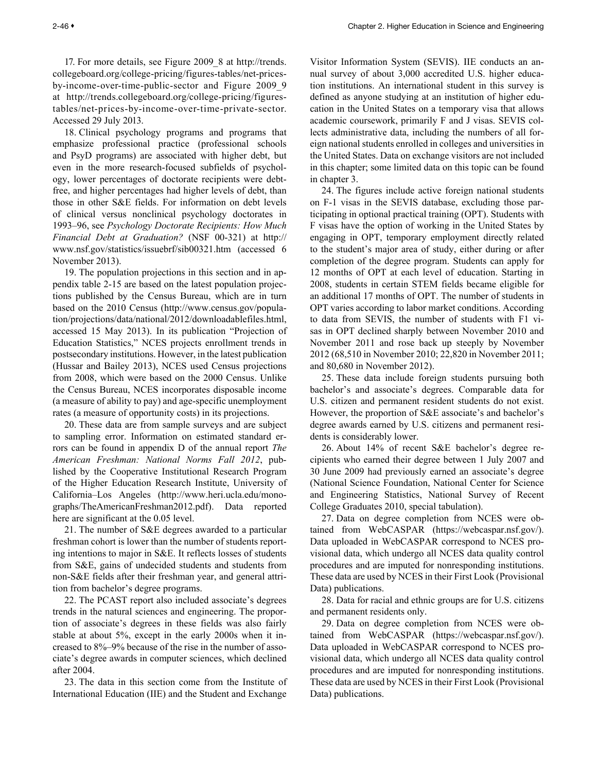17. For more details, see Figure 2009_8 at http://trends.collegeboard.org/college-pricing/figures-tables/net-prices-by-income-over-time-public-sector and Figure 2009_9 at http://trends.collegeboard.org/college-pricing/figures-tables/net-prices-by-income-over-time-private-sector. Accessed 29 July 2013.

18. Clinical psychology programs and programs that emphasize professional practice (professional schools and PsyD programs) are associated with higher debt, but even in the more research-focused subfields of psychology, lower percentages of doctorate recipients were debt-free, and higher percentages had higher levels of debt, than those in other S&E fields. For information on debt levels of clinical versus nonclinical psychology doctorates in 1993–96, see *Psychology Doctorate Recipients: How Much Financial Debt at Graduation?* (NSF 00-321) at http://www.nsf.gov/statistics/issuebrf/sib00321.htm (accessed 6 November 2013).

19. The population projections in this section and in appendix table 2-15 are based on the latest population projections published by the Census Bureau, which are in turn based on the 2010 Census (http://www.census.gov/population/projections/data/national/2012/downloadablefiles.html, accessed 15 May 2013). In its publication "Projection of Education Statistics," NCES projects enrollment trends in postsecondary institutions. However, in the latest publication (Hussar and Bailey 2013), NCES used Census projections from 2008, which were based on the 2000 Census. Unlike the Census Bureau, NCES incorporates disposable income (a measure of ability to pay) and age-specific unemployment rates (a measure of opportunity costs) in its projections.

20. These data are from sample surveys and are subject to sampling error. Information on estimated standard errors can be found in appendix D of the annual report *The American Freshman: National Norms Fall 2012*, published by the Cooperative Institutional Research Program of the Higher Education Research Institute, University of California–Los Angeles (http://www.heri.ucla.edu/monographs/TheAmericanFreshman2012.pdf). Data reported here are significant at the 0.05 level.

21. The number of S&E degrees awarded to a particular freshman cohort is lower than the number of students reporting intentions to major in S&E. It reflects losses of students from S&E, gains of undecided students and students from non-S&E fields after their freshman year, and general attrition from bachelor's degree programs.

22. The PCAST report also included associate's degrees trends in the natural sciences and engineering. The proportion of associate's degrees in these fields was also fairly stable at about 5%, except in the early 2000s when it increased to 8%–9% because of the rise in the number of associate's degree awards in computer sciences, which declined after 2004.

23. The data in this section come from the Institute of International Education (IIE) and the Student and Exchange Visitor Information System (SEVIS). IIE conducts an annual survey of about 3,000 accredited U.S. higher education institutions. An international student in this survey is defined as anyone studying at an institution of higher education in the United States on a temporary visa that allows academic coursework, primarily F and J visas. SEVIS collects administrative data, including the numbers of all foreign national students enrolled in colleges and universities in the United States. Data on exchange visitors are not included in this chapter; some limited data on this topic can be found in chapter 3.

24. The figures include active foreign national students on F-1 visas in the SEVIS database, excluding those participating in optional practical training (OPT). Students with F visas have the option of working in the United States by engaging in OPT, temporary employment directly related to the student's major area of study, either during or after completion of the degree program. Students can apply for 12 months of OPT at each level of education. Starting in 2008, students in certain STEM fields became eligible for an additional 17 months of OPT. The number of students in OPT varies according to labor market conditions. According to data from SEVIS, the number of students with F1 visas in OPT declined sharply between November 2010 and November 2011 and rose back up steeply by November 2012 (68,510 in November 2010; 22,820 in November 2011; and 80,680 in November 2012).

25. These data include foreign students pursuing both bachelor's and associate's degrees. Comparable data for U.S. citizen and permanent resident students do not exist. However, the proportion of S&E associate's and bachelor's degree awards earned by U.S. citizens and permanent residents is considerably lower.

26. About 14% of recent S&E bachelor's degree recipients who earned their degree between 1 July 2007 and 30 June 2009 had previously earned an associate's degree (National Science Foundation, National Center for Science and Engineering Statistics, National Survey of Recent College Graduates 2010, special tabulation).

27. Data on degree completion from NCES were obtained from WebCASPAR (https://webcaspar.nsf.gov/). Data uploaded in WebCASPAR correspond to NCES provisional data, which undergo all NCES data quality control procedures and are imputed for nonresponding institutions. These data are used by NCES in their First Look (Provisional Data) publications.

28. Data for racial and ethnic groups are for U.S. citizens and permanent residents only.

29. Data on degree completion from NCES were obtained from WebCASPAR (https://webcaspar.nsf.gov/). Data uploaded in WebCASPAR correspond to NCES provisional data, which undergo all NCES data quality control procedures and are imputed for nonresponding institutions. These data are used by NCES in their First Look (Provisional Data) publications.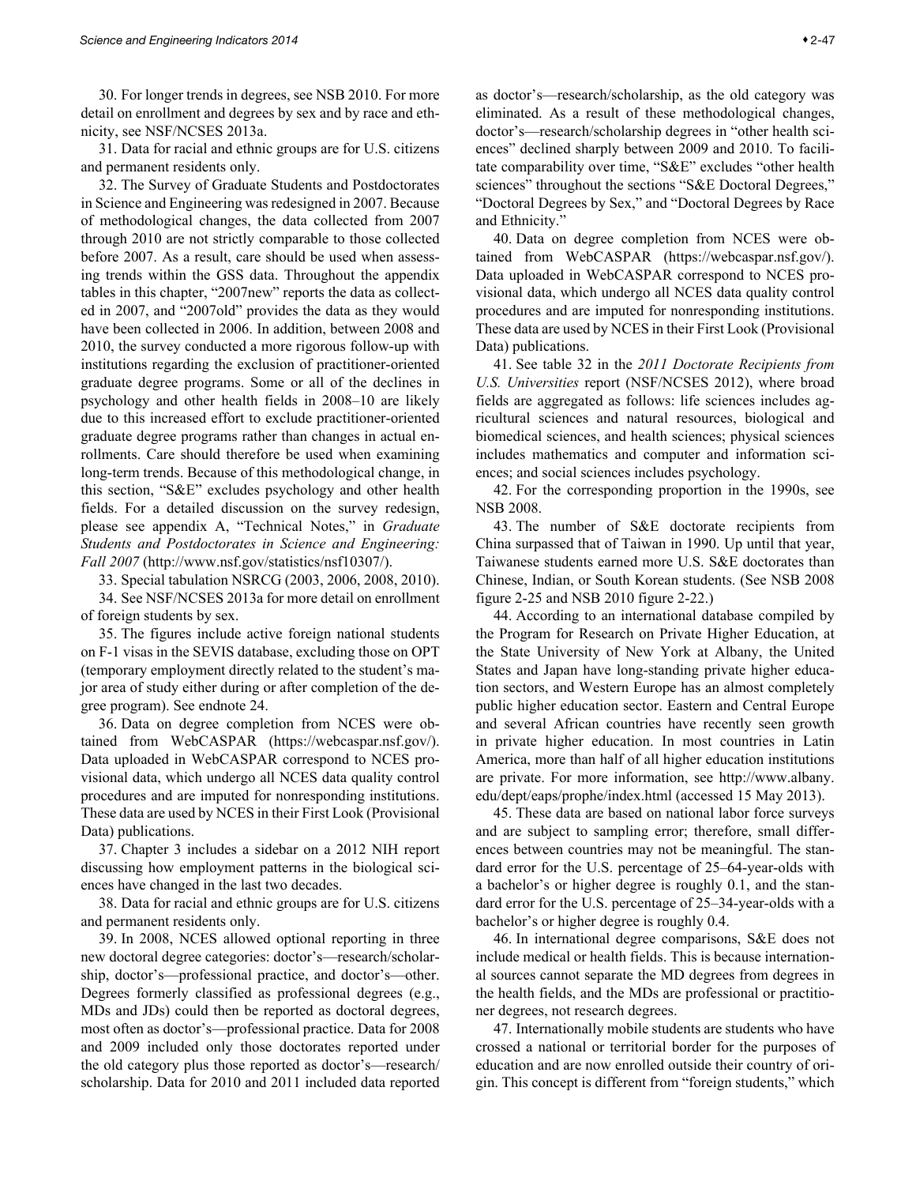30. For longer trends in degrees, see NSB 2010. For more detail on enrollment and degrees by sex and by race and ethnicity, see NSF/NCSES 2013a.

31. Data for racial and ethnic groups are for U.S. citizens and permanent residents only.

32. The Survey of Graduate Students and Postdoctorates in Science and Engineering was redesigned in 2007. Because of methodological changes, the data collected from 2007 through 2010 are not strictly comparable to those collected before 2007. As a result, care should be used when assessing trends within the GSS data. Throughout the appendix tables in this chapter, "2007new" reports the data as collected in 2007, and "2007old" provides the data as they would have been collected in 2006. In addition, between 2008 and 2010, the survey conducted a more rigorous follow-up with institutions regarding the exclusion of practitioner-oriented graduate degree programs. Some or all of the declines in psychology and other health fields in 2008–10 are likely due to this increased effort to exclude practitioner-oriented graduate degree programs rather than changes in actual enrollments. Care should therefore be used when examining long-term trends. Because of this methodological change, in this section, "S&E" excludes psychology and other health fields. For a detailed discussion on the survey redesign, please see appendix A, "Technical Notes," in *Graduate Students and Postdoctorates in Science and Engineering: Fall 2007* (http://www.nsf.gov/statistics/nsf10307/).

33. Special tabulation NSRCG (2003, 2006, 2008, 2010).

34. See NSF/NCSES 2013a for more detail on enrollment of foreign students by sex.

35. The figures include active foreign national students on F-1 visas in the SEVIS database, excluding those on OPT (temporary employment directly related to the student's major area of study either during or after completion of the degree program). See endnote 24.

36. Data on degree completion from NCES were obtained from WebCASPAR (https://webcaspar.nsf.gov/). Data uploaded in WebCASPAR correspond to NCES provisional data, which undergo all NCES data quality control procedures and are imputed for nonresponding institutions. These data are used by NCES in their First Look (Provisional Data) publications.

37. Chapter 3 includes a sidebar on a 2012 NIH report discussing how employment patterns in the biological sciences have changed in the last two decades.

38. Data for racial and ethnic groups are for U.S. citizens and permanent residents only.

39. In 2008, NCES allowed optional reporting in three new doctoral degree categories: doctor's—research/scholarship, doctor's—professional practice, and doctor's—other. Degrees formerly classified as professional degrees (e.g., MDs and JDs) could then be reported as doctoral degrees, most often as doctor's—professional practice. Data for 2008 and 2009 included only those doctorates reported under the old category plus those reported as doctor's—research/scholarship. Data for 2010 and 2011 included data reported as doctor's—research/scholarship, as the old category was eliminated. As a result of these methodological changes, doctor's—research/scholarship degrees in "other health sciences" declined sharply between 2009 and 2010. To facilitate comparability over time, "S&E" excludes "other health sciences" throughout the sections "S&E Doctoral Degrees," "Doctoral Degrees by Sex," and "Doctoral Degrees by Race and Ethnicity."

40. Data on degree completion from NCES were obtained from WebCASPAR (https://webcaspar.nsf.gov/). Data uploaded in WebCASPAR correspond to NCES provisional data, which undergo all NCES data quality control procedures and are imputed for nonresponding institutions. These data are used by NCES in their First Look (Provisional Data) publications.

41. See table 32 in the *2011 Doctorate Recipients from U.S. Universities* report (NSF/NCSES 2012), where broad fields are aggregated as follows: life sciences includes agricultural sciences and natural resources, biological and biomedical sciences, and health sciences; physical sciences includes mathematics and computer and information sciences; and social sciences includes psychology.

42. For the corresponding proportion in the 1990s, see NSB 2008.

43. The number of S&E doctorate recipients from China surpassed that of Taiwan in 1990. Up until that year, Taiwanese students earned more U.S. S&E doctorates than Chinese, Indian, or South Korean students. (See NSB 2008 figure 2-25 and NSB 2010 figure 2-22.)

44. According to an international database compiled by the Program for Research on Private Higher Education, at the State University of New York at Albany, the United States and Japan have long-standing private higher education sectors, and Western Europe has an almost completely public higher education sector. Eastern and Central Europe and several African countries have recently seen growth in private higher education. In most countries in Latin America, more than half of all higher education institutions are private. For more information, see http://www.albany.edu/dept/eaps/prophe/index.html (accessed 15 May 2013).

45. These data are based on national labor force surveys and are subject to sampling error; therefore, small differences between countries may not be meaningful. The standard error for the U.S. percentage of 25–64-year-olds with a bachelor's or higher degree is roughly 0.1, and the standard error for the U.S. percentage of 25–34-year-olds with a bachelor's or higher degree is roughly 0.4.

46. In international degree comparisons, S&E does not include medical or health fields. This is because international sources cannot separate the MD degrees from degrees in the health fields, and the MDs are professional or practitioner degrees, not research degrees.

47. Internationally mobile students are students who have crossed a national or territorial border for the purposes of education and are now enrolled outside their country of origin. This concept is different from "foreign students," which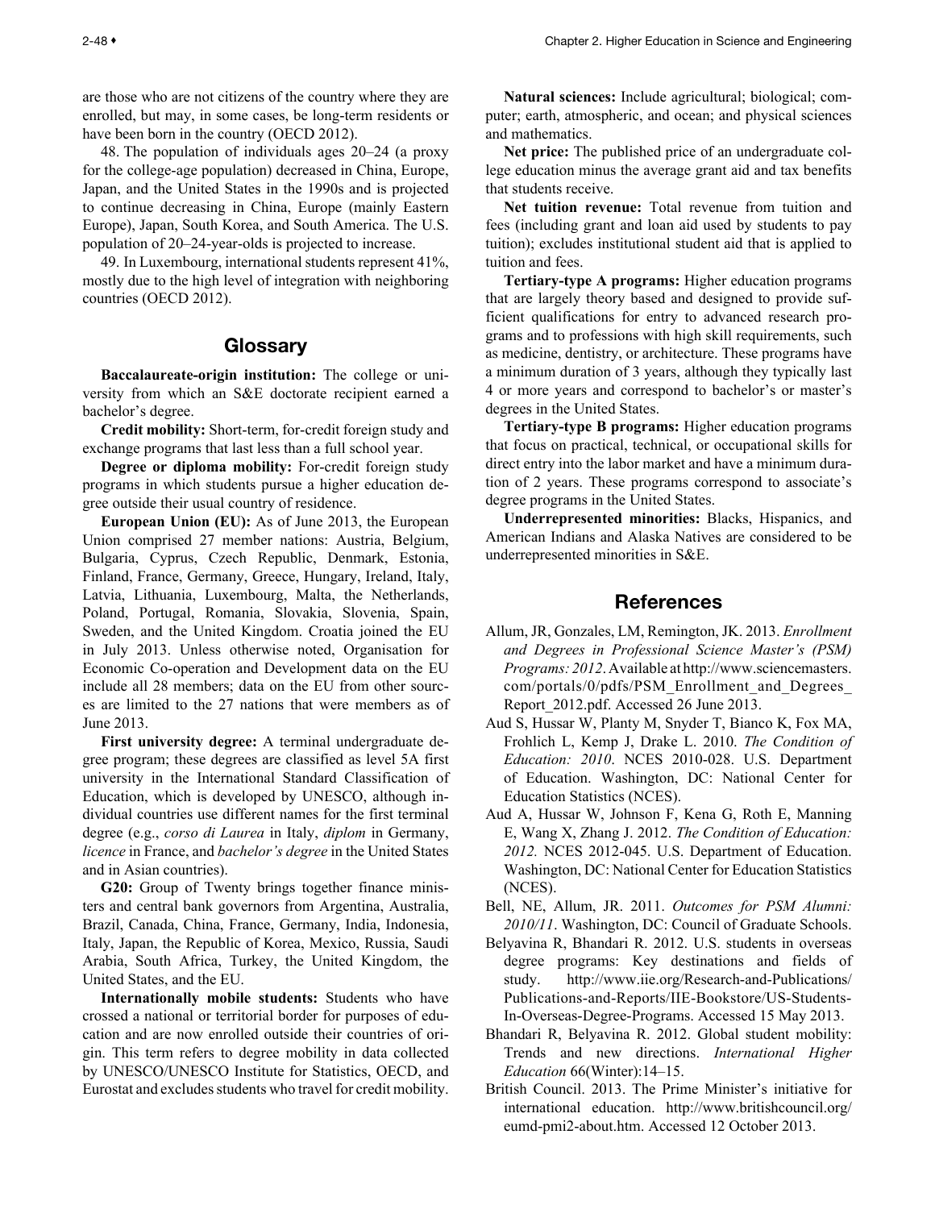are those who are not citizens of the country where they are enrolled, but may, in some cases, be long-term residents or have been born in the country (OECD 2012).

48. The population of individuals ages 20–24 (a proxy for the college-age population) decreased in China, Europe, Japan, and the United States in the 1990s and is projected to continue decreasing in China, Europe (mainly Eastern Europe), Japan, South Korea, and South America. The U.S. population of 20–24-year-olds is projected to increase.

49. In Luxembourg, international students represent 41%, mostly due to the high level of integration with neighboring countries (OECD 2012).

## Glossary

**Baccalaureate-origin institution:** The college or university from which an S&E doctorate recipient earned a bachelor's degree.

**Credit mobility:** Short-term, for-credit foreign study and exchange programs that last less than a full school year.

**Degree or diploma mobility:** For-credit foreign study programs in which students pursue a higher education degree outside their usual country of residence.

**European Union (EU):** As of June 2013, the European Union comprised 27 member nations: Austria, Belgium, Bulgaria, Cyprus, Czech Republic, Denmark, Estonia, Finland, France, Germany, Greece, Hungary, Ireland, Italy, Latvia, Lithuania, Luxembourg, Malta, the Netherlands, Poland, Portugal, Romania, Slovakia, Slovenia, Spain, Sweden, and the United Kingdom. Croatia joined the EU in July 2013. Unless otherwise noted, Organisation for Economic Co-operation and Development data on the EU include all 28 members; data on the EU from other sources are limited to the 27 nations that were members as of June 2013.

**First university degree:** A terminal undergraduate degree program; these degrees are classified as level 5A first university in the International Standard Classification of Education, which is developed by UNESCO, although individual countries use different names for the first terminal degree (e.g., *corso di Laurea* in Italy, *diplom* in Germany, *licence* in France, and *bachelor's degree* in the United States and in Asian countries).

**G20:** Group of Twenty brings together finance ministers and central bank governors from Argentina, Australia, Brazil, Canada, China, France, Germany, India, Indonesia, Italy, Japan, the Republic of Korea, Mexico, Russia, Saudi Arabia, South Africa, Turkey, the United Kingdom, the United States, and the EU.

**Internationally mobile students:** Students who have crossed a national or territorial border for purposes of education and are now enrolled outside their countries of origin. This term refers to degree mobility in data collected by UNESCO/UNESCO Institute for Statistics, OECD, and Eurostat and excludes students who travel for credit mobility.

**Natural sciences:** Include agricultural; biological; computer; earth, atmospheric, and ocean; and physical sciences and mathematics.

**Net price:** The published price of an undergraduate college education minus the average grant aid and tax benefits that students receive.

**Net tuition revenue:** Total revenue from tuition and fees (including grant and loan aid used by students to pay tuition); excludes institutional student aid that is applied to tuition and fees.

**Tertiary-type A programs:** Higher education programs that are largely theory based and designed to provide sufficient qualifications for entry to advanced research programs and to professions with high skill requirements, such as medicine, dentistry, or architecture. These programs have a minimum duration of 3 years, although they typically last 4 or more years and correspond to bachelor's or master's degrees in the United States.

**Tertiary-type B programs:** Higher education programs that focus on practical, technical, or occupational skills for direct entry into the labor market and have a minimum duration of 2 years. These programs correspond to associate's degree programs in the United States.

**Underrepresented minorities:** Blacks, Hispanics, and American Indians and Alaska Natives are considered to be underrepresented minorities in S&E.

## References

Allum, JR, Gonzales, LM, Remington, JK. 2013. *Enrollment and Degrees in Professional Science Master's (PSM) Programs: 2012*. Available at http://www.sciencemasters.com/portals/0/pdfs/PSM_Enrollment_and_Degrees_Report_2012.pdf. Accessed 26 June 2013.

Aud S, Hussar W, Planty M, Snyder T, Bianco K, Fox MA, Frohlich L, Kemp J, Drake L. 2010. *The Condition of Education: 2010*. NCES 2010-028. U.S. Department of Education. Washington, DC: National Center for Education Statistics (NCES).

Aud A, Hussar W, Johnson F, Kena G, Roth E, Manning E, Wang X, Zhang J. 2012. *The Condition of Education: 2012.* NCES 2012-045. U.S. Department of Education. Washington, DC: National Center for Education Statistics (NCES).

Bell, NE, Allum, JR. 2011. *Outcomes for PSM Alumni: 2010/11*. Washington, DC: Council of Graduate Schools.

Belyavina R, Bhandari R. 2012. U.S. students in overseas degree programs: Key destinations and fields of study. http://www.iie.org/Research-and-Publications/Publications-and-Reports/IIE-Bookstore/US-Students-In-Overseas-Degree-Programs. Accessed 15 May 2013.

Bhandari R, Belyavina R. 2012. Global student mobility: Trends and new directions. *International Higher Education* 66(Winter):14–15.

British Council. 2013. The Prime Minister's initiative for international education. http://www.britishcouncil.org/eumd-pmi2-about.htm. Accessed 12 October 2013.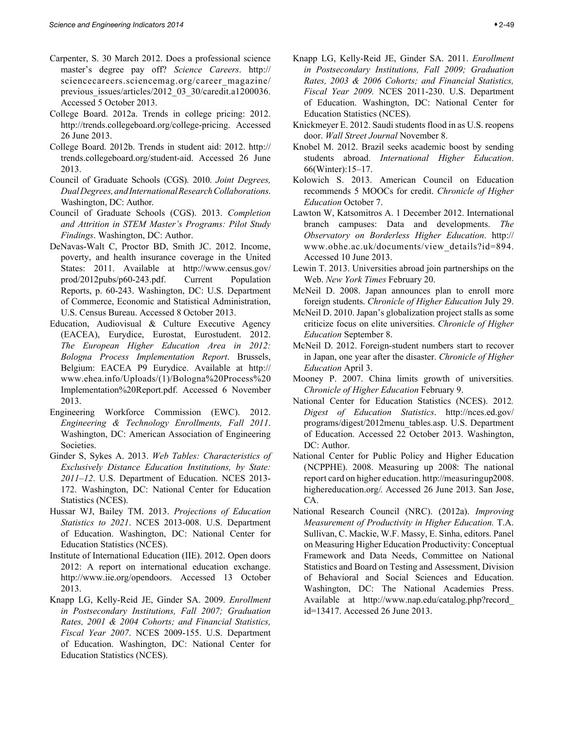Carpenter, S. 30 March 2012. Does a professional science master's degree pay off? *Science Careers*. http://sciencecareers.sciencemag.org/career_magazine/previous_issues/articles/2012_03_30/caredit.a1200036. Accessed 5 October 2013.

College Board. 2012a. Trends in college pricing: 2012. http://trends.collegeboard.org/college-pricing. Accessed 26 June 2013.

College Board. 2012b. Trends in student aid: 2012. http://trends.collegeboard.org/student-aid. Accessed 26 June 2013.

Council of Graduate Schools (CGS). 2010. *Joint Degrees, Dual Degrees, and International Research Collaborations*. Washington, DC: Author.

Council of Graduate Schools (CGS). 2013. *Completion and Attrition in STEM Master's Programs: Pilot Study Findings*. Washington, DC: Author.

DeNavas-Walt C, Proctor BD, Smith JC. 2012. Income, poverty, and health insurance coverage in the United States: 2011. Available at http://www.census.gov/prod/2012pubs/p60-243.pdf. Current Population Reports, p. 60-243. Washington, DC: U.S. Department of Commerce, Economic and Statistical Administration, U.S. Census Bureau. Accessed 8 October 2013.

Education, Audiovisual & Culture Executive Agency (EACEA), Eurydice, Eurostat, Eurostudent. 2012. *The European Higher Education Area in 2012: Bologna Process Implementation Report*. Brussels, Belgium: EACEA P9 Eurydice. Available at http://www.ehea.info/Uploads/(1)/Bologna%20Process%20Implementation%20Report.pdf. Accessed 6 November 2013.

Engineering Workforce Commission (EWC). 2012. *Engineering & Technology Enrollments, Fall 2011*. Washington, DC: American Association of Engineering Societies.

Ginder S, Sykes A. 2013. *Web Tables: Characteristics of Exclusively Distance Education Institutions, by State: 2011–12*. U.S. Department of Education. NCES 2013-172. Washington, DC: National Center for Education Statistics (NCES).

Hussar WJ, Bailey TM. 2013. *Projections of Education Statistics to 2021*. NCES 2013-008. U.S. Department of Education. Washington, DC: National Center for Education Statistics (NCES).

Institute of International Education (IIE). 2012. Open doors 2012: A report on international education exchange. http://www.iie.org/opendoors. Accessed 13 October 2013.

Knapp LG, Kelly-Reid JE, Ginder SA. 2009. *Enrollment in Postsecondary Institutions, Fall 2007; Graduation Rates, 2001 & 2004 Cohorts; and Financial Statistics, Fiscal Year 2007*. NCES 2009-155. U.S. Department of Education. Washington, DC: National Center for Education Statistics (NCES).

Knapp LG, Kelly-Reid JE, Ginder SA. 2011. *Enrollment in Postsecondary Institutions, Fall 2009; Graduation Rates, 2003 & 2006 Cohorts; and Financial Statistics, Fiscal Year 2009.* NCES 2011-230. U.S. Department of Education. Washington, DC: National Center for Education Statistics (NCES).

Knickmeyer E. 2012. Saudi students flood in as U.S. reopens door. *Wall Street Journal* November 8.

Knobel M. 2012. Brazil seeks academic boost by sending students abroad. *International Higher Education*. 66(Winter):15–17.

Kolowich S. 2013. American Council on Education recommends 5 MOOCs for credit. *Chronicle of Higher Education* October 7.

Lawton W, Katsomitros A. 1 December 2012. International branch campuses: Data and developments. *The Observatory on Borderless Higher Education*. http://www.obhe.ac.uk/documents/view_details?id=894. Accessed 10 June 2013.

Lewin T. 2013. Universities abroad join partnerships on the Web. *New York Times* February 20.

McNeil D. 2008. Japan announces plan to enroll more foreign students. *Chronicle of Higher Education* July 29.

McNeil D. 2010. Japan's globalization project stalls as some criticize focus on elite universities. *Chronicle of Higher Education* September 8.

McNeil D. 2012. Foreign-student numbers start to recover in Japan, one year after the disaster. *Chronicle of Higher Education* April 3.

Mooney P. 2007. China limits growth of universities*.* *Chronicle of Higher Education* February 9.

National Center for Education Statistics (NCES). 2012*.* *Digest of Education Statistics*. http://nces.ed.gov/programs/digest/2012menu_tables.asp. U.S. Department of Education. Accessed 22 October 2013. Washington, DC: Author.

National Center for Public Policy and Higher Education (NCPPHE). 2008. Measuring up 2008: The national report card on higher education. http://measuringup2008.highereducation.org/. Accessed 26 June 2013. San Jose, CA.

National Research Council (NRC). (2012a). *Improving Measurement of Productivity in Higher Education.* T.A. Sullivan, C. Mackie, W.F. Massy, E. Sinha, editors. Panel on Measuring Higher Education Productivity: Conceptual Framework and Data Needs, Committee on National Statistics and Board on Testing and Assessment, Division of Behavioral and Social Sciences and Education. Washington, DC: The National Academies Press. Available at http://www.nap.edu/catalog.php?record_id=13417. Accessed 26 June 2013.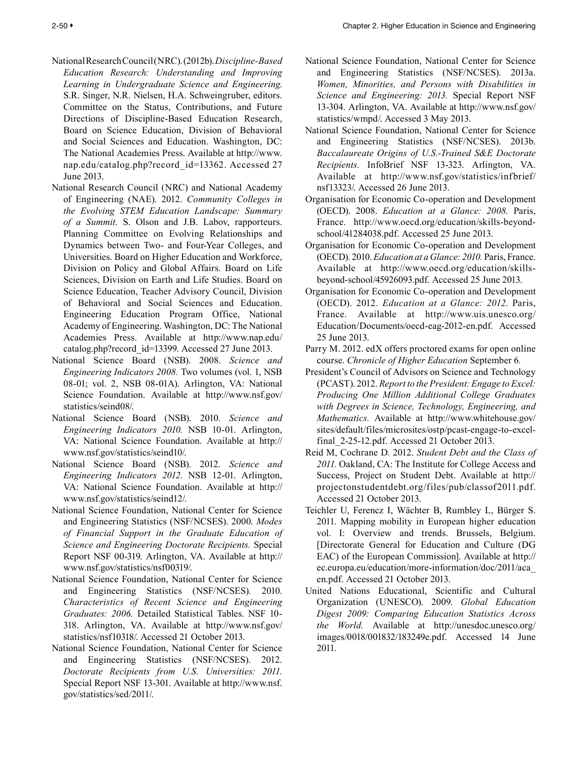National Research Council (NRC). (2012b). *Discipline-Based Education Research: Understanding and Improving Learning in Undergraduate Science and Engineering.* S.R. Singer, N.R. Nielsen, H.A. Schweingruber, editors. Committee on the Status, Contributions, and Future Directions of Discipline-Based Education Research, Board on Science Education, Division of Behavioral and Social Sciences and Education. Washington, DC: The National Academies Press. Available at http://www.nap.edu/catalog.php?record_id=13362. Accessed 27 June 2013.

National Research Council (NRC) and National Academy of Engineering (NAE). 2012. *Community Colleges in the Evolving STEM Education Landscape: Summary of a Summit*. S. Olson and J.B. Labov, rapporteurs. Planning Committee on Evolving Relationships and Dynamics between Two- and Four-Year Colleges, and Universities. Board on Higher Education and Workforce, Division on Policy and Global Affairs. Board on Life Sciences, Division on Earth and Life Studies. Board on Science Education, Teacher Advisory Council, Division of Behavioral and Social Sciences and Education. Engineering Education Program Office, National Academy of Engineering. Washington, DC: The National Academies Press. Available at http://www.nap.edu/catalog.php?record_id=13399. Accessed 27 June 2013.

National Science Board (NSB). 2008. *Science and Engineering Indicators 2008.* Two volumes (vol. 1, NSB 08-01; vol. 2, NSB 08-01A). Arlington, VA: National Science Foundation. Available at http://www.nsf.gov/statistics/seind08/.

National Science Board (NSB). 2010. *Science and Engineering Indicators 2010.* NSB 10-01. Arlington, VA: National Science Foundation. Available at http://www.nsf.gov/statistics/seind10/.

National Science Board (NSB). 2012. *Science and Engineering Indicators 2012.* NSB 12-01. Arlington, VA: National Science Foundation. Available at http://www.nsf.gov/statistics/seind12/.

National Science Foundation, National Center for Science and Engineering Statistics (NSF/NCSES). 2000. *Modes of Financial Support in the Graduate Education of Science and Engineering Doctorate Recipients.* Special Report NSF 00-319. Arlington, VA. Available at http://www.nsf.gov/statistics/nsf00319/.

National Science Foundation, National Center for Science and Engineering Statistics (NSF/NCSES). 2010. *Characteristics of Recent Science and Engineering Graduates: 2006.* Detailed Statistical Tables. NSF 10-318. Arlington, VA. Available at http://www.nsf.gov/statistics/nsf10318/. Accessed 21 October 2013.

National Science Foundation, National Center for Science and Engineering Statistics (NSF/NCSES). 2012. *Doctorate Recipients from U.S. Universities: 2011.* Special Report NSF 13-301. Available at http://www.nsf.gov/statistics/sed/2011/.

National Science Foundation, National Center for Science and Engineering Statistics (NSF/NCSES). 2013a. *Women, Minorities, and Persons with Disabilities in Science and Engineering: 2013.* Special Report NSF 13-304. Arlington, VA. Available at http://www.nsf.gov/statistics/wmpd/. Accessed 3 May 2013.

National Science Foundation, National Center for Science and Engineering Statistics (NSF/NCSES). 2013b. *Baccalaureate Origins of U.S.-Trained S&E Doctorate Recipients.* InfoBrief NSF 13-323. Arlington, VA. Available at http://www.nsf.gov/statistics/infbrief/nsf13323/. Accessed 26 June 2013.

Organisation for Economic Co-operation and Development (OECD). 2008. *Education at a Glance: 2008.* Paris, France. http://www.oecd.org/education/skills-beyond-school/41284038.pdf. Accessed 25 June 2013.

Organisation for Economic Co-operation and Development (OECD). 2010. *Education at a Glance: 2010.* Paris, France. Available at http://www.oecd.org/education/skills-beyond-school/45926093.pdf. Accessed 25 June 2013.

Organisation for Economic Co-operation and Development (OECD). 2012. *Education at a Glance: 2012*. Paris, France. Available at http://www.uis.unesco.org/Education/Documents/oecd-eag-2012-en.pdf. Accessed 25 June 2013.

Parry M. 2012. edX offers proctored exams for open online course. *Chronicle of Higher Education* September 6.

President's Council of Advisors on Science and Technology (PCAST). 2012. *Report to the President: Engage to Excel: Producing One Million Additional College Graduates with Degrees in Science, Technology, Engineering, and Mathematics.* Available at http://www.whitehouse.gov/sites/default/files/microsites/ostp/pcast-engage-to-excel-final_2-25-12.pdf. Accessed 21 October 2013.

Reid M, Cochrane D. 2012. *Student Debt and the Class of 2011.* Oakland, CA: The Institute for College Access and Success, Project on Student Debt. Available at http://projectonstudentdebt.org/files/pub/classof2011.pdf. Accessed 21 October 2013.

Teichler U, Ferencz I, Wächter B, Rumbley L, Bürger S. 2011. Mapping mobility in European higher education vol. I: Overview and trends. Brussels, Belgium. [Directorate General for Education and Culture (DG EAC) of the European Commission]. Available at http://ec.europa.eu/education/more-information/doc/2011/aca_en.pdf. Accessed 21 October 2013.

United Nations Educational, Scientific and Cultural Organization (UNESCO). 2009. *Global Education Digest 2009: Comparing Education Statistics Across the World.* Available at http://unesdoc.unesco.org/images/0018/001832/183249e.pdf. Accessed 14 June 2011.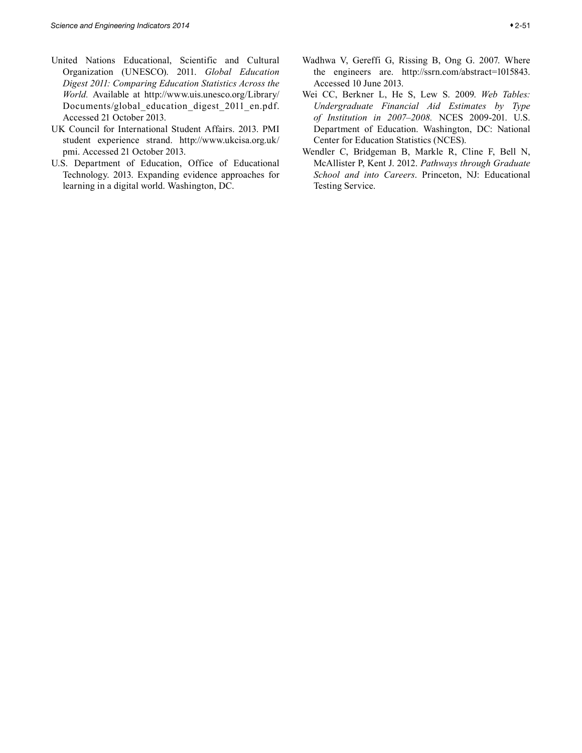United Nations Educational, Scientific and Cultural Organization (UNESCO). 2011. *Global Education Digest 2011: Comparing Education Statistics Across the World.* Available at http://www.uis.unesco.org/Library/Documents/global_education_digest_2011_en.pdf. Accessed 21 October 2013.

UK Council for International Student Affairs. 2013. PMI student experience strand. http://www.ukcisa.org.uk/pmi. Accessed 21 October 2013.

U.S. Department of Education, Office of Educational Technology. 2013. Expanding evidence approaches for learning in a digital world. Washington, DC.

Wadhwa V, Gereffi G, Rissing B, Ong G. 2007. Where the engineers are. http://ssrn.com/abstract=1015843. Accessed 10 June 2013.

Wei CC, Berkner L, He S, Lew S. 2009. *Web Tables: Undergraduate Financial Aid Estimates by Type of Institution in 2007–2008.* NCES 2009-201. U.S. Department of Education. Washington, DC: National Center for Education Statistics (NCES).

Wendler C, Bridgeman B, Markle R, Cline F, Bell N, McAllister P, Kent J. 2012. *Pathways through Graduate School and into Careers*. Princeton, NJ: Educational Testing Service.